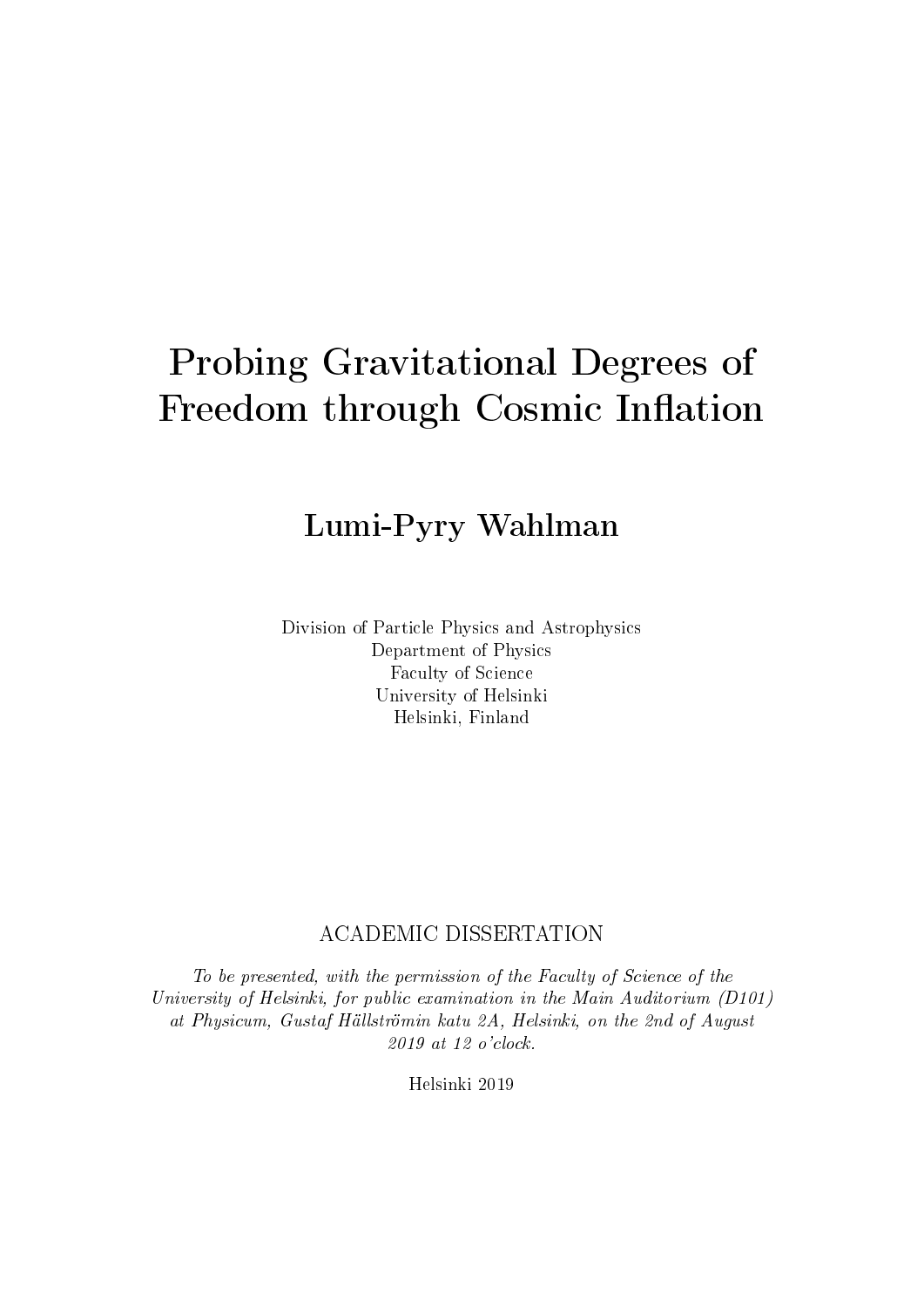# Probing Gravitational Degrees of Freedom through Cosmic Inflation

**Lumi-Pyry Wahlman**

Division of Particle Physics and Astrophysics
Department of Physics
Faculty of Science
University of Helsinki
Helsinki, Finland

ACADEMIC DISSERTATION

*To be presented, with the permission of the Faculty of Science of the University of Helsinki, for public examination in the Main Auditorium (D101) at Physicum, Gustaf Hällströmin katu 2A, Helsinki, on the 2nd of August 2019 at 12 o'clock.*

Helsinki 2019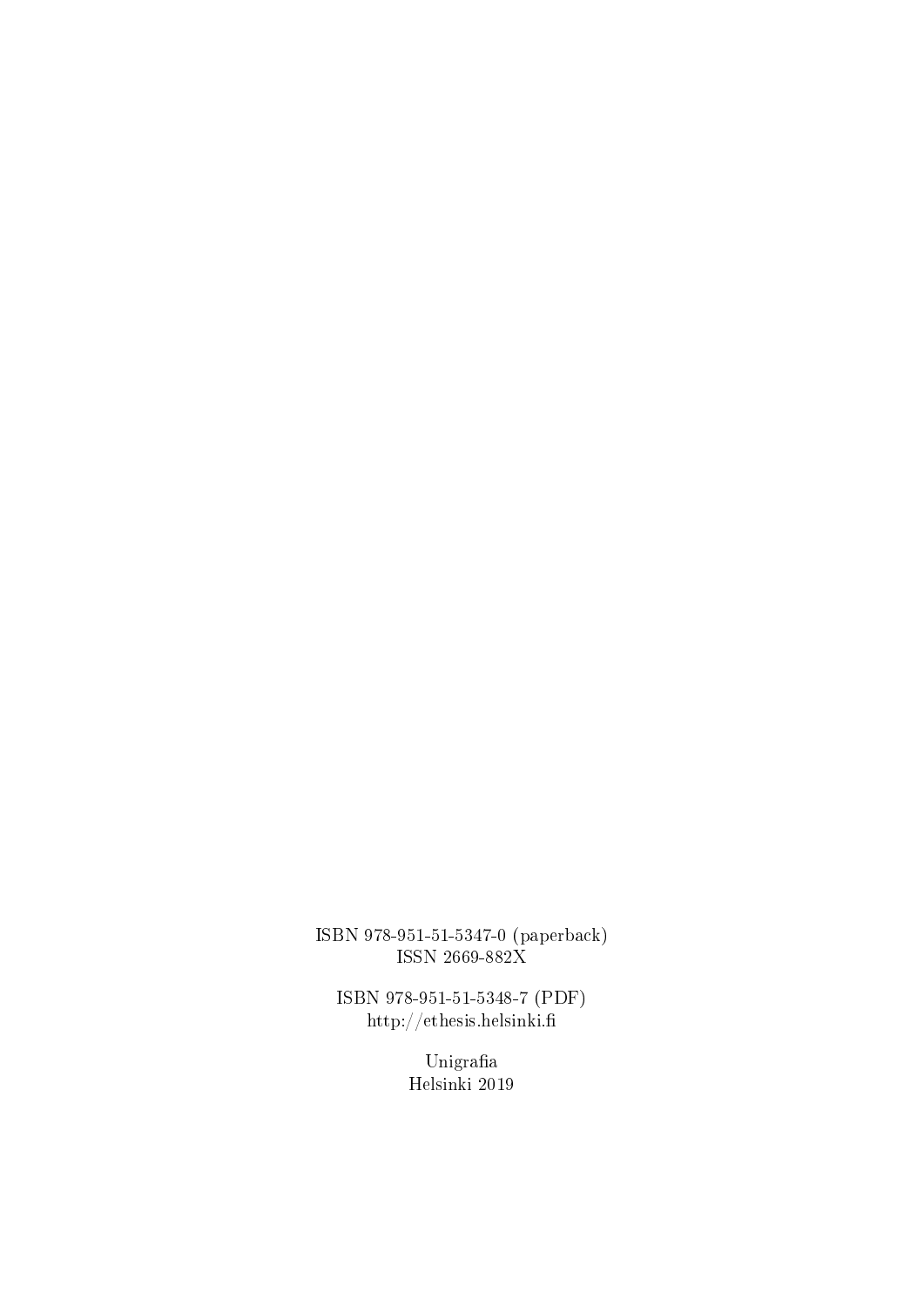ISBN 978-951-51-5347-0 (paperback)
ISSN 2669-882X

ISBN 978-951-51-5348-7 (PDF)
http://ethesis.helsinki.fi

Unigrafia
Helsinki 2019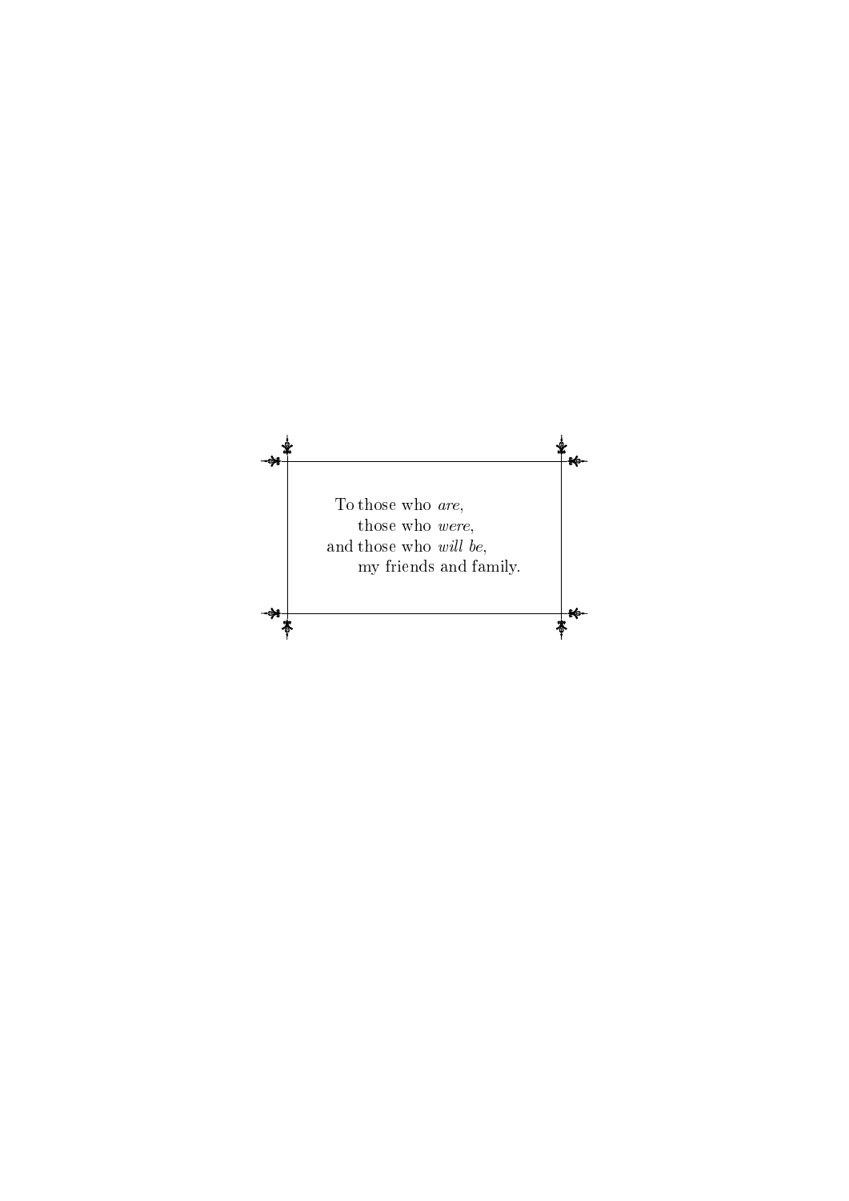To those who *are*,
those who *were*,
and those who *will be*,
my friends and family.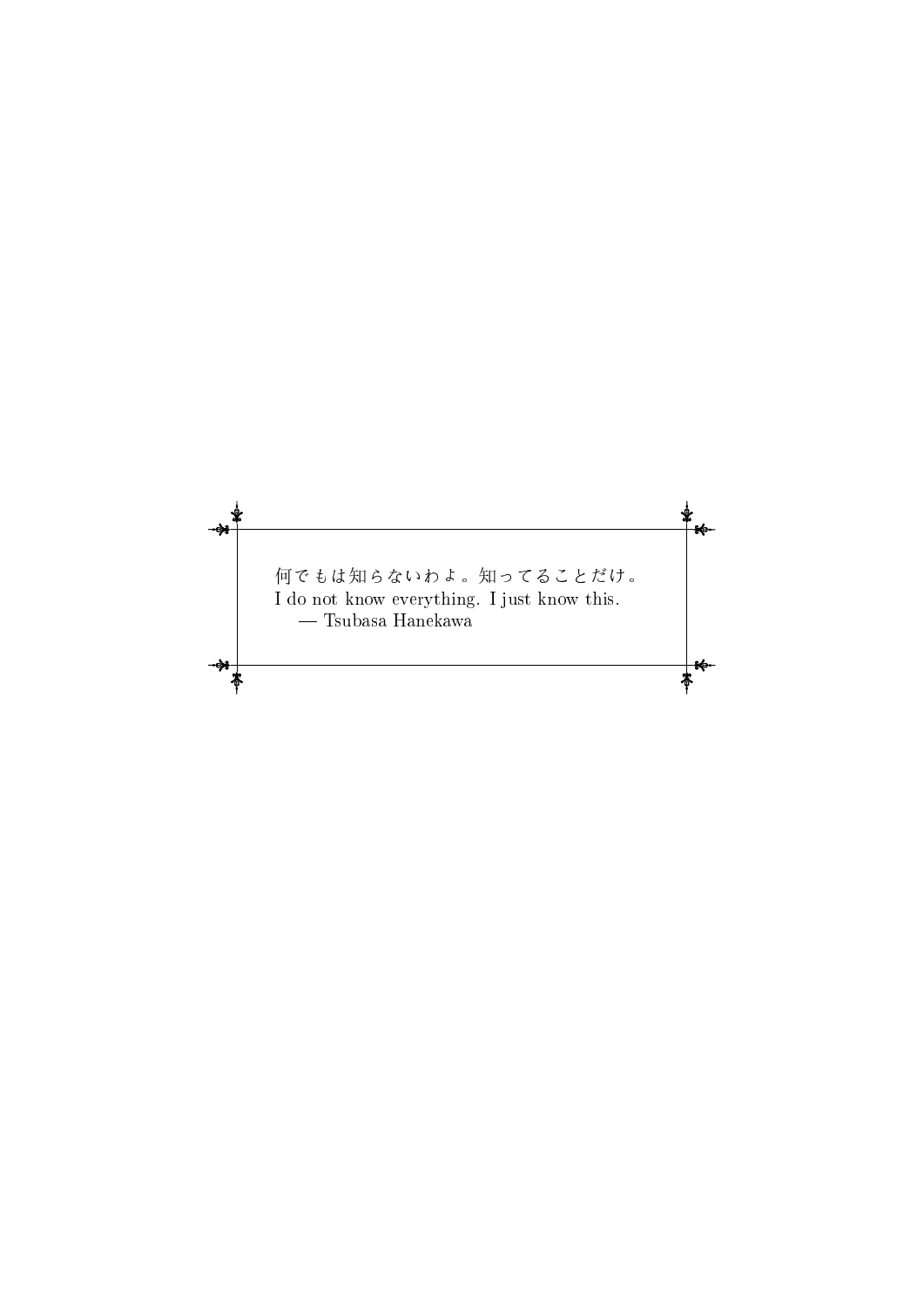何でもは知らないわよ。知ってることだけ。

I do not know everything. I just know this.

— Tsubasa Hanekawa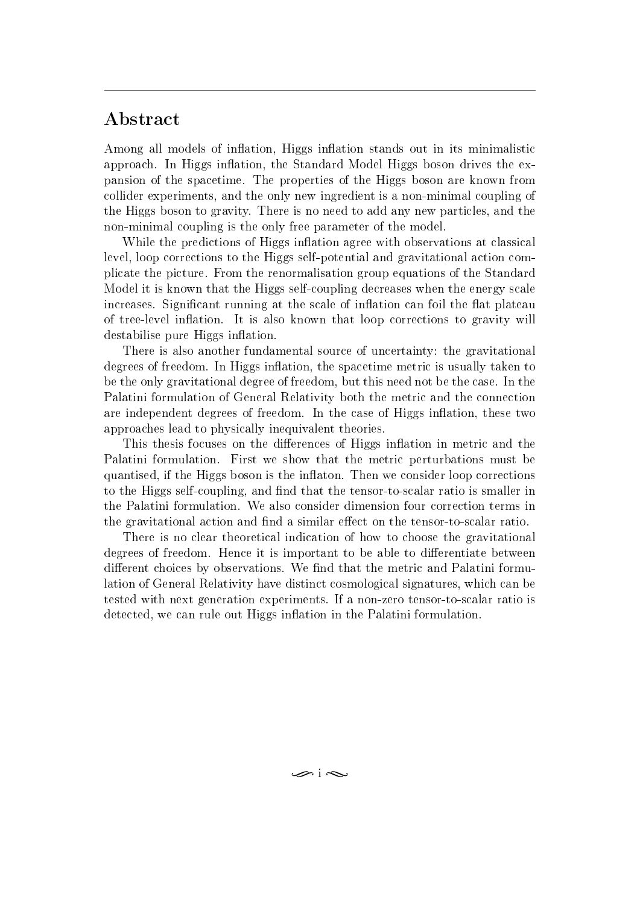## Abstract

Among all models of inflation, Higgs inflation stands out in its minimalistic approach. In Higgs inflation, the Standard Model Higgs boson drives the expansion of the spacetime. The properties of the Higgs boson are known from collider experiments, and the only new ingredient is a non-minimal coupling of the Higgs boson to gravity. There is no need to add any new particles, and the non-minimal coupling is the only free parameter of the model.

While the predictions of Higgs inflation agree with observations at classical level, loop corrections to the Higgs self-potential and gravitational action complicate the picture. From the renormalisation group equations of the Standard Model it is known that the Higgs self-coupling decreases when the energy scale increases. Significant running at the scale of inflation can foil the flat plateau of tree-level inflation. It is also known that loop corrections to gravity will destabilise pure Higgs inflation.

There is also another fundamental source of uncertainty: the gravitational degrees of freedom. In Higgs inflation, the spacetime metric is usually taken to be the only gravitational degree of freedom, but this need not be the case. In the Palatini formulation of General Relativity both the metric and the connection are independent degrees of freedom. In the case of Higgs inflation, these two approaches lead to physically inequivalent theories.

This thesis focuses on the differences of Higgs inflation in metric and the Palatini formulation. First we show that the metric perturbations must be quantised, if the Higgs boson is the inflaton. Then we consider loop corrections to the Higgs self-coupling, and find that the tensor-to-scalar ratio is smaller in the Palatini formulation. We also consider dimension four correction terms in the gravitational action and find a similar effect on the tensor-to-scalar ratio.

There is no clear theoretical indication of how to choose the gravitational degrees of freedom. Hence it is important to be able to differentiate between different choices by observations. We find that the metric and Palatini formulation of General Relativity have distinct cosmological signatures, which can be tested with next generation experiments. If a non-zero tensor-to-scalar ratio is detected, we can rule out Higgs inflation in the Palatini formulation.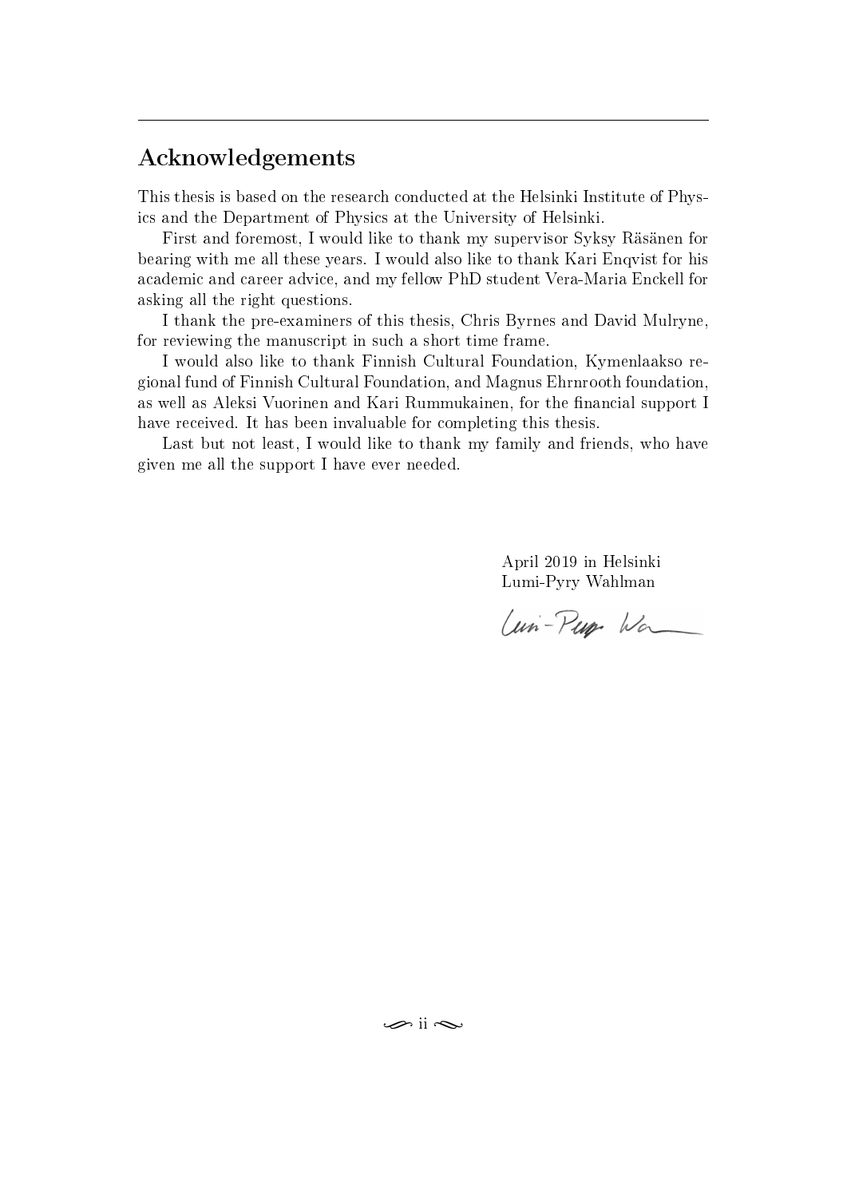## Acknowledgements

This thesis is based on the research conducted at the Helsinki Institute of Physics and the Department of Physics at the University of Helsinki.

First and foremost, I would like to thank my supervisor Syksy Räsänen for bearing with me all these years. I would also like to thank Kari Enqvist for his academic and career advice, and my fellow PhD student Vera-Maria Enckell for asking all the right questions.

I thank the pre-examiners of this thesis, Chris Byrnes and David Mulryne, for reviewing the manuscript in such a short time frame.

I would also like to thank Finnish Cultural Foundation, Kymenlaakso regional fund of Finnish Cultural Foundation, and Magnus Ehrnrooth foundation, as well as Aleksi Vuorinen and Kari Rummukainen, for the financial support I have received. It has been invaluable for completing this thesis.

Last but not least, I would like to thank my family and friends, who have given me all the support I have ever needed.

April 2019 in Helsinki
Lumi-Pyry Wahlman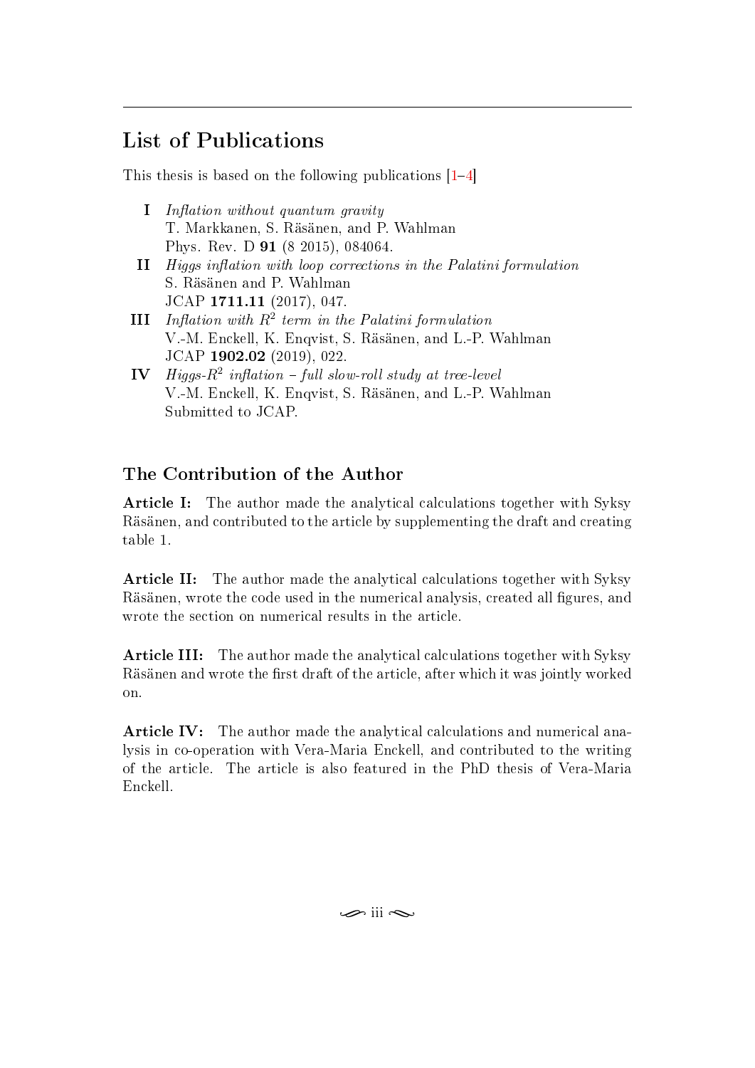## List of Publications

This thesis is based on the following publications [1–4]

**I** *Inflation without quantum gravity*
T. Markkanen, S. Räsänen, and P. Wahlman
Phys. Rev. D **91** (8 2015), 084064.

**II** *Higgs inflation with loop corrections in the Palatini formulation*
S. Räsänen and P. Wahlman
JCAP **1711.11** (2017), 047.

**III** *Inflation with $R^2$ term in the Palatini formulation*
V.-M. Enckell, K. Enqvist, S. Räsänen, and L.-P. Wahlman
JCAP **1902.02** (2019), 022.

**IV** *Higgs-$R^2$ inflation – full slow-roll study at tree-level*
V.-M. Enckell, K. Enqvist, S. Räsänen, and L.-P. Wahlman
Submitted to JCAP.

### The Contribution of the Author

**Article I:** The author made the analytical calculations together with Syksy Räsänen, and contributed to the article by supplementing the draft and creating table 1.

**Article II:** The author made the analytical calculations together with Syksy Räsänen, wrote the code used in the numerical analysis, created all figures, and wrote the section on numerical results in the article.

**Article III:** The author made the analytical calculations together with Syksy Räsänen and wrote the first draft of the article, after which it was jointly worked on.

**Article IV:** The author made the analytical calculations and numerical analysis in co-operation with Vera-Maria Enckell, and contributed to the writing of the article. The article is also featured in the PhD thesis of Vera-Maria Enckell.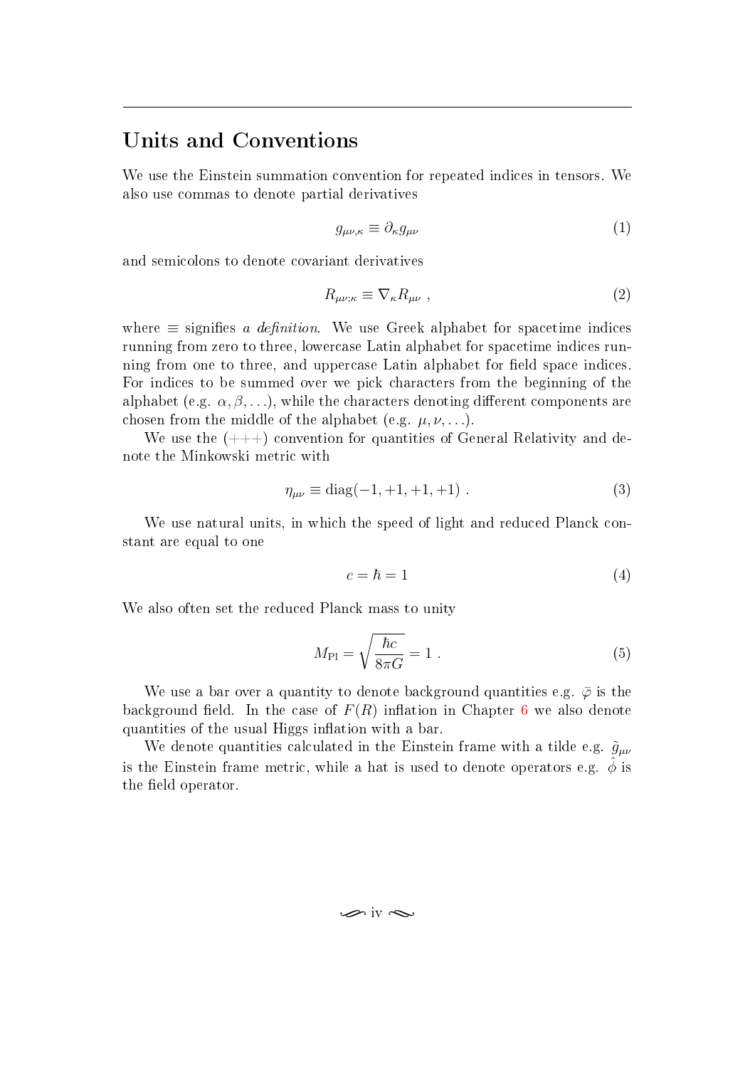## Units and Conventions

We use the Einstein summation convention for repeated indices in tensors. We also use commas to denote partial derivatives

$$g_{\mu\nu,\kappa} \equiv \partial_\kappa g_{\mu\nu} \tag{1}$$

and semicolons to denote covariant derivatives

$$R_{\mu\nu;\kappa} \equiv \nabla_\kappa R_{\mu\nu} \ , \tag{2}$$

where $\equiv$ signifies *a definition*. We use Greek alphabet for spacetime indices running from zero to three, lowercase Latin alphabet for spacetime indices running from one to three, and uppercase Latin alphabet for field space indices. For indices to be summed over we pick characters from the beginning of the alphabet (e.g. $\alpha, \beta, \ldots$), while the characters denoting different components are chosen from the middle of the alphabet (e.g. $\mu, \nu, \ldots$).

We use the $(+++)$ convention for quantities of General Relativity and denote the Minkowski metric with

$$\eta_{\mu\nu} \equiv \mathrm{diag}(-1, +1, +1, +1) \ . \tag{3}$$

We use natural units, in which the speed of light and reduced Planck constant are equal to one

$$c = \hbar = 1 \tag{4}$$

We also often set the reduced Planck mass to unity

$$M_{\mathrm{Pl}} = \sqrt{\frac{\hbar c}{8\pi G}} = 1 \ . \tag{5}$$

We use a bar over a quantity to denote background quantities e.g. $\bar{\varphi}$ is the background field. In the case of $F(R)$ inflation in Chapter 6 we also denote quantities of the usual Higgs inflation with a bar.

We denote quantities calculated in the Einstein frame with a tilde e.g. $\tilde{g}_{\mu\nu}$ is the Einstein frame metric, while a hat is used to denote operators e.g. $\hat{\phi}$ is the field operator.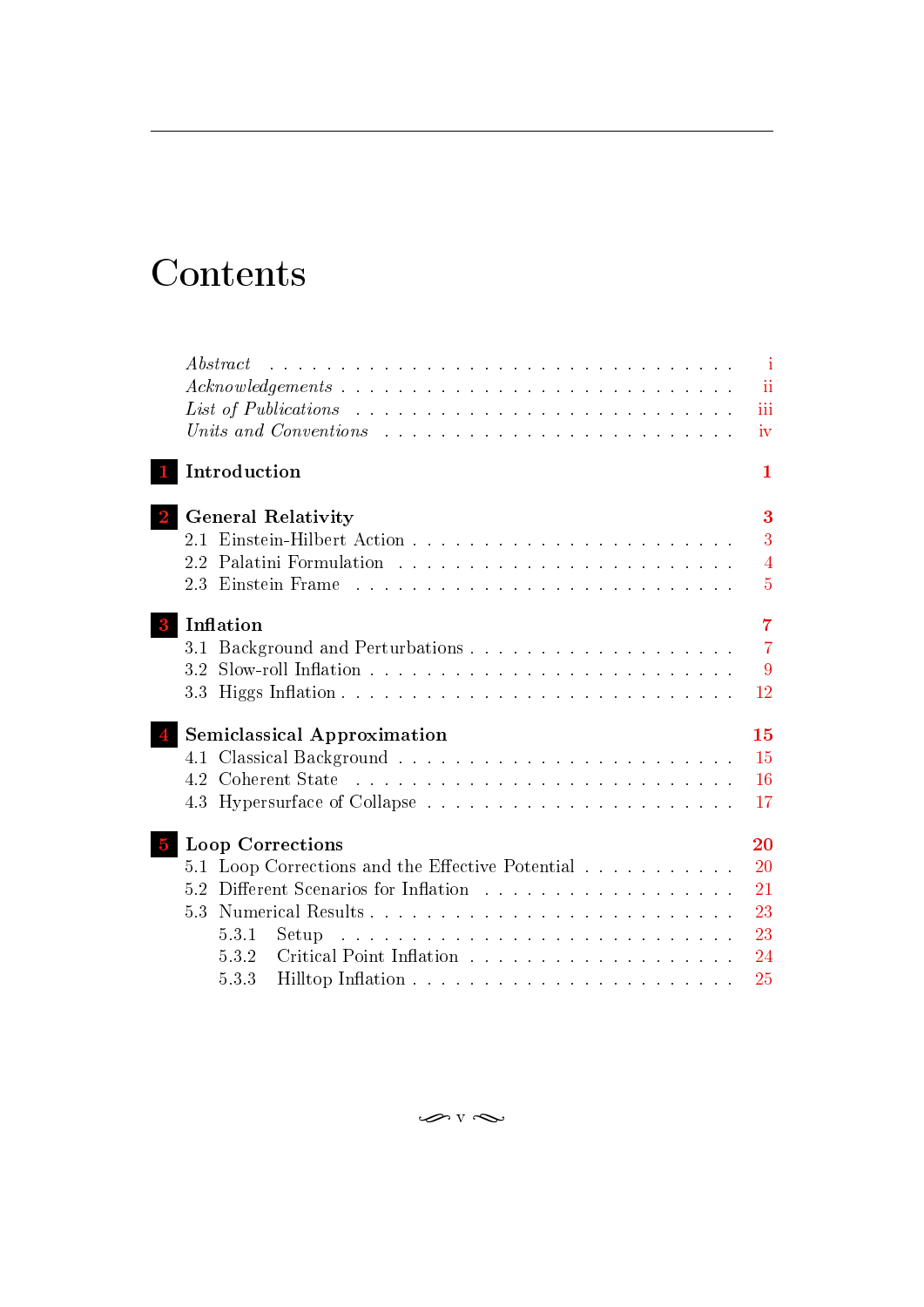# Contents

*Abstract* . . . . . . . . . . . . . . . . . . . . . . . . . . . . . . . i
*Acknowledgements* . . . . . . . . . . . . . . . . . . . . . . . . . . ii
*List of Publications* . . . . . . . . . . . . . . . . . . . . . . . . iii
*Units and Conventions* . . . . . . . . . . . . . . . . . . . . . . . iv

**1 Introduction** **1**

**2 General Relativity** **3**
2.1 Einstein-Hilbert Action . . . . . . . . . . . . . . . . . . . . . . 3
2.2 Palatini Formulation . . . . . . . . . . . . . . . . . . . . . . . 4
2.3 Einstein Frame . . . . . . . . . . . . . . . . . . . . . . . . . . 5

**3 Inflation** **7**
3.1 Background and Perturbations . . . . . . . . . . . . . . . . . . 7
3.2 Slow-roll Inflation . . . . . . . . . . . . . . . . . . . . . . . . 9
3.3 Higgs Inflation . . . . . . . . . . . . . . . . . . . . . . . . . . 12

**4 Semiclassical Approximation** **15**
4.1 Classical Background . . . . . . . . . . . . . . . . . . . . . . . 15
4.2 Coherent State . . . . . . . . . . . . . . . . . . . . . . . . . . 16
4.3 Hypersurface of Collapse . . . . . . . . . . . . . . . . . . . . . 17

**5 Loop Corrections** **20**
5.1 Loop Corrections and the Effective Potential . . . . . . . . . . . 20
5.2 Different Scenarios for Inflation . . . . . . . . . . . . . . . . . 21
5.3 Numerical Results . . . . . . . . . . . . . . . . . . . . . . . . . 23
5.3.1 Setup . . . . . . . . . . . . . . . . . . . . . . . . . . . . . 23
5.3.2 Critical Point Inflation . . . . . . . . . . . . . . . . . . . . 24
5.3.3 Hilltop Inflation . . . . . . . . . . . . . . . . . . . . . . . 25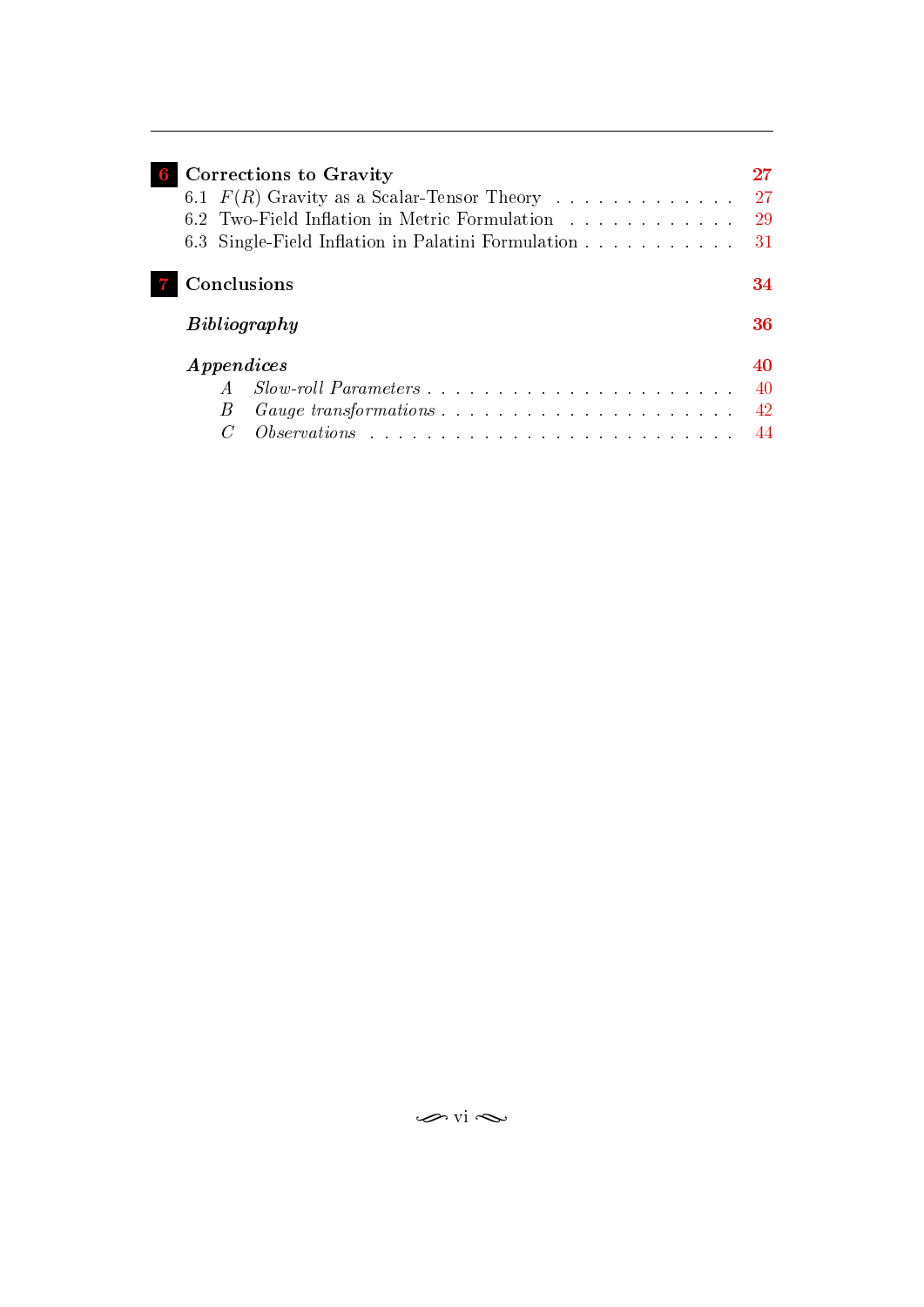**6 Corrections to Gravity** — 27

- 6.1 $F(R)$ Gravity as a Scalar-Tensor Theory — 27
- 6.2 Two-Field Inflation in Metric Formulation — 29
- 6.3 Single-Field Inflation in Palatini Formulation — 31

**7 Conclusions** — 34

***Bibliography*** — 36

***Appendices*** — 40

- *A* *Slow-roll Parameters* — 40
- *B* *Gauge transformations* — 42
- *C* *Observations* — 44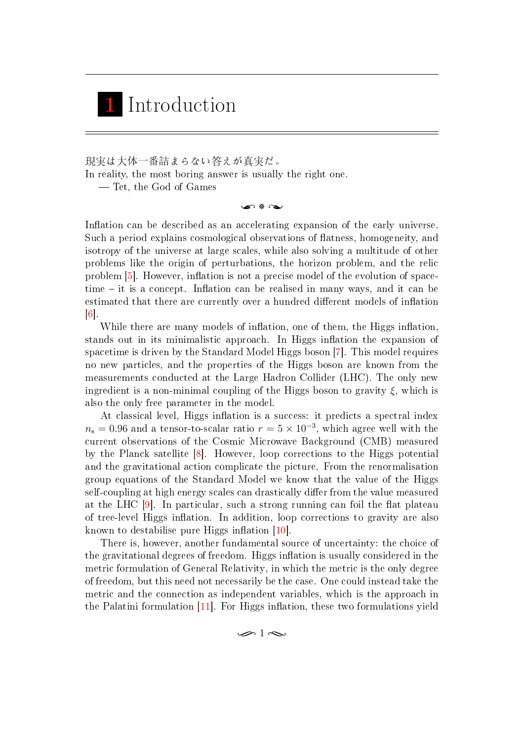# 1 Introduction

現実は大体一番詰まらない答えが真実だ。
In reality, the most boring answer is usually the right one.
— Tet, the God of Games

Inflation can be described as an accelerating expansion of the early universe. Such a period explains cosmological observations of flatness, homogeneity, and isotropy of the universe at large scales, while also solving a multitude of other problems like the origin of perturbations, the horizon problem, and the relic problem [5]. However, inflation is not a precise model of the evolution of spacetime – it is a concept. Inflation can be realised in many ways, and it can be estimated that there are currently over a hundred different models of inflation [6].

While there are many models of inflation, one of them, the Higgs inflation, stands out in its minimalistic approach. In Higgs inflation the expansion of spacetime is driven by the Standard Model Higgs boson [7]. This model requires no new particles, and the properties of the Higgs boson are known from the measurements conducted at the Large Hadron Collider (LHC). The only new ingredient is a non-minimal coupling of the Higgs boson to gravity $\xi$, which is also the only free parameter in the model.

At classical level, Higgs inflation is a success: it predicts a spectral index $n_{\rm s} = 0.96$ and a tensor-to-scalar ratio $r = 5 \times 10^{-3}$, which agree well with the current observations of the Cosmic Microwave Background (CMB) measured by the Planck satellite [8]. However, loop corrections to the Higgs potential and the gravitational action complicate the picture. From the renormalisation group equations of the Standard Model we know that the value of the Higgs self-coupling at high energy scales can drastically differ from the value measured at the LHC [9]. In particular, such a strong running can foil the flat plateau of tree-level Higgs inflation. In addition, loop corrections to gravity are also known to destabilise pure Higgs inflation [10].

There is, however, another fundamental source of uncertainty: the choice of the gravitational degrees of freedom. Higgs inflation is usually considered in the metric formulation of General Relativity, in which the metric is the only degree of freedom, but this need not necessarily be the case. One could instead take the metric and the connection as independent variables, which is the approach in the Palatini formulation [11]. For Higgs inflation, these two formulations yield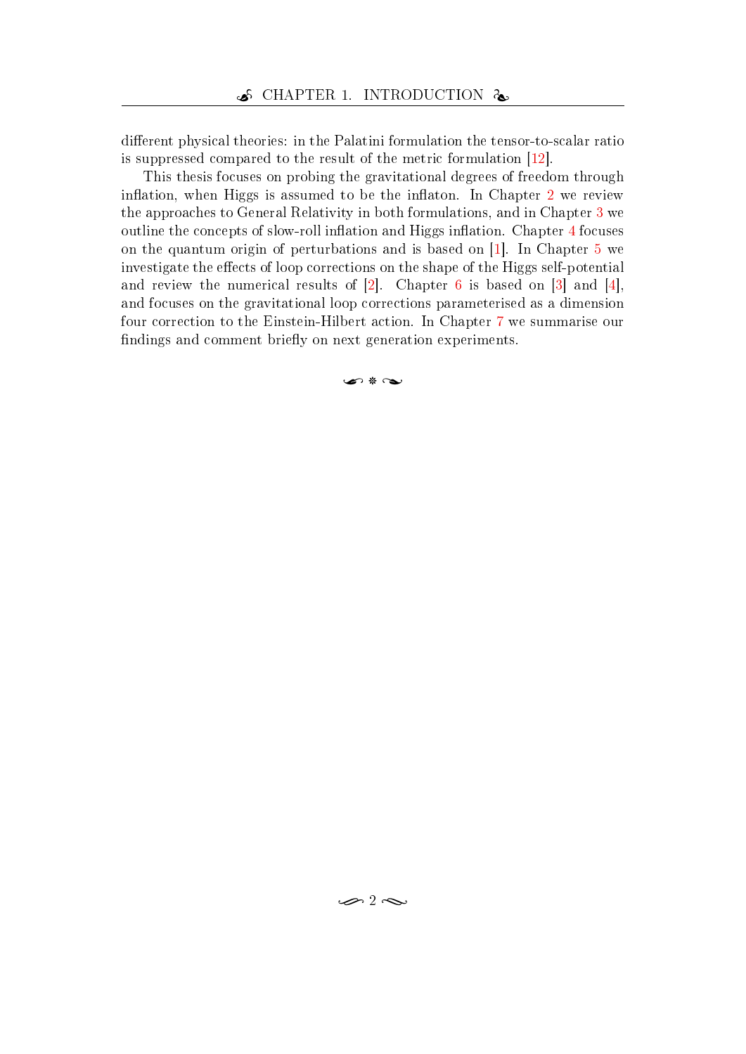different physical theories: in the Palatini formulation the tensor-to-scalar ratio is suppressed compared to the result of the metric formulation [12].

This thesis focuses on probing the gravitational degrees of freedom through inflation, when Higgs is assumed to be the inflaton. In Chapter 2 we review the approaches to General Relativity in both formulations, and in Chapter 3 we outline the concepts of slow-roll inflation and Higgs inflation. Chapter 4 focuses on the quantum origin of perturbations and is based on [1]. In Chapter 5 we investigate the effects of loop corrections on the shape of the Higgs self-potential and review the numerical results of [2]. Chapter 6 is based on [3] and [4], and focuses on the gravitational loop corrections parameterised as a dimension four correction to the Einstein-Hilbert action. In Chapter 7 we summarise our findings and comment briefly on next generation experiments.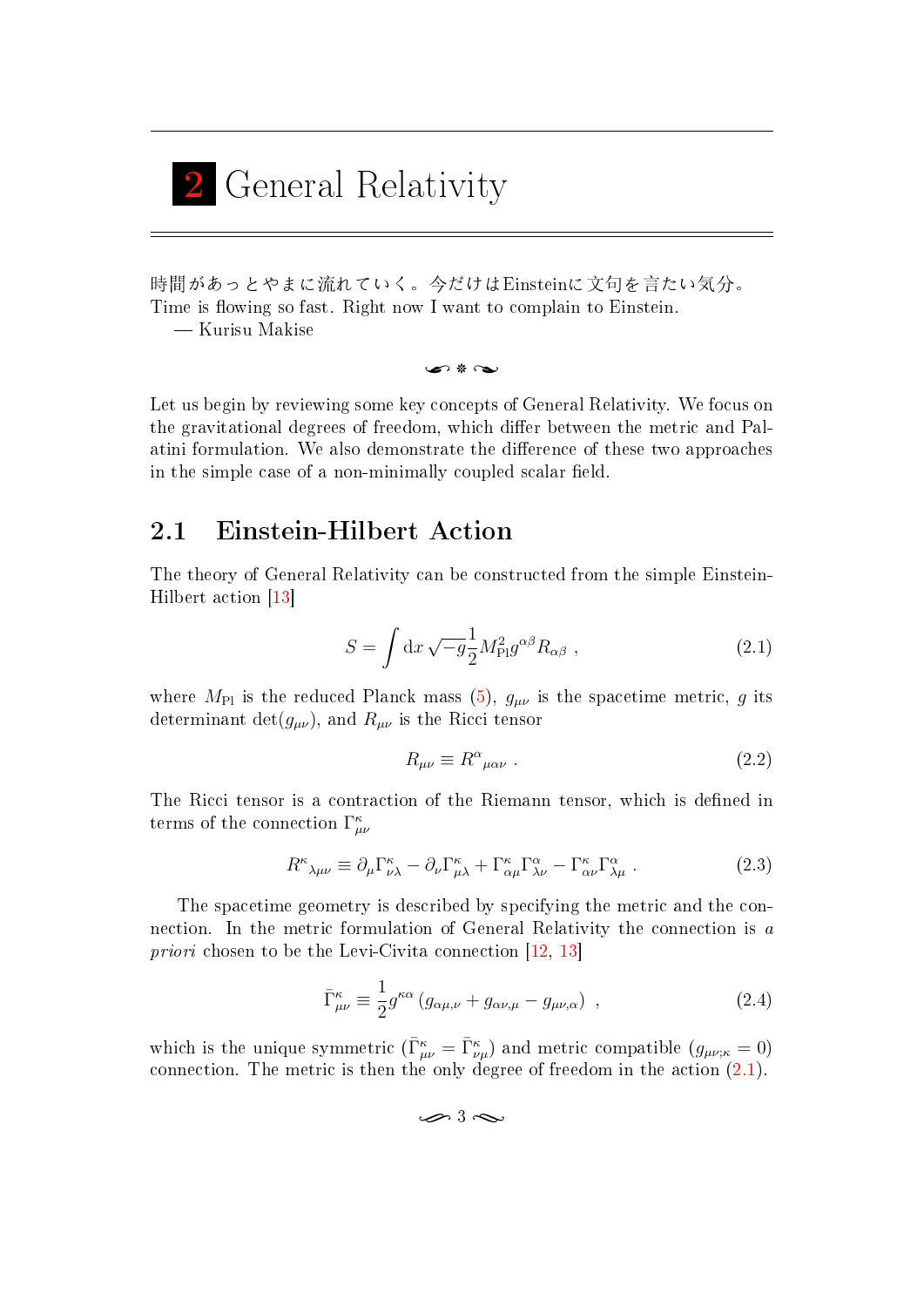# 2 General Relativity

時間があっとやまに流れていく。今だけはEinsteinに文句を言いたい気分。
Time is flowing so fast. Right now I want to complain to Einstein.
— Kurisu Makise

Let us begin by reviewing some key concepts of General Relativity. We focus on the gravitational degrees of freedom, which differ between the metric and Palatini formulation. We also demonstrate the difference of these two approaches in the simple case of a non-minimally coupled scalar field.

## 2.1 Einstein-Hilbert Action

The theory of General Relativity can be constructed from the simple Einstein-Hilbert action [13]

$$S = \int \mathrm{d}x \sqrt{-g} \frac{1}{2} M_{\mathrm{Pl}}^2 g^{\alpha\beta} R_{\alpha\beta} \ , \tag{2.1}$$

where $M_{\mathrm{Pl}}$ is the reduced Planck mass (5), $g_{\mu\nu}$ is the spacetime metric, $g$ its determinant $\det(g_{\mu\nu})$, and $R_{\mu\nu}$ is the Ricci tensor

$$R_{\mu\nu} \equiv R^{\alpha}{}_{\mu\alpha\nu} \ . \tag{2.2}$$

The Ricci tensor is a contraction of the Riemann tensor, which is defined in terms of the connection $\Gamma^{\kappa}_{\mu\nu}$

$$R^{\kappa}{}_{\lambda\mu\nu} \equiv \partial_{\mu}\Gamma^{\kappa}_{\nu\lambda} - \partial_{\nu}\Gamma^{\kappa}_{\mu\lambda} + \Gamma^{\kappa}_{\alpha\mu}\Gamma^{\alpha}_{\lambda\nu} - \Gamma^{\kappa}_{\alpha\nu}\Gamma^{\alpha}_{\lambda\mu} \ . \tag{2.3}$$

The spacetime geometry is described by specifying the metric and the connection. In the metric formulation of General Relativity the connection is *a priori* chosen to be the Levi-Civita connection [12, 13]

$$\bar{\Gamma}^{\kappa}_{\mu\nu} \equiv \frac{1}{2} g^{\kappa\alpha} \left( g_{\alpha\mu,\nu} + g_{\alpha\nu,\mu} - g_{\mu\nu,\alpha} \right) \ , \tag{2.4}$$

which is the unique symmetric ($\bar{\Gamma}^{\kappa}_{\mu\nu} = \bar{\Gamma}^{\kappa}_{\nu\mu}$) and metric compatible ($g_{\mu\nu;\kappa} = 0$) connection. The metric is then the only degree of freedom in the action (2.1).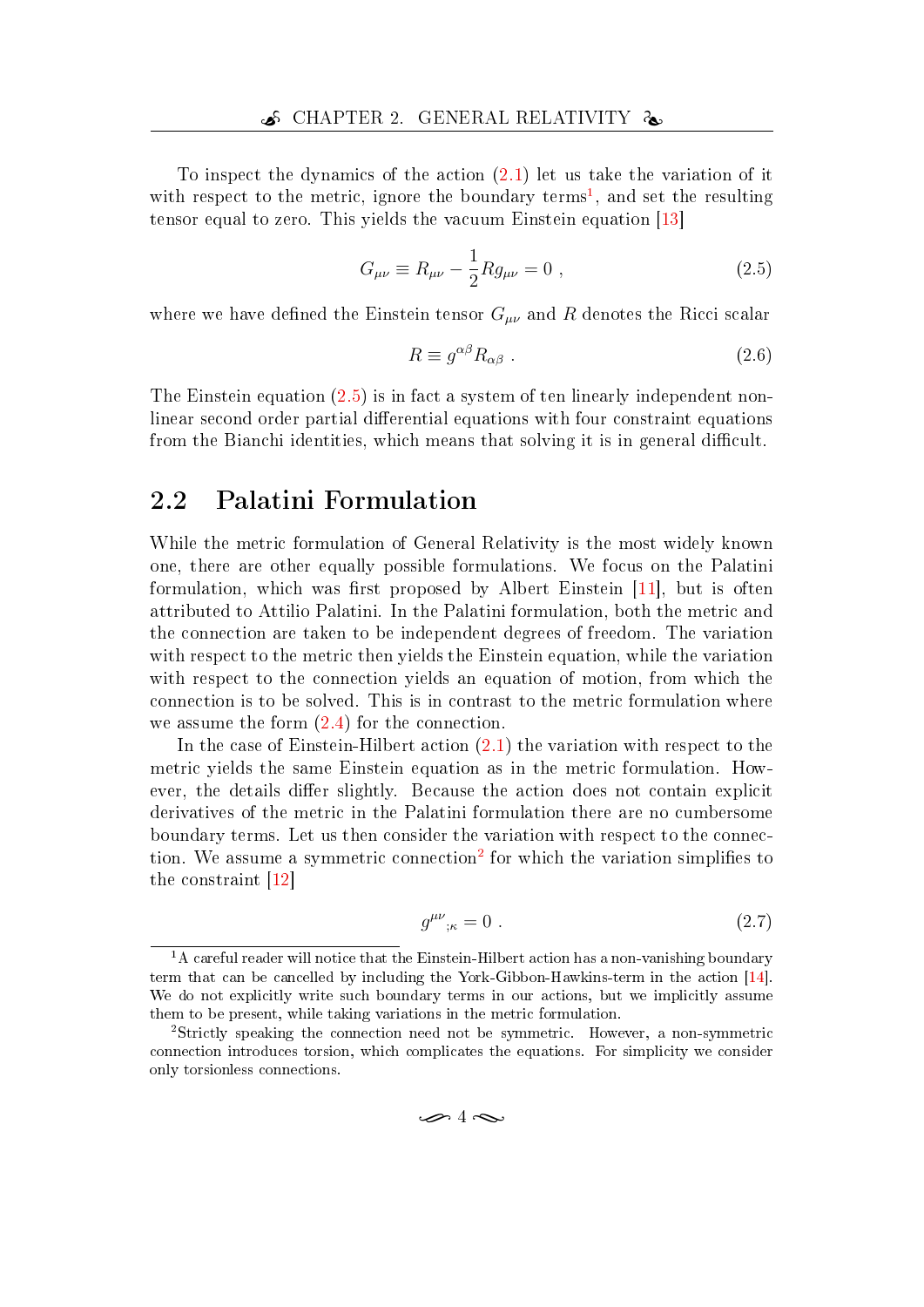To inspect the dynamics of the action (2.1) let us take the variation of it with respect to the metric, ignore the boundary terms[1], and set the resulting tensor equal to zero. This yields the vacuum Einstein equation [13]

$$G_{\mu\nu} \equiv R_{\mu\nu} - \frac{1}{2} R g_{\mu\nu} = 0 \ , \tag{2.5}$$

where we have defined the Einstein tensor $G_{\mu\nu}$ and $R$ denotes the Ricci scalar

$$R \equiv g^{\alpha\beta} R_{\alpha\beta} \ . \tag{2.6}$$

The Einstein equation (2.5) is in fact a system of ten linearly independent non-linear second order partial differential equations with four constraint equations from the Bianchi identities, which means that solving it is in general difficult.

## 2.2 Palatini Formulation

While the metric formulation of General Relativity is the most widely known one, there are other equally possible formulations. We focus on the Palatini formulation, which was first proposed by Albert Einstein [11], but is often attributed to Attilio Palatini. In the Palatini formulation, both the metric and the connection are taken to be independent degrees of freedom. The variation with respect to the metric then yields the Einstein equation, while the variation with respect to the connection yields an equation of motion, from which the connection is to be solved. This is in contrast to the metric formulation where we assume the form (2.4) for the connection.

In the case of Einstein-Hilbert action (2.1) the variation with respect to the metric yields the same Einstein equation as in the metric formulation. However, the details differ slightly. Because the action does not contain explicit derivatives of the metric in the Palatini formulation there are no cumbersome boundary terms. Let us then consider the variation with respect to the connection. We assume a symmetric connection[2] for which the variation simplifies to the constraint [12]

$$g^{\mu\nu}{}_{;\kappa} = 0 \ . \tag{2.7}$$

[1] A careful reader will notice that the Einstein-Hilbert action has a non-vanishing boundary term that can be cancelled by including the York-Gibbon-Hawkins-term in the action [14]. We do not explicitly write such boundary terms in our actions, but we implicitly assume them to be present, while taking variations in the metric formulation.

[2] Strictly speaking the connection need not be symmetric. However, a non-symmetric connection introduces torsion, which complicates the equations. For simplicity we consider only torsionless connections.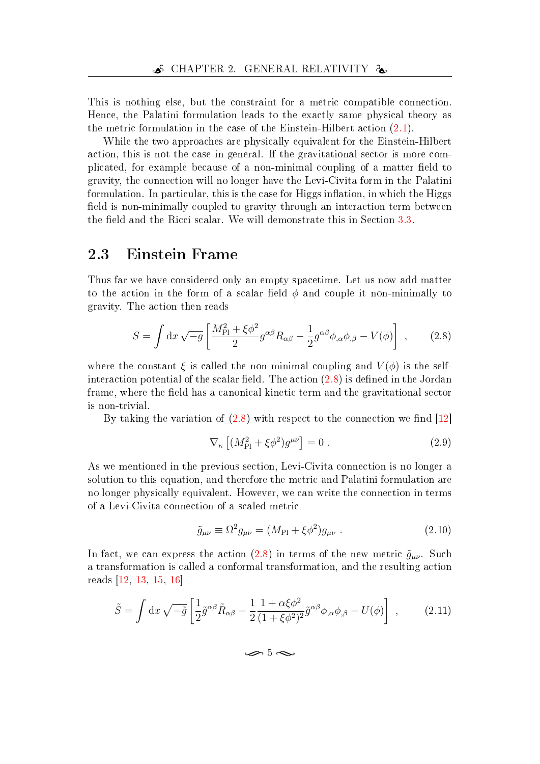This is nothing else, but the constraint for a metric compatible connection. Hence, the Palatini formulation leads to the exactly same physical theory as the metric formulation in the case of the Einstein-Hilbert action (2.1).

While the two approaches are physically equivalent for the Einstein-Hilbert action, this is not the case in general. If the gravitational sector is more complicated, for example because of a non-minimal coupling of a matter field to gravity, the connection will no longer have the Levi-Civita form in the Palatini formulation. In particular, this is the case for Higgs inflation, in which the Higgs field is non-minimally coupled to gravity through an interaction term between the field and the Ricci scalar. We will demonstrate this in Section 3.3.

## 2.3 Einstein Frame

Thus far we have considered only an empty spacetime. Let us now add matter to the action in the form of a scalar field $\phi$ and couple it non-minimally to gravity. The action then reads

$$S = \int \mathrm{d}x \sqrt{-g} \left[ \frac{M_{\mathrm{Pl}}^2 + \xi\phi^2}{2} g^{\alpha\beta} R_{\alpha\beta} - \frac{1}{2} g^{\alpha\beta}\phi_{,\alpha}\phi_{,\beta} - V(\phi) \right] , \tag{2.8}$$

where the constant $\xi$ is called the non-minimal coupling and $V(\phi)$ is the self-interaction potential of the scalar field. The action (2.8) is defined in the Jordan frame, where the field has a canonical kinetic term and the gravitational sector is non-trivial.

By taking the variation of (2.8) with respect to the connection we find [12]

$$\nabla_\kappa \left[ (M_{\mathrm{Pl}}^2 + \xi\phi^2) g^{\mu\nu} \right] = 0 . \tag{2.9}$$

As we mentioned in the previous section, Levi-Civita connection is no longer a solution to this equation, and therefore the metric and Palatini formulation are no longer physically equivalent. However, we can write the connection in terms of a Levi-Civita connection of a scaled metric

$$\tilde{g}_{\mu\nu} \equiv \Omega^2 g_{\mu\nu} = (M_{\mathrm{Pl}} + \xi\phi^2) g_{\mu\nu} . \tag{2.10}$$

In fact, we can express the action (2.8) in terms of the new metric $\tilde{g}_{\mu\nu}$. Such a transformation is called a conformal transformation, and the resulting action reads [12, 13, 15, 16]

$$\tilde{S} = \int \mathrm{d}x \sqrt{-\tilde{g}} \left[ \frac{1}{2} \tilde{g}^{\alpha\beta} \tilde{R}_{\alpha\beta} - \frac{1}{2} \frac{1 + \alpha\xi\phi^2}{(1 + \xi\phi^2)^2} \tilde{g}^{\alpha\beta} \phi_{,\alpha}\phi_{,\beta} - U(\phi) \right] , \tag{2.11}$$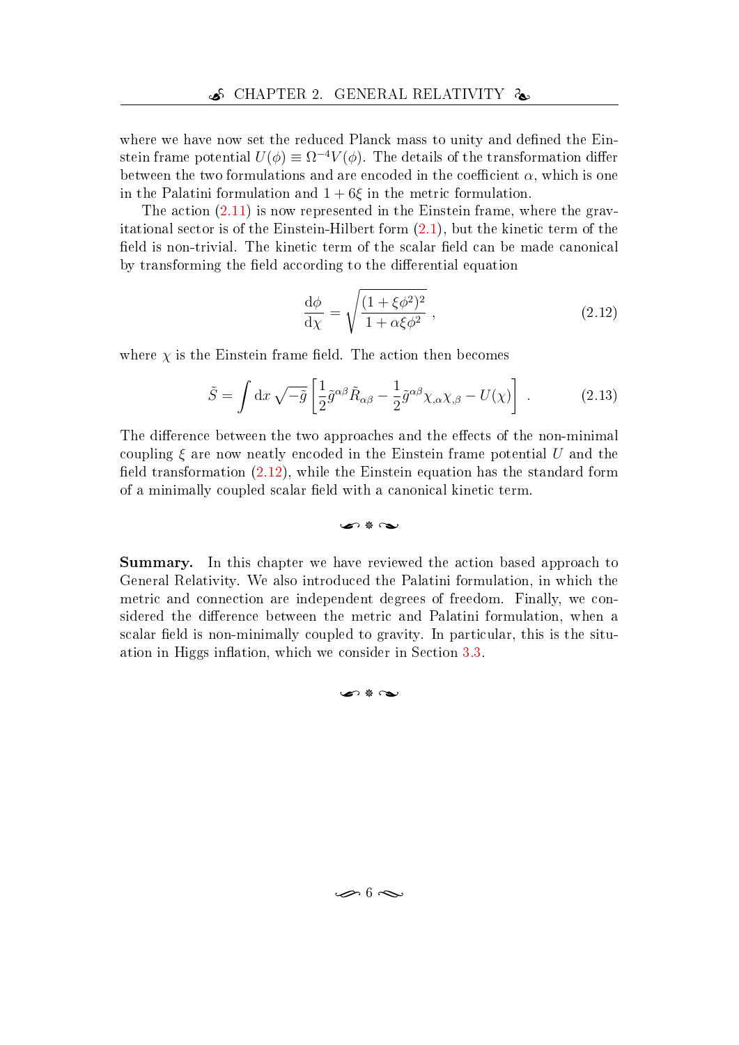where we have now set the reduced Planck mass to unity and defined the Einstein frame potential $U(\phi) \equiv \Omega^{-4}V(\phi)$. The details of the transformation differ between the two formulations and are encoded in the coefficient $\alpha$, which is one in the Palatini formulation and $1+6\xi$ in the metric formulation.

The action (2.11) is now represented in the Einstein frame, where the gravitational sector is of the Einstein-Hilbert form (2.1), but the kinetic term of the field is non-trivial. The kinetic term of the scalar field can be made canonical by transforming the field according to the differential equation

$$\frac{\mathrm{d}\phi}{\mathrm{d}\chi} = \sqrt{\frac{(1+\xi\phi^2)^2}{1+\alpha\xi\phi^2}}\,, \tag{2.12}$$

where $\chi$ is the Einstein frame field. The action then becomes

$$\tilde{S} = \int \mathrm{d}x\, \sqrt{-\tilde{g}}\left[\frac{1}{2}\tilde{g}^{\alpha\beta}\tilde{R}_{\alpha\beta} - \frac{1}{2}\tilde{g}^{\alpha\beta}\chi_{,\alpha}\chi_{,\beta} - U(\chi)\right]\,. \tag{2.13}$$

The difference between the two approaches and the effects of the non-minimal coupling $\xi$ are now neatly encoded in the Einstein frame potential $U$ and the field transformation (2.12), while the Einstein equation has the standard form of a minimally coupled scalar field with a canonical kinetic term.

**Summary.** In this chapter we have reviewed the action based approach to General Relativity. We also introduced the Palatini formulation, in which the metric and connection are independent degrees of freedom. Finally, we considered the difference between the metric and Palatini formulation, when a scalar field is non-minimally coupled to gravity. In particular, this is the situation in Higgs inflation, which we consider in Section 3.3.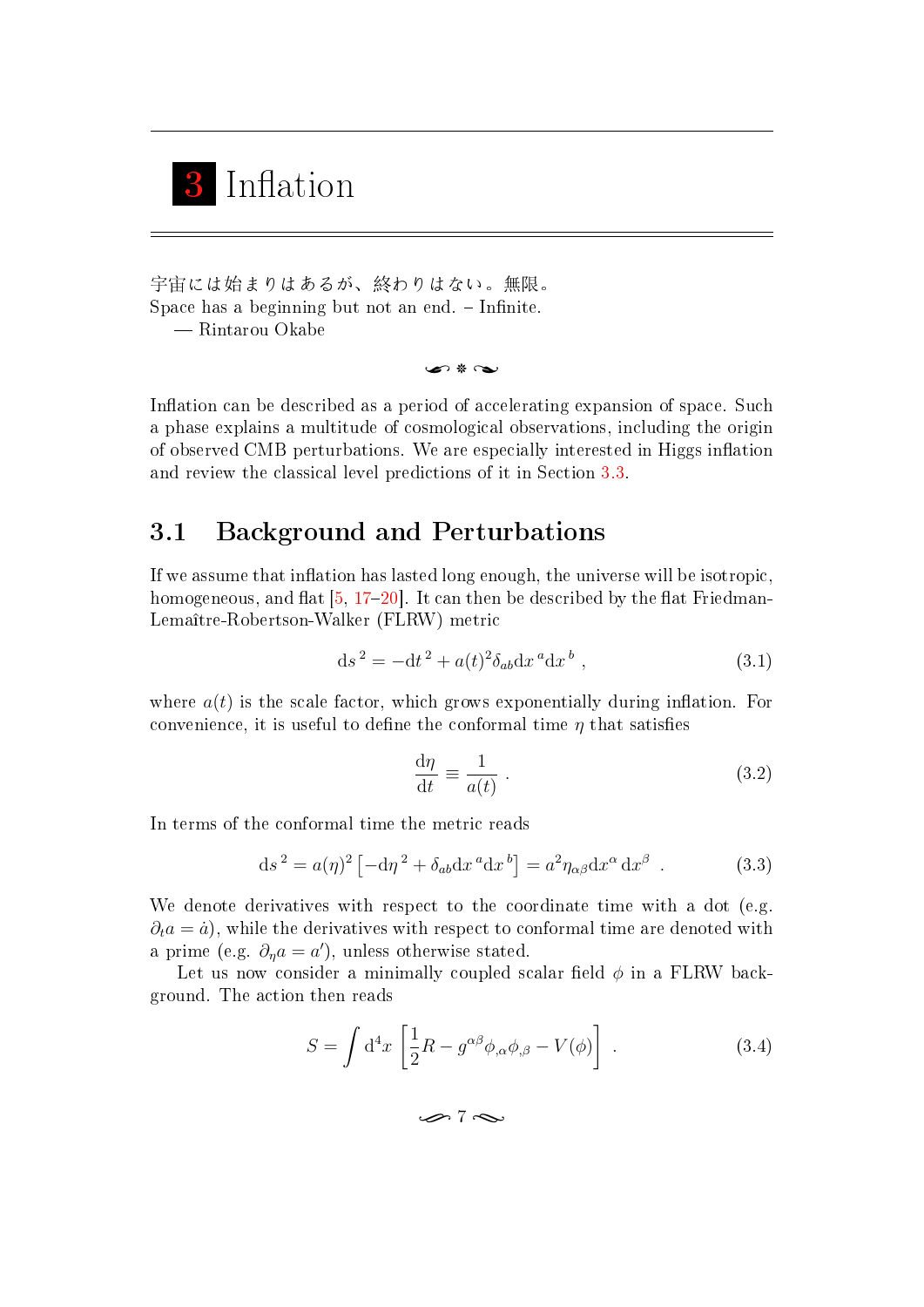# 3 Inflation

宇宙には始まりはあるが、終わりはない。無限。
Space has a beginning but not an end. – Infinite.
— Rintarou Okabe

Inflation can be described as a period of accelerating expansion of space. Such a phase explains a multitude of cosmological observations, including the origin of observed CMB perturbations. We are especially interested in Higgs inflation and review the classical level predictions of it in Section 3.3.

## 3.1 Background and Perturbations

If we assume that inflation has lasted long enough, the universe will be isotropic, homogeneous, and flat [5, 17–20]. It can then be described by the flat Friedman-Lemaître-Robertson-Walker (FLRW) metric

$$\mathrm{d}s^2 = -\mathrm{d}t^2 + a(t)^2 \delta_{ab} \mathrm{d}x^a \mathrm{d}x^b \ , \tag{3.1}$$

where $a(t)$ is the scale factor, which grows exponentially during inflation. For convenience, it is useful to define the conformal time $\eta$ that satisfies

$$\frac{\mathrm{d}\eta}{\mathrm{d}t} \equiv \frac{1}{a(t)} \ . \tag{3.2}$$

In terms of the conformal time the metric reads

$$\mathrm{d}s^2 = a(\eta)^2 \left[ -\mathrm{d}\eta^2 + \delta_{ab} \mathrm{d}x^a \mathrm{d}x^b \right] = a^2 \eta_{\alpha\beta} \mathrm{d}x^\alpha \, \mathrm{d}x^\beta \ . \tag{3.3}$$

We denote derivatives with respect to the coordinate time with a dot (e.g. $\partial_t a = \dot{a}$), while the derivatives with respect to conformal time are denoted with a prime (e.g. $\partial_\eta a = a'$), unless otherwise stated.

Let us now consider a minimally coupled scalar field $\phi$ in a FLRW background. The action then reads

$$S = \int \mathrm{d}^4 x \left[ \frac{1}{2} R - g^{\alpha\beta} \phi_{,\alpha} \phi_{,\beta} - V(\phi) \right] \ . \tag{3.4}$$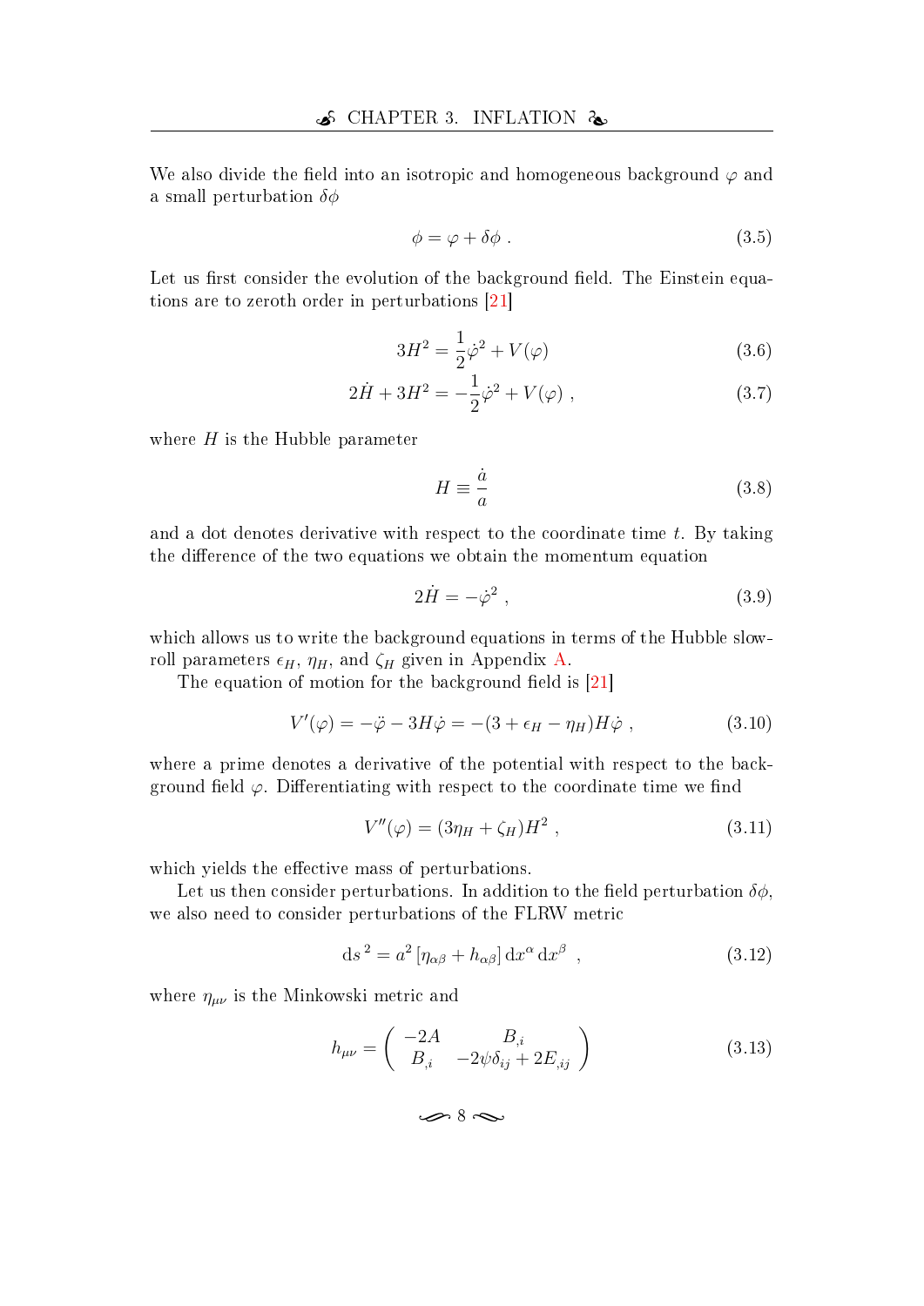We also divide the field into an isotropic and homogeneous background $\varphi$ and a small perturbation $\delta\phi$

$$\phi = \varphi + \delta\phi \ . \tag{3.5}$$

Let us first consider the evolution of the background field. The Einstein equations are to zeroth order in perturbations [21]

$$3H^2 = \frac{1}{2}\dot{\varphi}^2 + V(\varphi) \tag{3.6}$$

$$2\dot{H} + 3H^2 = -\frac{1}{2}\dot{\varphi}^2 + V(\varphi) \ , \tag{3.7}$$

where $H$ is the Hubble parameter

$$H \equiv \frac{\dot{a}}{a} \tag{3.8}$$

and a dot denotes derivative with respect to the coordinate time $t$. By taking the difference of the two equations we obtain the momentum equation

$$2\dot{H} = -\dot{\varphi}^2 \ , \tag{3.9}$$

which allows us to write the background equations in terms of the Hubble slow-roll parameters $\epsilon_H$, $\eta_H$, and $\zeta_H$ given in Appendix A.

The equation of motion for the background field is [21]

$$V'(\varphi) = -\ddot{\varphi} - 3H\dot{\varphi} = -(3 + \epsilon_H - \eta_H)H\dot{\varphi} \ , \tag{3.10}$$

where a prime denotes a derivative of the potential with respect to the background field $\varphi$. Differentiating with respect to the coordinate time we find

$$V''(\varphi) = (3\eta_H + \zeta_H)H^2 \ , \tag{3.11}$$

which yields the effective mass of perturbations.

Let us then consider perturbations. In addition to the field perturbation $\delta\phi$, we also need to consider perturbations of the FLRW metric

$$\mathrm{d}s^2 = a^2 \left[\eta_{\alpha\beta} + h_{\alpha\beta}\right] \mathrm{d}x^\alpha \, \mathrm{d}x^\beta \ , \tag{3.12}$$

where $\eta_{\mu\nu}$ is the Minkowski metric and

$$h_{\mu\nu} = \begin{pmatrix} -2A & B_{,i} \\ B_{,i} & -2\psi\delta_{ij} + 2E_{,ij} \end{pmatrix} \tag{3.13}$$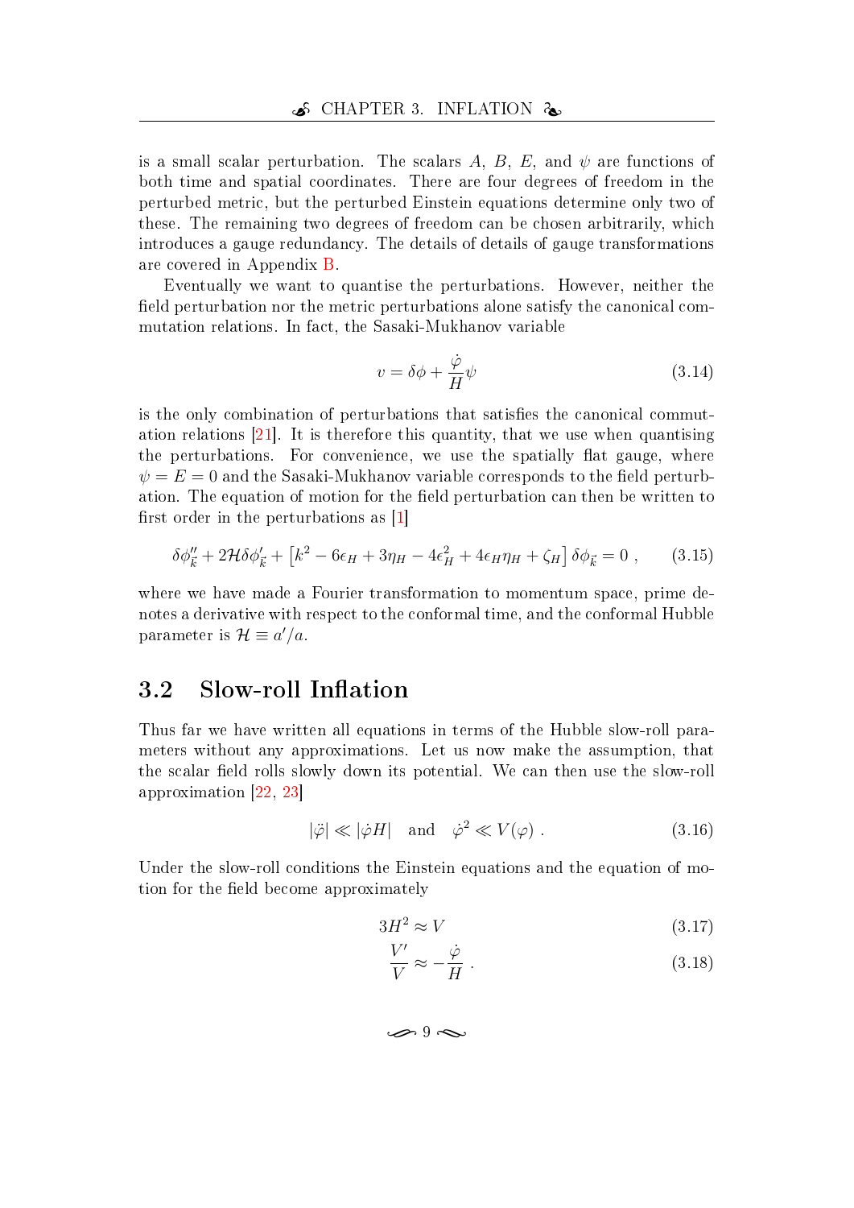is a small scalar perturbation. The scalars $A$, $B$, $E$, and $\psi$ are functions of both time and spatial coordinates. There are four degrees of freedom in the perturbed metric, but the perturbed Einstein equations determine only two of these. The remaining two degrees of freedom can be chosen arbitrarily, which introduces a gauge redundancy. The details of details of gauge transformations are covered in Appendix B.

Eventually we want to quantise the perturbations. However, neither the field perturbation nor the metric perturbations alone satisfy the canonical commutation relations. In fact, the Sasaki-Mukhanov variable

$$v = \delta\phi + \frac{\dot{\varphi}}{H}\psi \tag{3.14}$$

is the only combination of perturbations that satisfies the canonical commutation relations [21]. It is therefore this quantity, that we use when quantising the perturbations. For convenience, we use the spatially flat gauge, where $\psi = E = 0$ and the Sasaki-Mukhanov variable corresponds to the field perturbation. The equation of motion for the field perturbation can then be written to first order in the perturbations as [1]

$$\delta\phi''_{\vec{k}} + 2\mathcal{H}\delta\phi'_{\vec{k}} + \left[k^2 - 6\epsilon_H + 3\eta_H - 4\epsilon_H^2 + 4\epsilon_H\eta_H + \zeta_H\right]\delta\phi_{\vec{k}} = 0 \ , \tag{3.15}$$

where we have made a Fourier transformation to momentum space, prime denotes a derivative with respect to the conformal time, and the conformal Hubble parameter is $\mathcal{H} \equiv a'/a$.

## 3.2 Slow-roll Inflation

Thus far we have written all equations in terms of the Hubble slow-roll parameters without any approximations. Let us now make the assumption, that the scalar field rolls slowly down its potential. We can then use the slow-roll approximation [22, 23]

$$|\ddot{\varphi}| \ll |\dot{\varphi}H| \quad \text{and} \quad \dot{\varphi}^2 \ll V(\varphi) \ . \tag{3.16}$$

Under the slow-roll conditions the Einstein equations and the equation of motion for the field become approximately

$$3H^2 \approx V \tag{3.17}$$

$$\frac{V'}{V} \approx -\frac{\dot{\varphi}}{H} \ . \tag{3.18}$$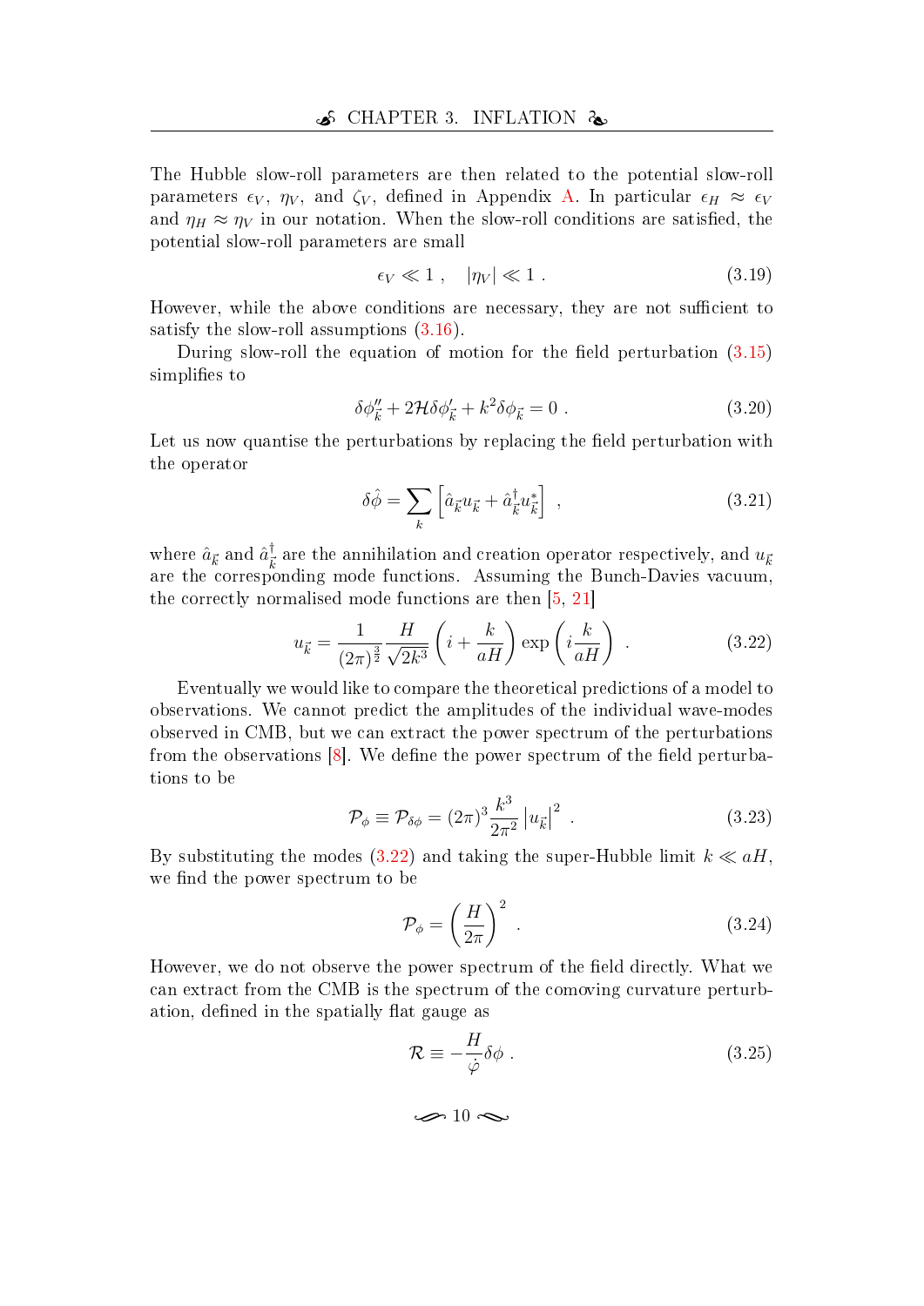The Hubble slow-roll parameters are then related to the potential slow-roll parameters $\epsilon_V$, $\eta_V$, and $\zeta_V$, defined in Appendix A. In particular $\epsilon_H \approx \epsilon_V$ and $\eta_H \approx \eta_V$ in our notation. When the slow-roll conditions are satisfied, the potential slow-roll parameters are small

$$\epsilon_V \ll 1 \, , \quad |\eta_V| \ll 1 \, . \tag{3.19}$$

However, while the above conditions are necessary, they are not sufficient to satisfy the slow-roll assumptions (3.16).

During slow-roll the equation of motion for the field perturbation (3.15) simplifies to

$$\delta\phi''_{\vec{k}} + 2\mathcal{H}\delta\phi'_{\vec{k}} + k^2 \delta\phi_{\vec{k}} = 0 \, . \tag{3.20}$$

Let us now quantise the perturbations by replacing the field perturbation with the operator

$$\delta\hat{\phi} = \sum_k \left[ \hat{a}_{\vec{k}} u_{\vec{k}} + \hat{a}^\dagger_{\vec{k}} u^*_{\vec{k}} \right] \, , \tag{3.21}$$

where $\hat{a}_{\vec{k}}$ and $\hat{a}^\dagger_{\vec{k}}$ are the annihilation and creation operator respectively, and $u_{\vec{k}}$ are the corresponding mode functions. Assuming the Bunch-Davies vacuum, the correctly normalised mode functions are then [5, 21]

$$u_{\vec{k}} = \frac{1}{(2\pi)^{\frac{3}{2}}} \frac{H}{\sqrt{2k^3}} \left( i + \frac{k}{aH} \right) \exp\left( i \frac{k}{aH} \right) \, . \tag{3.22}$$

Eventually we would like to compare the theoretical predictions of a model to observations. We cannot predict the amplitudes of the individual wave-modes observed in CMB, but we can extract the power spectrum of the perturbations from the observations [8]. We define the power spectrum of the field perturbations to be

$$\mathcal{P}_\phi \equiv \mathcal{P}_{\delta\phi} = (2\pi)^3 \frac{k^3}{2\pi^2} \left| u_{\vec{k}} \right|^2 \, . \tag{3.23}$$

By substituting the modes (3.22) and taking the super-Hubble limit $k \ll aH$, we find the power spectrum to be

$$\mathcal{P}_\phi = \left( \frac{H}{2\pi} \right)^2 \, . \tag{3.24}$$

However, we do not observe the power spectrum of the field directly. What we can extract from the CMB is the spectrum of the comoving curvature perturbation, defined in the spatially flat gauge as

$$\mathcal{R} \equiv -\frac{H}{\dot{\varphi}} \delta\phi \, . \tag{3.25}$$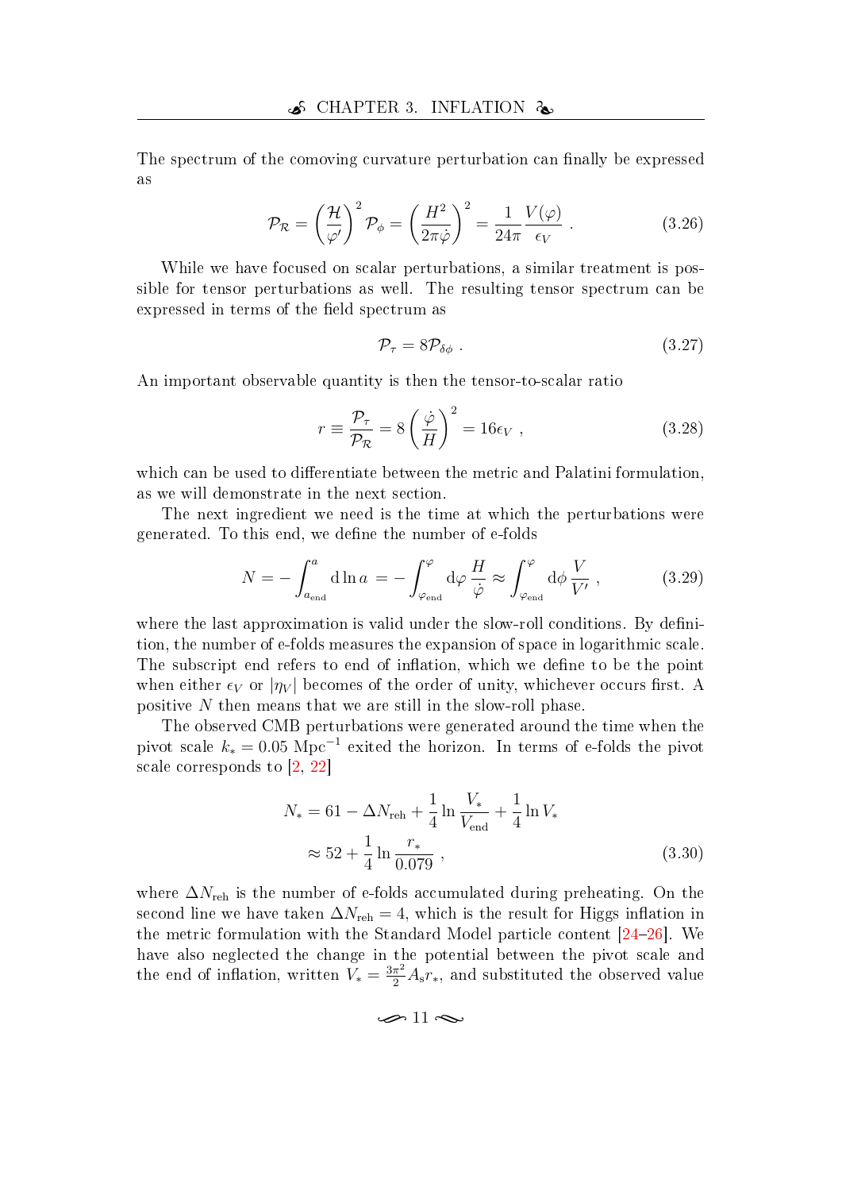The spectrum of the comoving curvature perturbation can finally be expressed as

$$\mathcal{P}_{\mathcal{R}} = \left(\frac{\mathcal{H}}{\varphi'}\right)^2 \mathcal{P}_{\phi} = \left(\frac{H^2}{2\pi\dot{\varphi}}\right)^2 = \frac{1}{24\pi}\frac{V(\varphi)}{\epsilon_V} \ . \tag{3.26}$$

While we have focused on scalar perturbations, a similar treatment is possible for tensor perturbations as well. The resulting tensor spectrum can be expressed in terms of the field spectrum as

$$\mathcal{P}_{\tau} = 8\mathcal{P}_{\delta\phi} \ . \tag{3.27}$$

An important observable quantity is then the tensor-to-scalar ratio

$$r \equiv \frac{\mathcal{P}_{\tau}}{\mathcal{P}_{\mathcal{R}}} = 8\left(\frac{\dot{\varphi}}{H}\right)^2 = 16\epsilon_V \ , \tag{3.28}$$

which can be used to differentiate between the metric and Palatini formulation, as we will demonstrate in the next section.

The next ingredient we need is the time at which the perturbations were generated. To this end, we define the number of e-folds

$$N = -\int_{a_{\mathrm{end}}}^{a} \mathrm{d}\ln a \ = -\int_{\varphi_{\mathrm{end}}}^{\varphi} \mathrm{d}\varphi \, \frac{H}{\dot{\varphi}} \approx \int_{\varphi_{\mathrm{end}}}^{\varphi} \mathrm{d}\phi \, \frac{V}{V'} \ , \tag{3.29}$$

where the last approximation is valid under the slow-roll conditions. By definition, the number of e-folds measures the expansion of space in logarithmic scale. The subscript end refers to end of inflation, which we define to be the point when either $\epsilon_V$ or $|\eta_V|$ becomes of the order of unity, whichever occurs first. A positive $N$ then means that we are still in the slow-roll phase.

The observed CMB perturbations were generated around the time when the pivot scale $k_* = 0.05 \ \mathrm{Mpc}^{-1}$ exited the horizon. In terms of e-folds the pivot scale corresponds to [2, 22]

$$\begin{aligned} N_* &= 61 - \Delta N_{\mathrm{reh}} + \frac{1}{4}\ln\frac{V_*}{V_{\mathrm{end}}} + \frac{1}{4}\ln V_* \\ &\approx 52 + \frac{1}{4}\ln\frac{r_*}{0.079} \ , \end{aligned} \tag{3.30}$$

where $\Delta N_{\mathrm{reh}}$ is the number of e-folds accumulated during preheating. On the second line we have taken $\Delta N_{\mathrm{reh}} = 4$, which is the result for Higgs inflation in the metric formulation with the Standard Model particle content [24–26]. We have also neglected the change in the potential between the pivot scale and the end of inflation, written $V_* = \frac{3\pi^2}{2}A_{\mathrm{s}}r_*$, and substituted the observed value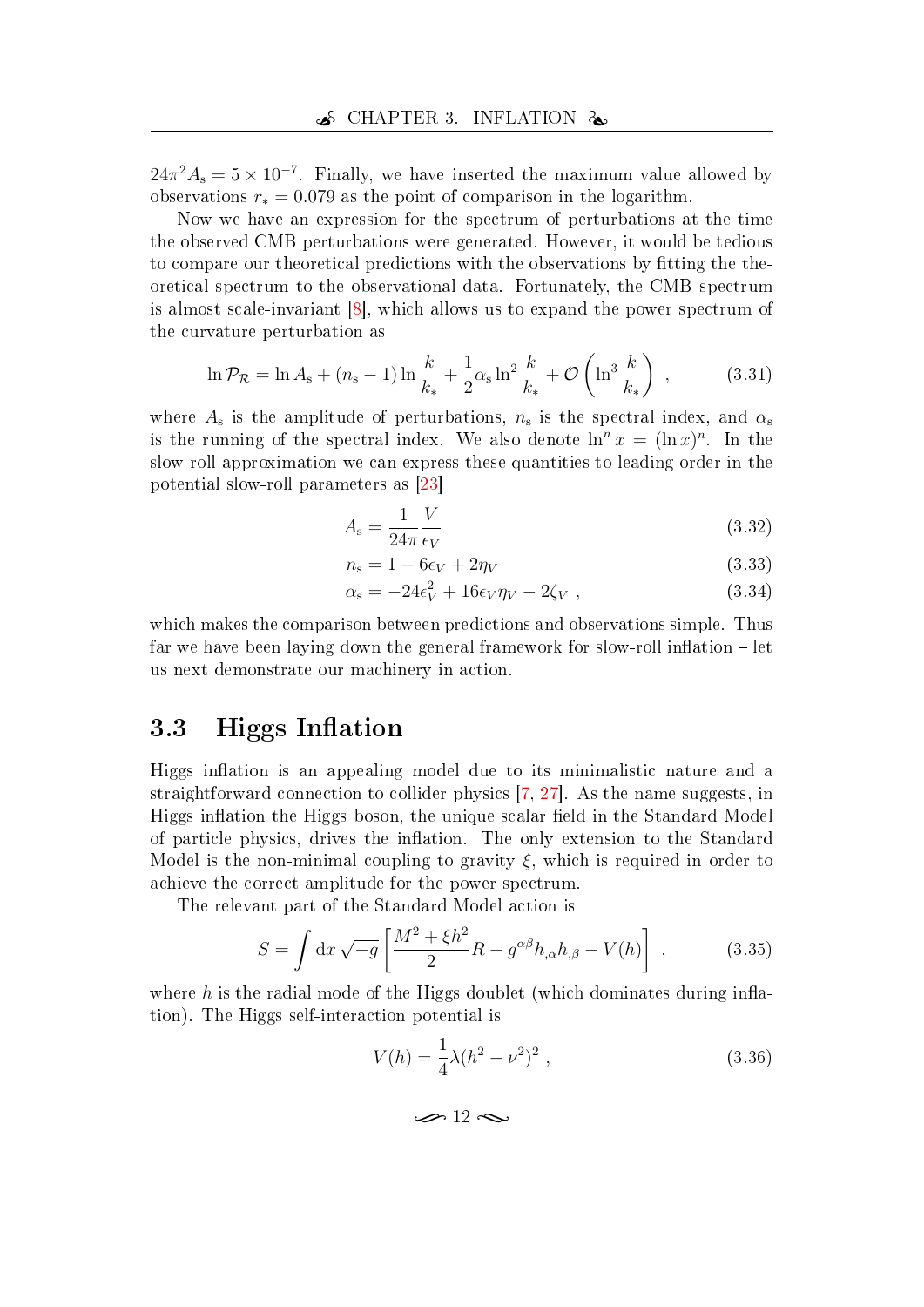$24\pi^2 A_{\rm s} = 5 \times 10^{-7}$. Finally, we have inserted the maximum value allowed by observations $r_* = 0.079$ as the point of comparison in the logarithm.

Now we have an expression for the spectrum of perturbations at the time the observed CMB perturbations were generated. However, it would be tedious to compare our theoretical predictions with the observations by fitting the theoretical spectrum to the observational data. Fortunately, the CMB spectrum is almost scale-invariant [8], which allows us to expand the power spectrum of the curvature perturbation as

$$\ln \mathcal{P}_{\mathcal{R}} = \ln A_{\rm s} + (n_{\rm s} - 1) \ln \frac{k}{k_*} + \frac{1}{2} \alpha_{\rm s} \ln^2 \frac{k}{k_*} + \mathcal{O}\left( \ln^3 \frac{k}{k_*} \right) \ , \tag{3.31}$$

where $A_{\rm s}$ is the amplitude of perturbations, $n_{\rm s}$ is the spectral index, and $\alpha_{\rm s}$ is the running of the spectral index. We also denote $\ln^n x = (\ln x)^n$. In the slow-roll approximation we can express these quantities to leading order in the potential slow-roll parameters as [23]

$$A_{\rm s} = \frac{1}{24\pi} \frac{V}{\epsilon_V} \tag{3.32}$$

$$n_{\rm s} = 1 - 6\epsilon_V + 2\eta_V \tag{3.33}$$

$$\alpha_{\rm s} = -24\epsilon_V^2 + 16\epsilon_V \eta_V - 2\zeta_V \ , \tag{3.34}$$

which makes the comparison between predictions and observations simple. Thus far we have been laying down the general framework for slow-roll inflation – let us next demonstrate our machinery in action.

## 3.3 Higgs Inflation

Higgs inflation is an appealing model due to its minimalistic nature and a straightforward connection to collider physics [7, 27]. As the name suggests, in Higgs inflation the Higgs boson, the unique scalar field in the Standard Model of particle physics, drives the inflation. The only extension to the Standard Model is the non-minimal coupling to gravity $\xi$, which is required in order to achieve the correct amplitude for the power spectrum.

The relevant part of the Standard Model action is

$$S = \int {\rm d}x \sqrt{-g} \left[ \frac{M^2 + \xi h^2}{2} R - g^{\alpha\beta} h_{,\alpha} h_{,\beta} - V(h) \right] \ , \tag{3.35}$$

where $h$ is the radial mode of the Higgs doublet (which dominates during inflation). The Higgs self-interaction potential is

$$V(h) = \frac{1}{4} \lambda (h^2 - \nu^2)^2 \ , \tag{3.36}$$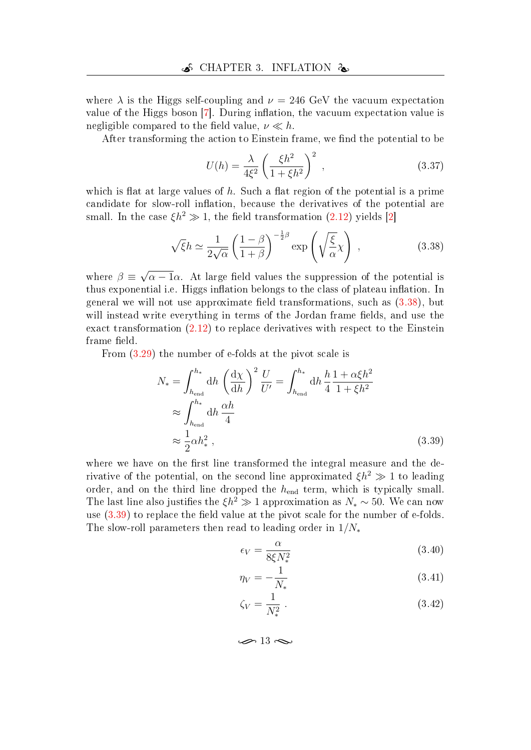where $\lambda$ is the Higgs self-coupling and $\nu = 246$ GeV the vacuum expectation value of the Higgs boson [7]. During inflation, the vacuum expectation value is negligible compared to the field value, $\nu \ll h$.

After transforming the action to Einstein frame, we find the potential to be

$$U(h) = \frac{\lambda}{4\xi^2}\left(\frac{\xi h^2}{1+\xi h^2}\right)^2 , \tag{3.37}$$

which is flat at large values of $h$. Such a flat region of the potential is a prime candidate for slow-roll inflation, because the derivatives of the potential are small. In the case $\xi h^2 \gg 1$, the field transformation (2.12) yields [2]

$$\sqrt{\xi}h \simeq \frac{1}{2\sqrt{\alpha}}\left(\frac{1-\beta}{1+\beta}\right)^{-\frac{1}{2}\beta} \exp\left(\sqrt{\frac{\xi}{\alpha}}\chi\right) , \tag{3.38}$$

where $\beta \equiv \sqrt{\alpha - 1}\alpha$. At large field values the suppression of the potential is thus exponential i.e. Higgs inflation belongs to the class of plateau inflation. In general we will not use approximate field transformations, such as (3.38), but will instead write everything in terms of the Jordan frame fields, and use the exact transformation (2.12) to replace derivatives with respect to the Einstein frame field.

From (3.29) the number of e-folds at the pivot scale is

$$\begin{aligned}
N_* &= \int_{h_{\text{end}}}^{h_*} \mathrm{d}h \left(\frac{\mathrm{d}\chi}{\mathrm{d}h}\right)^2 \frac{U}{U'} = \int_{h_{\text{end}}}^{h_*} \mathrm{d}h\, \frac{h}{4}\frac{1+\alpha\xi h^2}{1+\xi h^2} \\
&\approx \int_{h_{\text{end}}}^{h_*} \mathrm{d}h\, \frac{\alpha h}{4} \\
&\approx \frac{1}{2}\alpha h_*^2 ,
\end{aligned} \tag{3.39}$$

where we have on the first line transformed the integral measure and the derivative of the potential, on the second line approximated $\xi h^2 \gg 1$ to leading order, and on the third line dropped the $h_{\text{end}}$ term, which is typically small. The last line also justifies the $\xi h^2 \gg 1$ approximation as $N_* \sim 50$. We can now use (3.39) to replace the field value at the pivot scale for the number of e-folds. The slow-roll parameters then read to leading order in $1/N_*$

$$\epsilon_V = \frac{\alpha}{8\xi N_*^2} \tag{3.40}$$

$$\eta_V = -\frac{1}{N_*} \tag{3.41}$$

$$\zeta_V = \frac{1}{N_*^2} . \tag{3.42}$$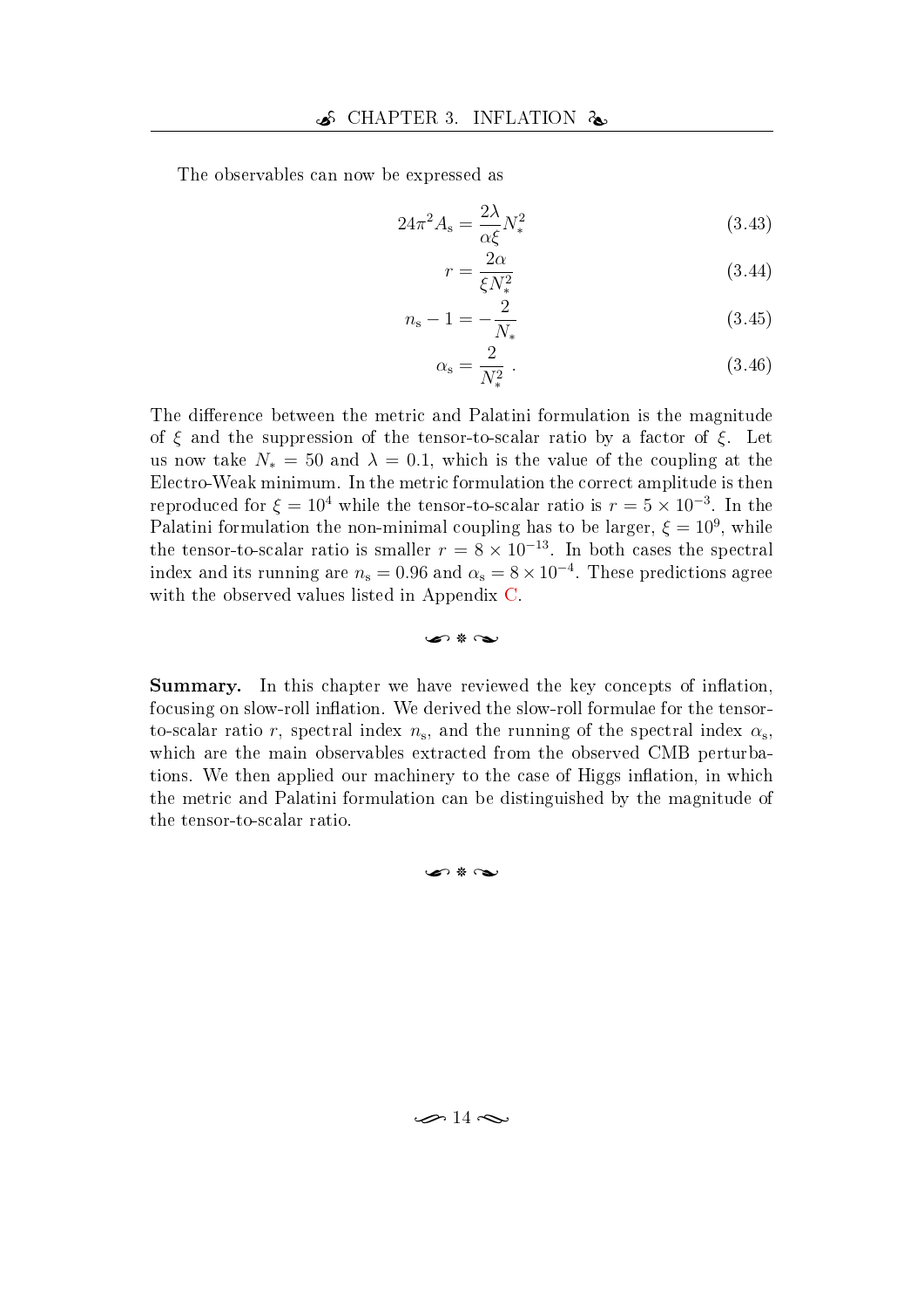The observables can now be expressed as

$$24\pi^2 A_{\mathrm{s}} = \frac{2\lambda}{\alpha\xi} N_*^2 \tag{3.43}$$

$$r = \frac{2\alpha}{\xi N_*^2} \tag{3.44}$$

$$n_{\mathrm{s}} - 1 = -\frac{2}{N_*} \tag{3.45}$$

$$\alpha_{\mathrm{s}} = \frac{2}{N_*^2} \; . \tag{3.46}$$

The difference between the metric and Palatini formulation is the magnitude of $\xi$ and the suppression of the tensor-to-scalar ratio by a factor of $\xi$. Let us now take $N_* = 50$ and $\lambda = 0.1$, which is the value of the coupling at the Electro-Weak minimum. In the metric formulation the correct amplitude is then reproduced for $\xi = 10^4$ while the tensor-to-scalar ratio is $r = 5 \times 10^{-3}$. In the Palatini formulation the non-minimal coupling has to be larger, $\xi = 10^9$, while the tensor-to-scalar ratio is smaller $r = 8 \times 10^{-13}$. In both cases the spectral index and its running are $n_{\mathrm{s}} = 0.96$ and $\alpha_{\mathrm{s}} = 8 \times 10^{-4}$. These predictions agree with the observed values listed in Appendix C.

**Summary.** In this chapter we have reviewed the key concepts of inflation, focusing on slow-roll inflation. We derived the slow-roll formulae for the tensor-to-scalar ratio $r$, spectral index $n_{\mathrm{s}}$, and the running of the spectral index $\alpha_{\mathrm{s}}$, which are the main observables extracted from the observed CMB perturbations. We then applied our machinery to the case of Higgs inflation, in which the metric and Palatini formulation can be distinguished by the magnitude of the tensor-to-scalar ratio.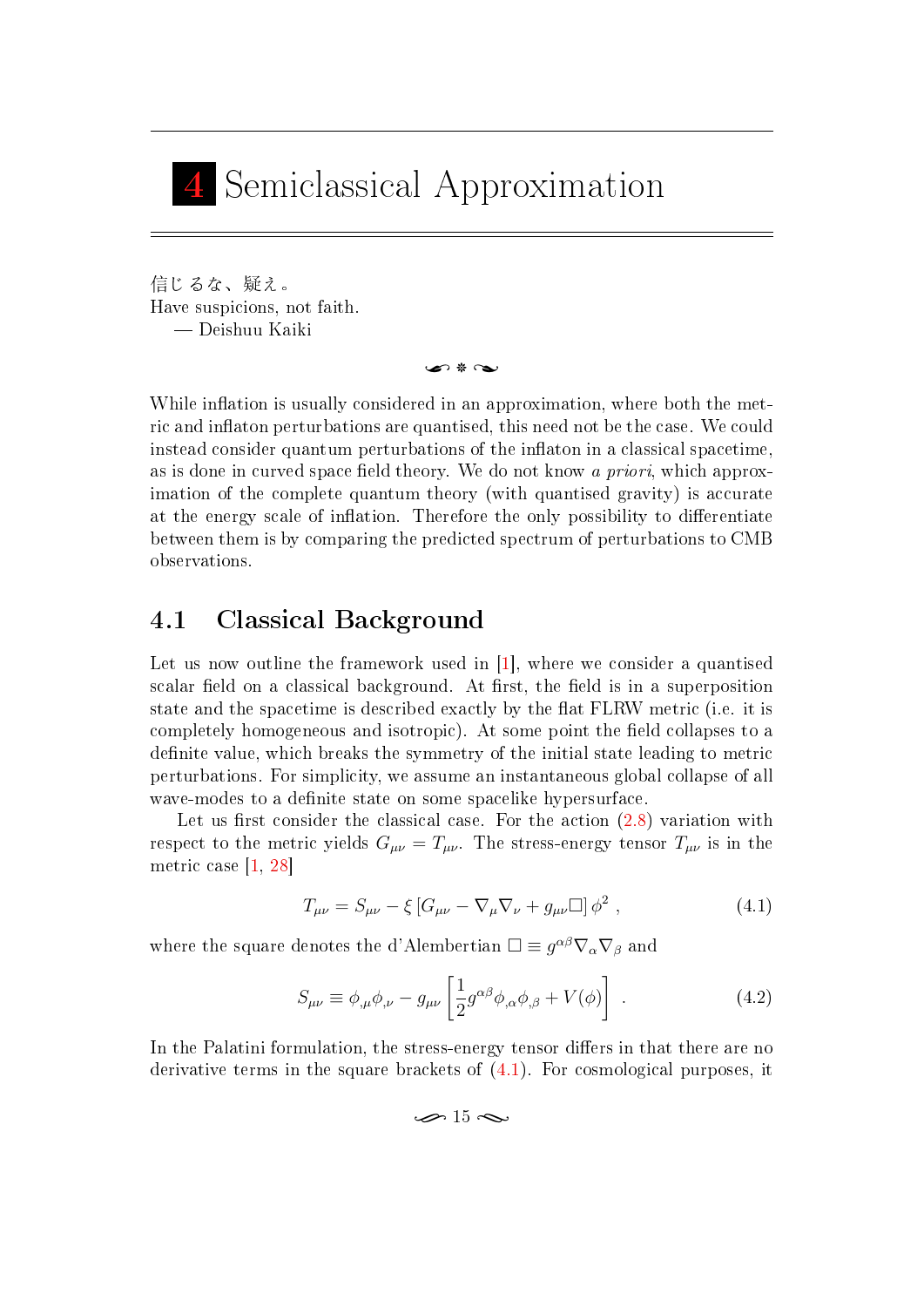# 4 Semiclassical Approximation

信じるな、疑え。
Have suspicions, not faith.
— Deishuu Kaiki

While inflation is usually considered in an approximation, where both the metric and inflaton perturbations are quantised, this need not be the case. We could instead consider quantum perturbations of the inflaton in a classical spacetime, as is done in curved space field theory. We do not know *a priori*, which approximation of the complete quantum theory (with quantised gravity) is accurate at the energy scale of inflation. Therefore the only possibility to differentiate between them is by comparing the predicted spectrum of perturbations to CMB observations.

## 4.1 Classical Background

Let us now outline the framework used in [1], where we consider a quantised scalar field on a classical background. At first, the field is in a superposition state and the spacetime is described exactly by the flat FLRW metric (i.e. it is completely homogeneous and isotropic). At some point the field collapses to a definite value, which breaks the symmetry of the initial state leading to metric perturbations. For simplicity, we assume an instantaneous global collapse of all wave-modes to a definite state on some spacelike hypersurface.

Let us first consider the classical case. For the action (2.8) variation with respect to the metric yields $G_{\mu\nu} = T_{\mu\nu}$. The stress-energy tensor $T_{\mu\nu}$ is in the metric case [1, 28]

$$T_{\mu\nu} = S_{\mu\nu} - \xi \left[ G_{\mu\nu} - \nabla_\mu \nabla_\nu + g_{\mu\nu} \Box \right] \phi^2 \; , \tag{4.1}$$

where the square denotes the d'Alembertian $\Box \equiv g^{\alpha\beta} \nabla_\alpha \nabla_\beta$ and

$$S_{\mu\nu} \equiv \phi_{,\mu} \phi_{,\nu} - g_{\mu\nu} \left[ \frac{1}{2} g^{\alpha\beta} \phi_{,\alpha} \phi_{,\beta} + V(\phi) \right] \; . \tag{4.2}$$

In the Palatini formulation, the stress-energy tensor differs in that there are no derivative terms in the square brackets of (4.1). For cosmological purposes, it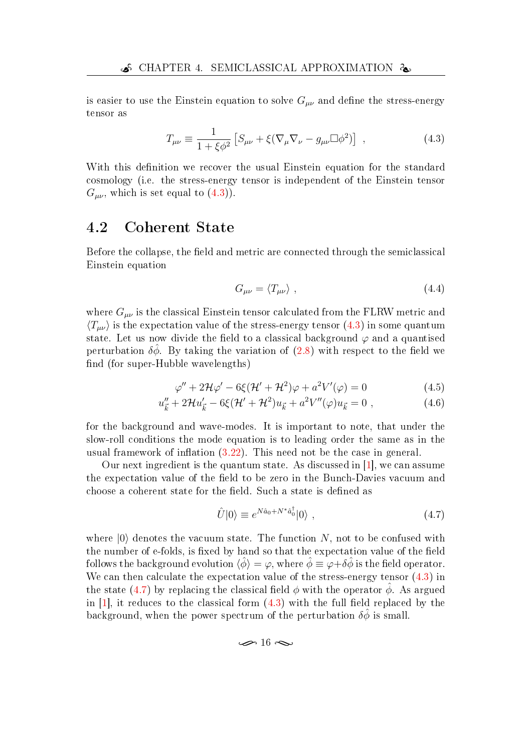is easier to use the Einstein equation to solve $G_{\mu\nu}$ and define the stress-energy tensor as

$$T_{\mu\nu} \equiv \frac{1}{1+\xi\phi^2}\left[S_{\mu\nu} + \xi(\nabla_\mu\nabla_\nu - g_{\mu\nu}\Box\phi^2)\right] \ , \tag{4.3}$$

With this definition we recover the usual Einstein equation for the standard cosmology (i.e. the stress-energy tensor is independent of the Einstein tensor $G_{\mu\nu}$, which is set equal to (4.3)).

## 4.2 Coherent State

Before the collapse, the field and metric are connected through the semiclassical Einstein equation

$$G_{\mu\nu} = \langle T_{\mu\nu}\rangle \ , \tag{4.4}$$

where $G_{\mu\nu}$ is the classical Einstein tensor calculated from the FLRW metric and $\langle T_{\mu\nu}\rangle$ is the expectation value of the stress-energy tensor (4.3) in some quantum state. Let us now divide the field to a classical background $\varphi$ and a quantised perturbation $\delta\hat{\phi}$. By taking the variation of (2.8) with respect to the field we find (for super-Hubble wavelengths)

$$\varphi'' + 2\mathcal{H}\varphi' - 6\xi(\mathcal{H}' + \mathcal{H}^2)\varphi + a^2V'(\varphi) = 0 \tag{4.5}$$

$$u''_{\vec{k}} + 2\mathcal{H}u'_{\vec{k}} - 6\xi(\mathcal{H}' + \mathcal{H}^2)u_{\vec{k}} + a^2V''(\varphi)u_{\vec{k}} = 0 \ , \tag{4.6}$$

for the background and wave-modes. It is important to note, that under the slow-roll conditions the mode equation is to leading order the same as in the usual framework of inflation (3.22). This need not be the case in general.

Our next ingredient is the quantum state. As discussed in [1], we can assume the expectation value of the field to be zero in the Bunch-Davies vacuum and choose a coherent state for the field. Such a state is defined as

$$\hat{U}|0\rangle \equiv e^{N\hat{a}_0 + N^*\hat{a}_0^\dagger}|0\rangle \ , \tag{4.7}$$

where $|0\rangle$ denotes the vacuum state. The function $N$, not to be confused with the number of e-folds, is fixed by hand so that the expectation value of the field follows the background evolution $\langle\hat{\phi}\rangle = \varphi$, where $\hat{\phi} \equiv \varphi + \delta\hat{\phi}$ is the field operator. We can then calculate the expectation value of the stress-energy tensor (4.3) in the state (4.7) by replacing the classical field $\phi$ with the operator $\hat{\phi}$. As argued in [1], it reduces to the classical form (4.3) with the full field replaced by the background, when the power spectrum of the perturbation $\delta\hat{\phi}$ is small.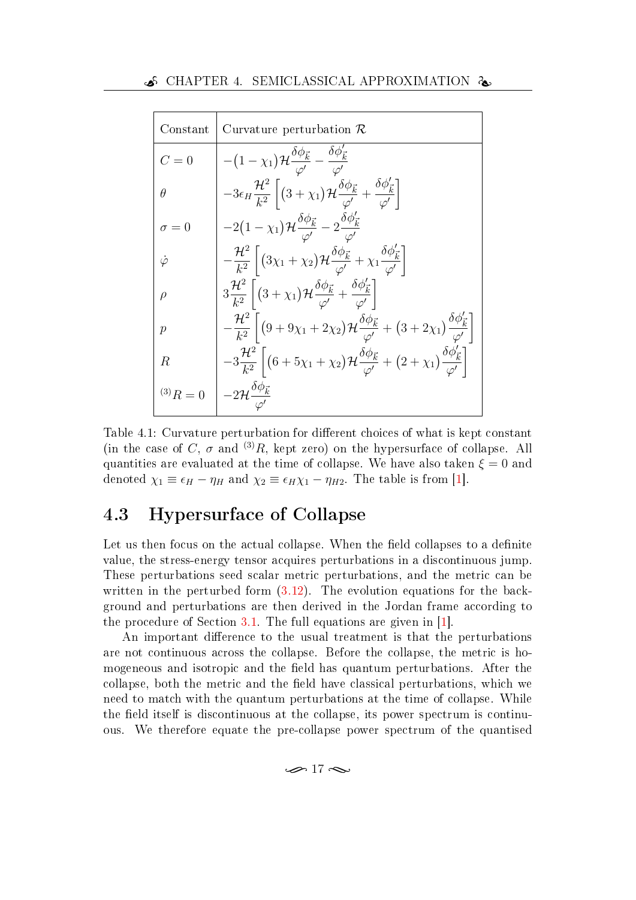| Constant | Curvature perturbation $\mathcal{R}$ |
|---|---|
| $C = 0$ | $-(1-\chi_1)\mathcal{H}\dfrac{\delta\phi_{\vec{k}}}{\varphi'} - \dfrac{\delta\phi'_{\vec{k}}}{\varphi'}$ |
| $\theta$ | $-3\epsilon_H \dfrac{\mathcal{H}^2}{k^2}\left[(3+\chi_1)\mathcal{H}\dfrac{\delta\phi_{\vec{k}}}{\varphi'} + \dfrac{\delta\phi'_{\vec{k}}}{\varphi'}\right]$ |
| $\sigma = 0$ | $-2(1-\chi_1)\mathcal{H}\dfrac{\delta\phi_{\vec{k}}}{\varphi'} - 2\dfrac{\delta\phi'_{\vec{k}}}{\varphi'}$ |
| $\dot{\varphi}$ | $-\dfrac{\mathcal{H}^2}{k^2}\left[(3\chi_1+\chi_2)\mathcal{H}\dfrac{\delta\phi_{\vec{k}}}{\varphi'} + \chi_1\dfrac{\delta\phi'_{\vec{k}}}{\varphi'}\right]$ |
| $\rho$ | $3\dfrac{\mathcal{H}^2}{k^2}\left[(3+\chi_1)\mathcal{H}\dfrac{\delta\phi_{\vec{k}}}{\varphi'} + \dfrac{\delta\phi'_{\vec{k}}}{\varphi'}\right]$ |
| $p$ | $-\dfrac{\mathcal{H}^2}{k^2}\left[(9+9\chi_1+2\chi_2)\mathcal{H}\dfrac{\delta\phi_{\vec{k}}}{\varphi'} + (3+2\chi_1)\dfrac{\delta\phi'_{\vec{k}}}{\varphi'}\right]$ |
| $R$ | $-3\dfrac{\mathcal{H}^2}{k^2}\left[(6+5\chi_1+\chi_2)\mathcal{H}\dfrac{\delta\phi_{\vec{k}}}{\varphi'} + (2+\chi_1)\dfrac{\delta\phi'_{\vec{k}}}{\varphi'}\right]$ |
| ${}^{(3)}R = 0$ | $-2\mathcal{H}\dfrac{\delta\phi_{\vec{k}}}{\varphi'}$ |

Table 4.1: Curvature perturbation for different choices of what is kept constant (in the case of $C$, $\sigma$ and ${}^{(3)}R$, kept zero) on the hypersurface of collapse. All quantities are evaluated at the time of collapse. We have also taken $\xi = 0$ and denoted $\chi_1 \equiv \epsilon_H - \eta_H$ and $\chi_2 \equiv \epsilon_H\chi_1 - \eta_{H2}$. The table is from [1].

## 4.3 Hypersurface of Collapse

Let us then focus on the actual collapse. When the field collapses to a definite value, the stress-energy tensor acquires perturbations in a discontinuous jump. These perturbations seed scalar metric perturbations, and the metric can be written in the perturbed form (3.12). The evolution equations for the background and perturbations are then derived in the Jordan frame according to the procedure of Section 3.1. The full equations are given in [1].

An important difference to the usual treatment is that the perturbations are not continuous across the collapse. Before the collapse, the metric is homogeneous and isotropic and the field has quantum perturbations. After the collapse, both the metric and the field have classical perturbations, which we need to match with the quantum perturbations at the time of collapse. While the field itself is discontinuous at the collapse, its power spectrum is continuous. We therefore equate the pre-collapse power spectrum of the quantised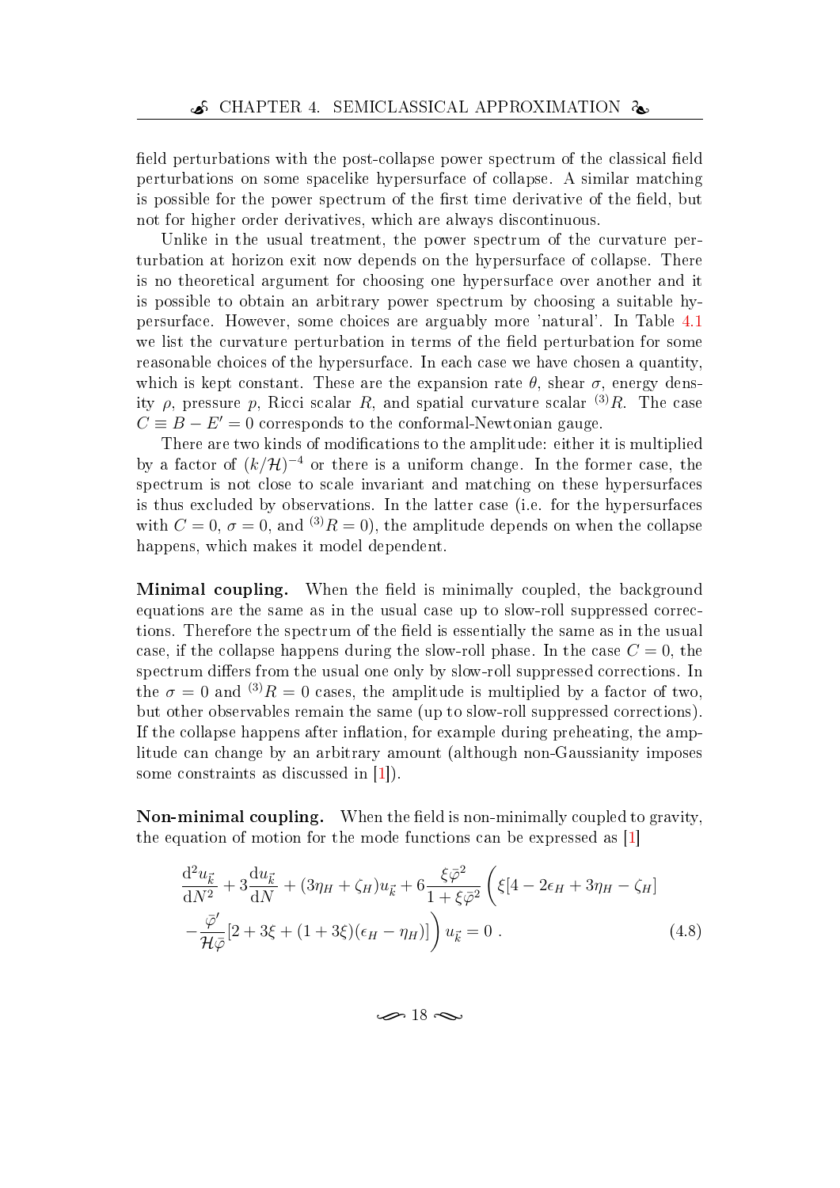field perturbations with the post-collapse power spectrum of the classical field perturbations on some spacelike hypersurface of collapse. A similar matching is possible for the power spectrum of the first time derivative of the field, but not for higher order derivatives, which are always discontinuous.

Unlike in the usual treatment, the power spectrum of the curvature perturbation at horizon exit now depends on the hypersurface of collapse. There is no theoretical argument for choosing one hypersurface over another and it is possible to obtain an arbitrary power spectrum by choosing a suitable hypersurface. However, some choices are arguably more 'natural'. In Table 4.1 we list the curvature perturbation in terms of the field perturbation for some reasonable choices of the hypersurface. In each case we have chosen a quantity, which is kept constant. These are the expansion rate $\theta$, shear $\sigma$, energy density $\rho$, pressure $p$, Ricci scalar $R$, and spatial curvature scalar ${}^{(3)}R$. The case $C \equiv B - E' = 0$ corresponds to the conformal-Newtonian gauge.

There are two kinds of modifications to the amplitude: either it is multiplied by a factor of $(k/\mathcal{H})^{-4}$ or there is a uniform change. In the former case, the spectrum is not close to scale invariant and matching on these hypersurfaces is thus excluded by observations. In the latter case (i.e. for the hypersurfaces with $C = 0$, $\sigma = 0$, and ${}^{(3)}R = 0$), the amplitude depends on when the collapse happens, which makes it model dependent.

**Minimal coupling.** When the field is minimally coupled, the background equations are the same as in the usual case up to slow-roll suppressed corrections. Therefore the spectrum of the field is essentially the same as in the usual case, if the collapse happens during the slow-roll phase. In the case $C = 0$, the spectrum differs from the usual one only by slow-roll suppressed corrections. In the $\sigma = 0$ and ${}^{(3)}R = 0$ cases, the amplitude is multiplied by a factor of two, but other observables remain the same (up to slow-roll suppressed corrections). If the collapse happens after inflation, for example during preheating, the amplitude can change by an arbitrary amount (although non-Gaussianity imposes some constraints as discussed in [1]).

**Non-minimal coupling.** When the field is non-minimally coupled to gravity, the equation of motion for the mode functions can be expressed as [1]

$$
\frac{\mathrm{d}^2 u_{\vec{k}}}{\mathrm{d}N^2} + 3\frac{\mathrm{d}u_{\vec{k}}}{\mathrm{d}N} + (3\eta_H + \zeta_H)u_{\vec{k}} + 6\frac{\xi\bar{\varphi}^2}{1+\xi\bar{\varphi}^2}\bigg(\xi[4 - 2\epsilon_H + 3\eta_H - \zeta_H]
- \frac{\bar{\varphi}'}{\mathcal{H}\bar{\varphi}}[2 + 3\xi + (1+3\xi)(\epsilon_H - \eta_H)]\bigg)u_{\vec{k}} = 0 \; . \tag{4.8}
$$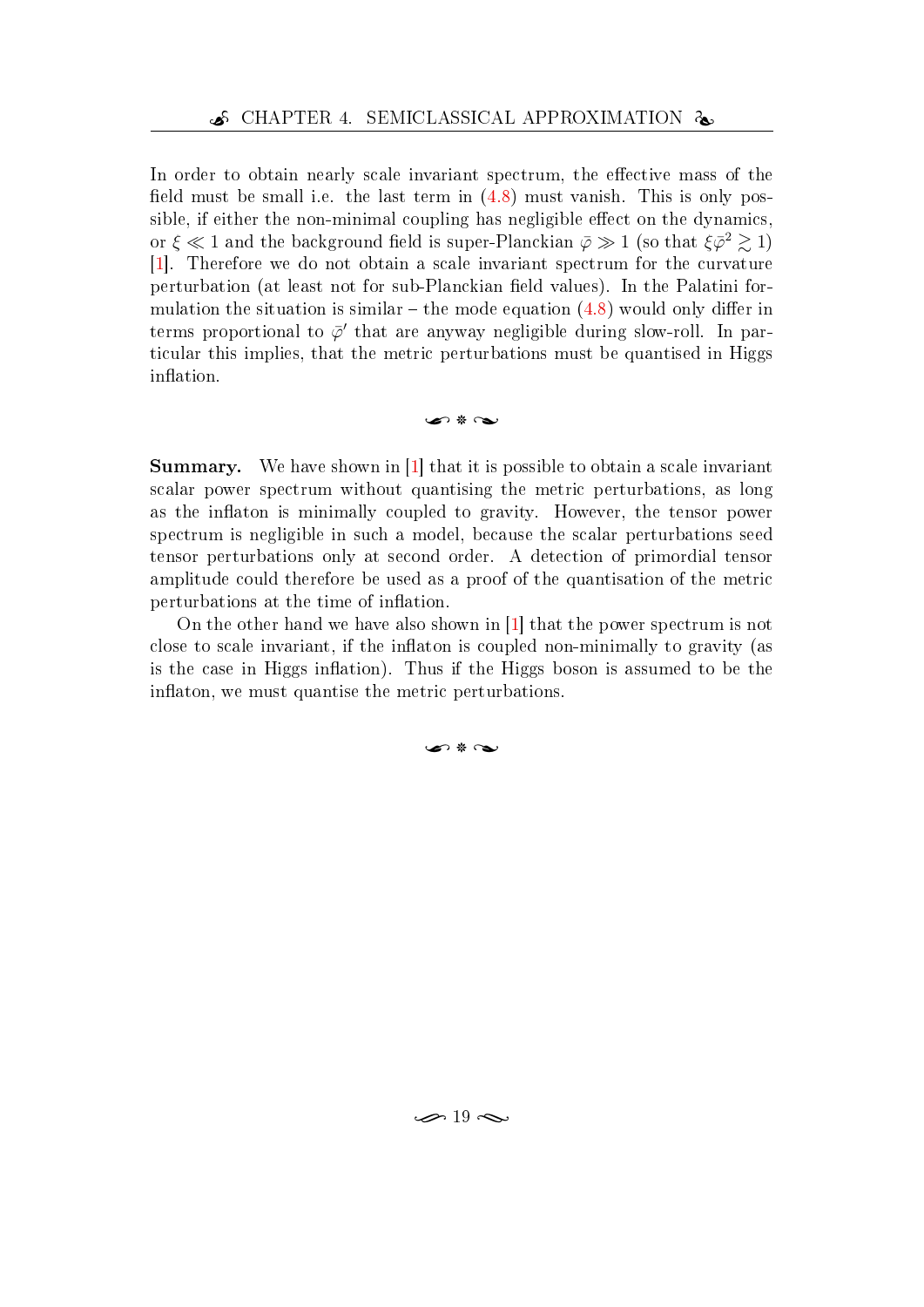In order to obtain nearly scale invariant spectrum, the effective mass of the field must be small i.e. the last term in (4.8) must vanish. This is only possible, if either the non-minimal coupling has negligible effect on the dynamics, or $\xi \ll 1$ and the background field is super-Planckian $\bar{\varphi} \gg 1$ (so that $\xi\bar{\varphi}^2 \gtrsim 1$) [1]. Therefore we do not obtain a scale invariant spectrum for the curvature perturbation (at least not for sub-Planckian field values). In the Palatini formulation the situation is similar – the mode equation (4.8) would only differ in terms proportional to $\bar{\varphi}'$ that are anyway negligible during slow-roll. In particular this implies, that the metric perturbations must be quantised in Higgs inflation.

**Summary.** We have shown in [1] that it is possible to obtain a scale invariant scalar power spectrum without quantising the metric perturbations, as long as the inflaton is minimally coupled to gravity. However, the tensor power spectrum is negligible in such a model, because the scalar perturbations seed tensor perturbations only at second order. A detection of primordial tensor amplitude could therefore be used as a proof of the quantisation of the metric perturbations at the time of inflation.

On the other hand we have also shown in [1] that the power spectrum is not close to scale invariant, if the inflaton is coupled non-minimally to gravity (as is the case in Higgs inflation). Thus if the Higgs boson is assumed to be the inflaton, we must quantise the metric perturbations.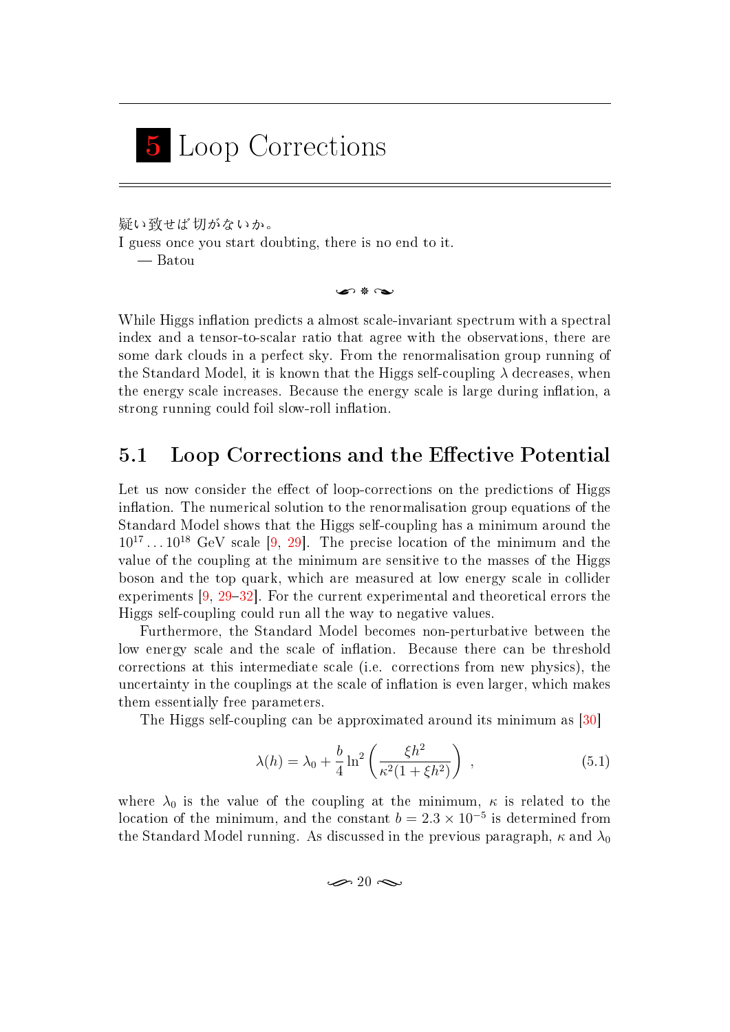# 5 Loop Corrections

疑い致せば切がないか。
I guess once you start doubting, there is no end to it.
— Batou

While Higgs inflation predicts a almost scale-invariant spectrum with a spectral index and a tensor-to-scalar ratio that agree with the observations, there are some dark clouds in a perfect sky. From the renormalisation group running of the Standard Model, it is known that the Higgs self-coupling $\lambda$ decreases, when the energy scale increases. Because the energy scale is large during inflation, a strong running could foil slow-roll inflation.

## 5.1 Loop Corrections and the Effective Potential

Let us now consider the effect of loop-corrections on the predictions of Higgs inflation. The numerical solution to the renormalisation group equations of the Standard Model shows that the Higgs self-coupling has a minimum around the $10^{17} \ldots 10^{18}$ GeV scale [9, 29]. The precise location of the minimum and the value of the coupling at the minimum are sensitive to the masses of the Higgs boson and the top quark, which are measured at low energy scale in collider experiments [9, 29–32]. For the current experimental and theoretical errors the Higgs self-coupling could run all the way to negative values.

Furthermore, the Standard Model becomes non-perturbative between the low energy scale and the scale of inflation. Because there can be threshold corrections at this intermediate scale (i.e. corrections from new physics), the uncertainty in the couplings at the scale of inflation is even larger, which makes them essentially free parameters.

The Higgs self-coupling can be approximated around its minimum as [30]

$$\lambda(h) = \lambda_0 + \frac{b}{4} \ln^2 \left( \frac{\xi h^2}{\kappa^2 (1 + \xi h^2)} \right) \,, \tag{5.1}$$

where $\lambda_0$ is the value of the coupling at the minimum, $\kappa$ is related to the location of the minimum, and the constant $b = 2.3 \times 10^{-5}$ is determined from the Standard Model running. As discussed in the previous paragraph, $\kappa$ and $\lambda_0$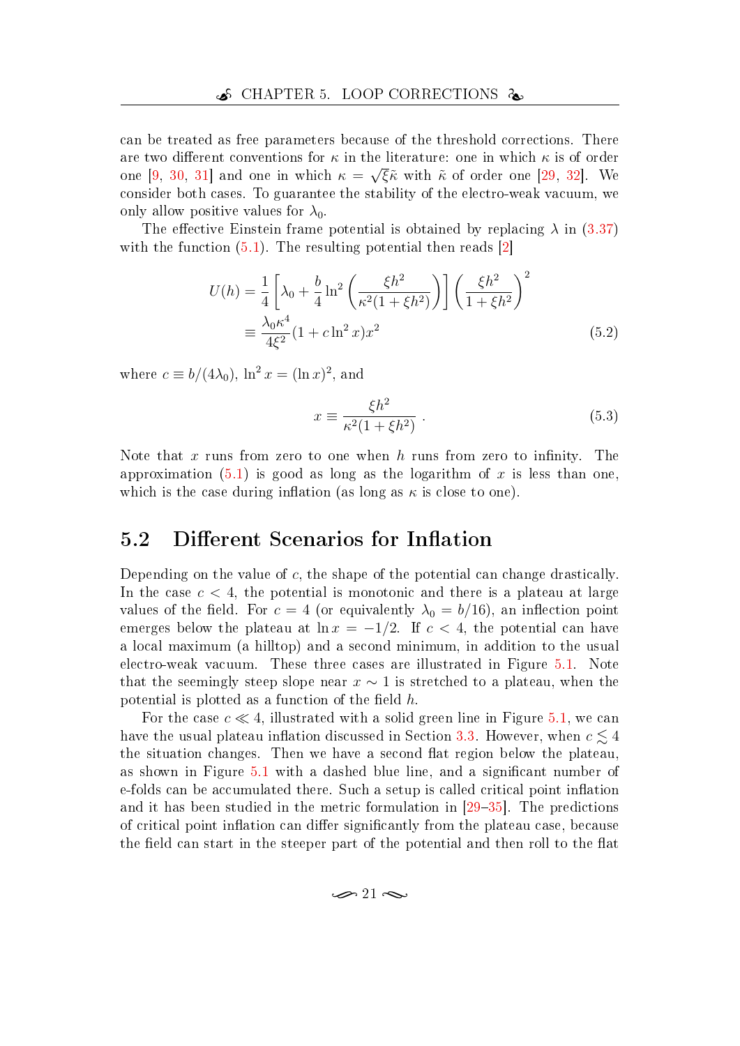can be treated as free parameters because of the threshold corrections. There are two different conventions for $\kappa$ in the literature: one in which $\kappa$ is of order one [9, 30, 31] and one in which $\kappa = \sqrt{\xi}\tilde{\kappa}$ with $\tilde{\kappa}$ of order one [29, 32]. We consider both cases. To guarantee the stability of the electro-weak vacuum, we only allow positive values for $\lambda_0$.

The effective Einstein frame potential is obtained by replacing $\lambda$ in (3.37) with the function (5.1). The resulting potential then reads [2]

$$
\begin{aligned}
U(h) &= \frac{1}{4}\left[\lambda_0 + \frac{b}{4}\ln^2\left(\frac{\xi h^2}{\kappa^2(1+\xi h^2)}\right)\right]\left(\frac{\xi h^2}{1+\xi h^2}\right)^2 \\
&\equiv \frac{\lambda_0 \kappa^4}{4\xi^2}(1 + c\ln^2 x)x^2 
\end{aligned}
\tag{5.2}
$$

where $c \equiv b/(4\lambda_0)$, $\ln^2 x = (\ln x)^2$, and

$$
x \equiv \frac{\xi h^2}{\kappa^2(1+\xi h^2)} \ . \tag{5.3}
$$

Note that $x$ runs from zero to one when $h$ runs from zero to infinity. The approximation (5.1) is good as long as the logarithm of $x$ is less than one, which is the case during inflation (as long as $\kappa$ is close to one).

## 5.2 Different Scenarios for Inflation

Depending on the value of $c$, the shape of the potential can change drastically. In the case $c < 4$, the potential is monotonic and there is a plateau at large values of the field. For $c = 4$ (or equivalently $\lambda_0 = b/16$), an inflection point emerges below the plateau at $\ln x = -1/2$. If $c < 4$, the potential can have a local maximum (a hilltop) and a second minimum, in addition to the usual electro-weak vacuum. These three cases are illustrated in Figure 5.1. Note that the seemingly steep slope near $x \sim 1$ is stretched to a plateau, when the potential is plotted as a function of the field $h$.

For the case $c \ll 4$, illustrated with a solid green line in Figure 5.1, we can have the usual plateau inflation discussed in Section 3.3. However, when $c \lesssim 4$ the situation changes. Then we have a second flat region below the plateau, as shown in Figure 5.1 with a dashed blue line, and a significant number of e-folds can be accumulated there. Such a setup is called critical point inflation and it has been studied in the metric formulation in [29–35]. The predictions of critical point inflation can differ significantly from the plateau case, because the field can start in the steeper part of the potential and then roll to the flat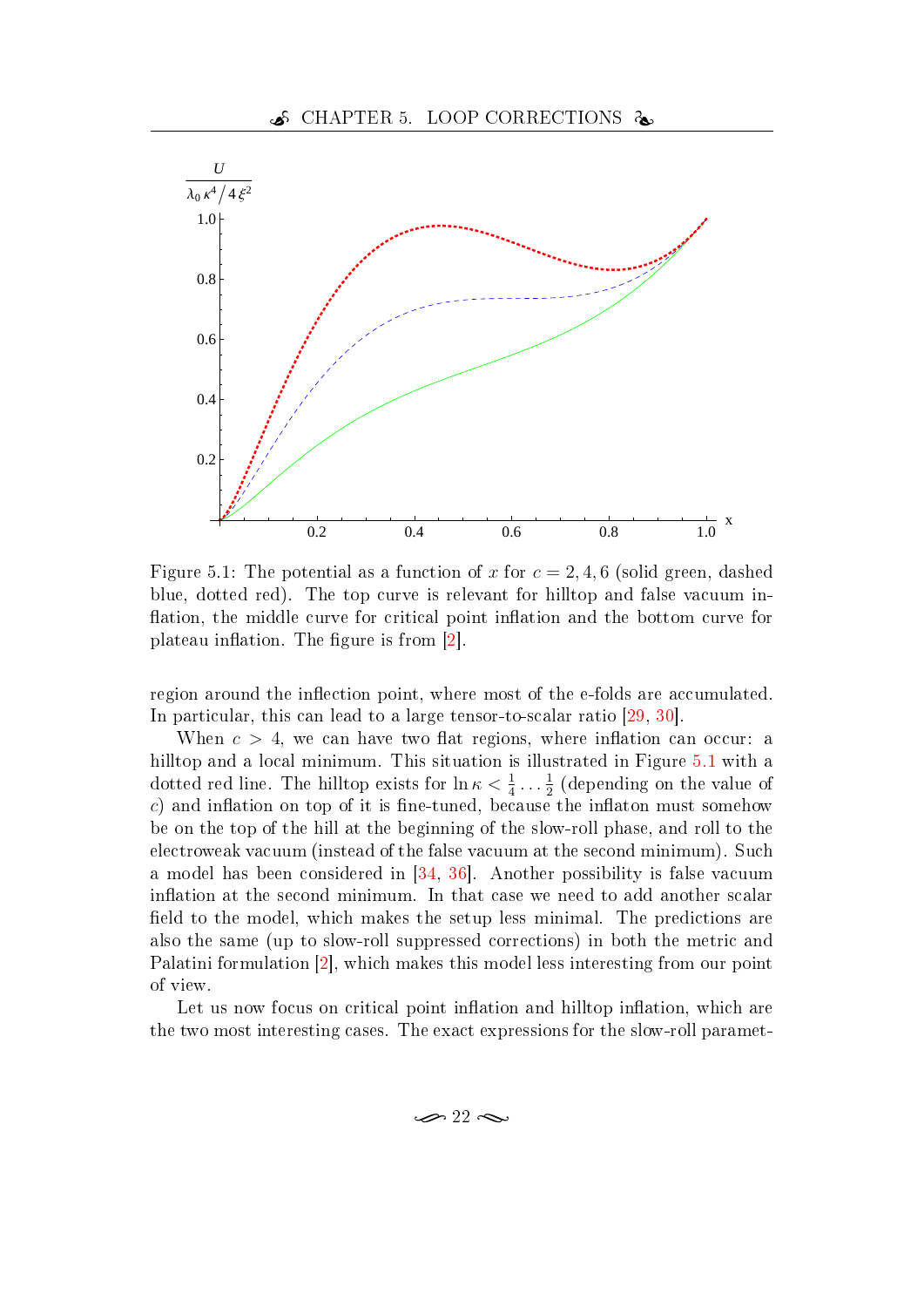Figure 5.1: The potential as a function of $x$ for $c = 2, 4, 6$ (solid green, dashed blue, dotted red). The top curve is relevant for hilltop and false vacuum inflation, the middle curve for critical point inflation and the bottom curve for plateau inflation. The figure is from [2].

region around the inflection point, where most of the e-folds are accumulated. In particular, this can lead to a large tensor-to-scalar ratio [29, 30].

When $c > 4$, we can have two flat regions, where inflation can occur: a hilltop and a local minimum. This situation is illustrated in Figure 5.1 with a dotted red line. The hilltop exists for $\ln \kappa < \frac{1}{4} \ldots \frac{1}{2}$ (depending on the value of $c$) and inflation on top of it is fine-tuned, because the inflaton must somehow be on the top of the hill at the beginning of the slow-roll phase, and roll to the electroweak vacuum (instead of the false vacuum at the second minimum). Such a model has been considered in [34, 36]. Another possibility is false vacuum inflation at the second minimum. In that case we need to add another scalar field to the model, which makes the setup less minimal. The predictions are also the same (up to slow-roll suppressed corrections) in both the metric and Palatini formulation [2], which makes this model less interesting from our point of view.

Let us now focus on critical point inflation and hilltop inflation, which are the two most interesting cases. The exact expressions for the slow-roll paramet-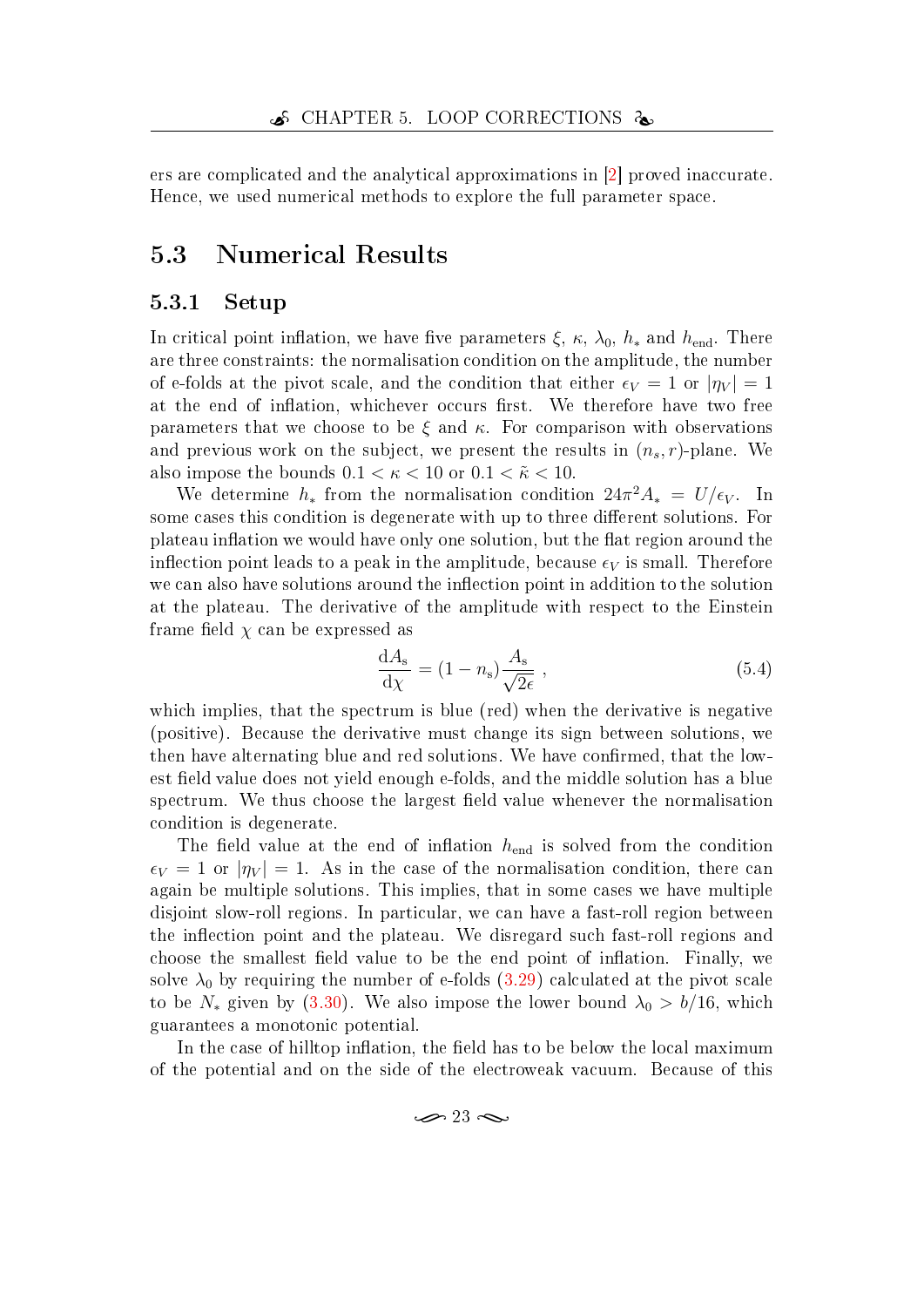ers are complicated and the analytical approximations in [2] proved inaccurate. Hence, we used numerical methods to explore the full parameter space.

## 5.3 Numerical Results

### 5.3.1 Setup

In critical point inflation, we have five parameters $\xi$, $\kappa$, $\lambda_0$, $h_*$ and $h_{\rm end}$. There are three constraints: the normalisation condition on the amplitude, the number of e-folds at the pivot scale, and the condition that either $\epsilon_V = 1$ or $|\eta_V| = 1$ at the end of inflation, whichever occurs first. We therefore have two free parameters that we choose to be $\xi$ and $\kappa$. For comparison with observations and previous work on the subject, we present the results in $(n_s, r)$-plane. We also impose the bounds $0.1 < \kappa < 10$ or $0.1 < \tilde{\kappa} < 10$.

We determine $h_*$ from the normalisation condition $24\pi^2 A_* = U/\epsilon_V$. In some cases this condition is degenerate with up to three different solutions. For plateau inflation we would have only one solution, but the flat region around the inflection point leads to a peak in the amplitude, because $\epsilon_V$ is small. Therefore we can also have solutions around the inflection point in addition to the solution at the plateau. The derivative of the amplitude with respect to the Einstein frame field $\chi$ can be expressed as

$$\frac{\mathrm{d}A_{\rm s}}{\mathrm{d}\chi} = (1 - n_{\rm s}) \frac{A_{\rm s}}{\sqrt{2\epsilon}} \; , \tag{5.4}$$

which implies, that the spectrum is blue (red) when the derivative is negative (positive). Because the derivative must change its sign between solutions, we then have alternating blue and red solutions. We have confirmed, that the lowest field value does not yield enough e-folds, and the middle solution has a blue spectrum. We thus choose the largest field value whenever the normalisation condition is degenerate.

The field value at the end of inflation $h_{\rm end}$ is solved from the condition $\epsilon_V = 1$ or $|\eta_V| = 1$. As in the case of the normalisation condition, there can again be multiple solutions. This implies, that in some cases we have multiple disjoint slow-roll regions. In particular, we can have a fast-roll region between the inflection point and the plateau. We disregard such fast-roll regions and choose the smallest field value to be the end point of inflation. Finally, we solve $\lambda_0$ by requiring the number of e-folds (3.29) calculated at the pivot scale to be $N_*$ given by (3.30). We also impose the lower bound $\lambda_0 > b/16$, which guarantees a monotonic potential.

In the case of hilltop inflation, the field has to be below the local maximum of the potential and on the side of the electroweak vacuum. Because of this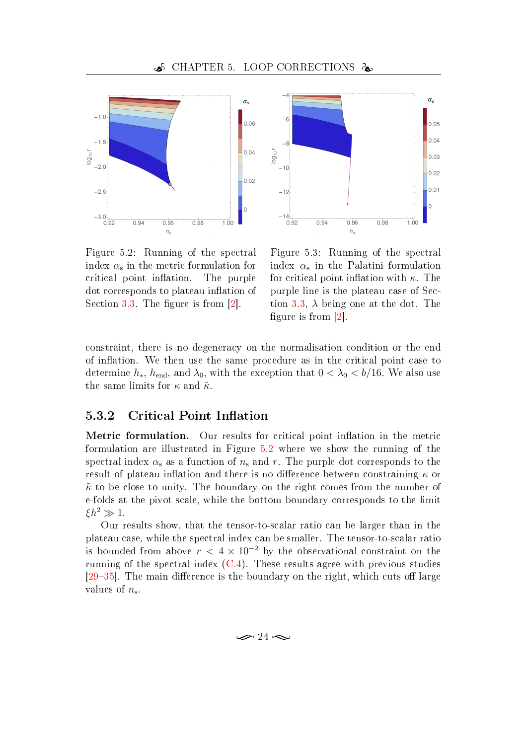Figure 5.2: Running of the spectral index $\alpha_s$ in the metric formulation for critical point inflation. The purple dot corresponds to plateau inflation of Section 3.3. The figure is from [2].

Figure 5.3: Running of the spectral index $\alpha_s$ in the Palatini formulation for critical point inflation with $\kappa$. The purple line is the plateau case of Section 3.3, $\lambda$ being one at the dot. The figure is from [2].

constraint, there is no degeneracy on the normalisation condition or the end of inflation. We then use the same procedure as in the critical point case to determine $h_*$, $h_{\text{end}}$, and $\lambda_0$, with the exception that $0 < \lambda_0 < b/16$. We also use the same limits for $\kappa$ and $\tilde{\kappa}$.

### 5.3.2 Critical Point Inflation

**Metric formulation.** Our results for critical point inflation in the metric formulation are illustrated in Figure 5.2 where we show the running of the spectral index $\alpha_s$ as a function of $n_s$ and $r$. The purple dot corresponds to the result of plateau inflation and there is no difference between constraining $\kappa$ or $\tilde{\kappa}$ to be close to unity. The boundary on the right comes from the number of e-folds at the pivot scale, while the bottom boundary corresponds to the limit $\xi h^2 \gg 1$.

Our results show, that the tensor-to-scalar ratio can be larger than in the plateau case, while the spectral index can be smaller. The tensor-to-scalar ratio is bounded from above $r < 4 \times 10^{-2}$ by the observational constraint on the running of the spectral index (C.4). These results agree with previous studies [29–35]. The main difference is the boundary on the right, which cuts off large values of $n_s$.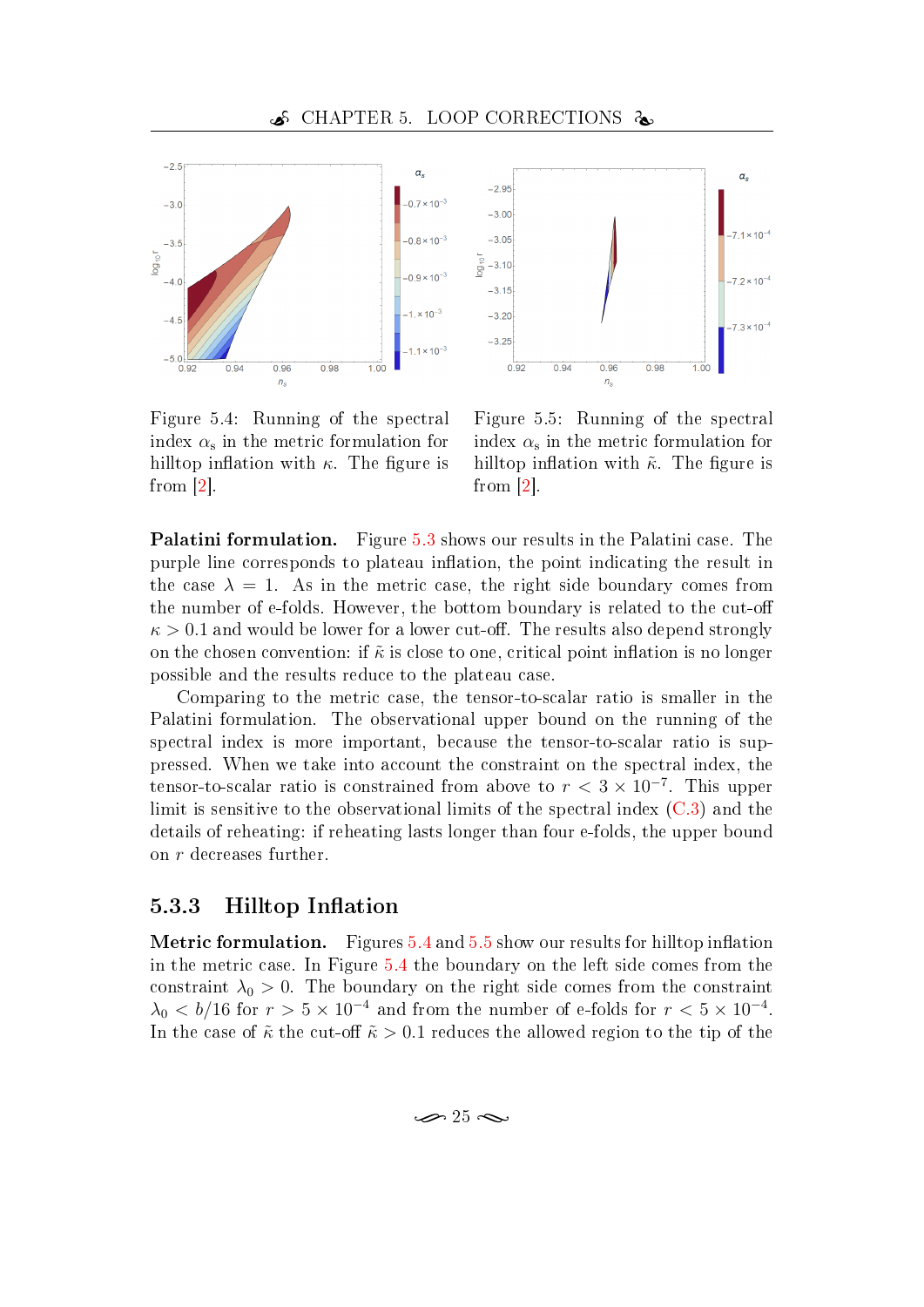Figure 5.4: Running of the spectral index $\alpha_s$ in the metric formulation for hilltop inflation with $\kappa$. The figure is from [2].

Figure 5.5: Running of the spectral index $\alpha_s$ in the metric formulation for hilltop inflation with $\tilde{\kappa}$. The figure is from [2].

**Palatini formulation.** Figure 5.3 shows our results in the Palatini case. The purple line corresponds to plateau inflation, the point indicating the result in the case $\lambda = 1$. As in the metric case, the right side boundary comes from the number of e-folds. However, the bottom boundary is related to the cut-off $\kappa > 0.1$ and would be lower for a lower cut-off. The results also depend strongly on the chosen convention: if $\tilde{\kappa}$ is close to one, critical point inflation is no longer possible and the results reduce to the plateau case.

Comparing to the metric case, the tensor-to-scalar ratio is smaller in the Palatini formulation. The observational upper bound on the running of the spectral index is more important, because the tensor-to-scalar ratio is suppressed. When we take into account the constraint on the spectral index, the tensor-to-scalar ratio is constrained from above to $r < 3 \times 10^{-7}$. This upper limit is sensitive to the observational limits of the spectral index (C.3) and the details of reheating: if reheating lasts longer than four e-folds, the upper bound on $r$ decreases further.

### 5.3.3 Hilltop Inflation

**Metric formulation.** Figures 5.4 and 5.5 show our results for hilltop inflation in the metric case. In Figure 5.4 the boundary on the left side comes from the constraint $\lambda_0 > 0$. The boundary on the right side comes from the constraint $\lambda_0 < b/16$ for $r > 5 \times 10^{-4}$ and from the number of e-folds for $r < 5 \times 10^{-4}$. In the case of $\tilde{\kappa}$ the cut-off $\tilde{\kappa} > 0.1$ reduces the allowed region to the tip of the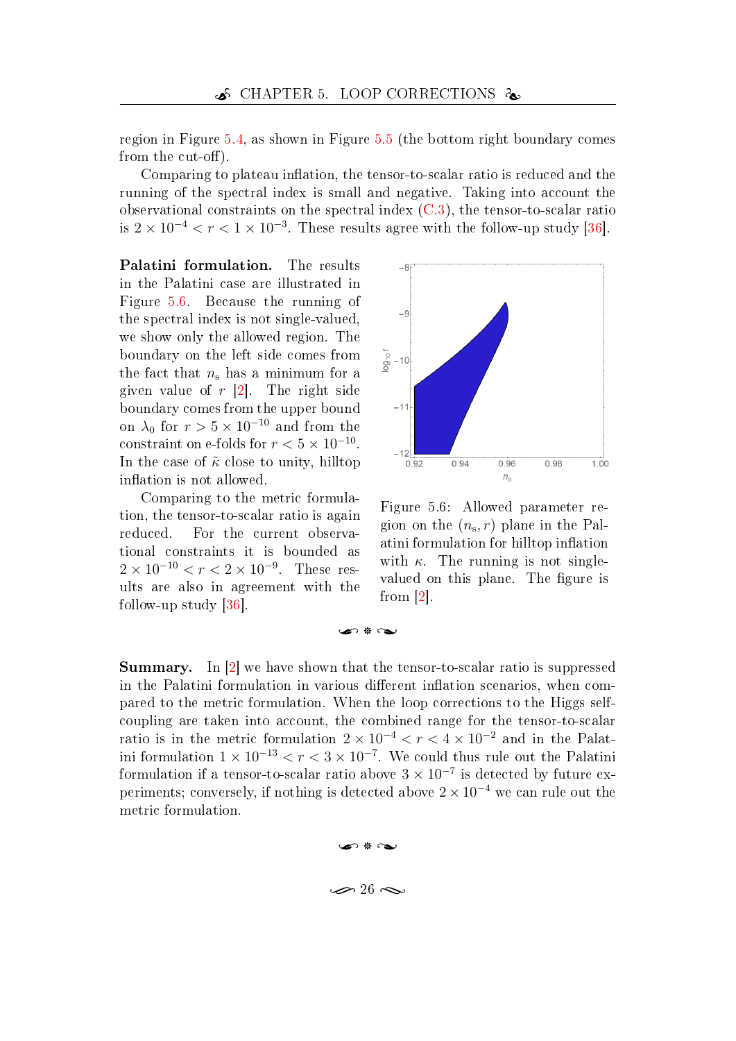region in Figure 5.4, as shown in Figure 5.5 (the bottom right boundary comes from the cut-off).

Comparing to plateau inflation, the tensor-to-scalar ratio is reduced and the running of the spectral index is small and negative. Taking into account the observational constraints on the spectral index (C.3), the tensor-to-scalar ratio is $2 \times 10^{-4} < r < 1 \times 10^{-3}$. These results agree with the follow-up study [36].

**Palatini formulation.** The results in the Palatini case are illustrated in Figure 5.6. Because the running of the spectral index is not single-valued, we show only the allowed region. The boundary on the left side comes from the fact that $n_s$ has a minimum for a given value of $r$ [2]. The right side boundary comes from the upper bound on $\lambda_0$ for $r > 5 \times 10^{-10}$ and from the constraint on e-folds for $r < 5 \times 10^{-10}$. In the case of $\tilde{\kappa}$ close to unity, hilltop inflation is not allowed.

Comparing to the metric formulation, the tensor-to-scalar ratio is again reduced. For the current observational constraints it is bounded as $2 \times 10^{-10} < r < 2 \times 10^{-9}$. These results are also in agreement with the follow-up study [36].

Figure 5.6: Allowed parameter region on the $(n_s, r)$ plane in the Palatini formulation for hilltop inflation with $\kappa$. The running is not single-valued on this plane. The figure is from [2].

**Summary.** In [2] we have shown that the tensor-to-scalar ratio is suppressed in the Palatini formulation in various different inflation scenarios, when compared to the metric formulation. When the loop corrections to the Higgs self-coupling are taken into account, the combined range for the tensor-to-scalar ratio is in the metric formulation $2 \times 10^{-4} < r < 4 \times 10^{-2}$ and in the Palatini formulation $1 \times 10^{-13} < r < 3 \times 10^{-7}$. We could thus rule out the Palatini formulation if a tensor-to-scalar ratio above $3 \times 10^{-7}$ is detected by future experiments; conversely, if nothing is detected above $2 \times 10^{-4}$ we can rule out the metric formulation.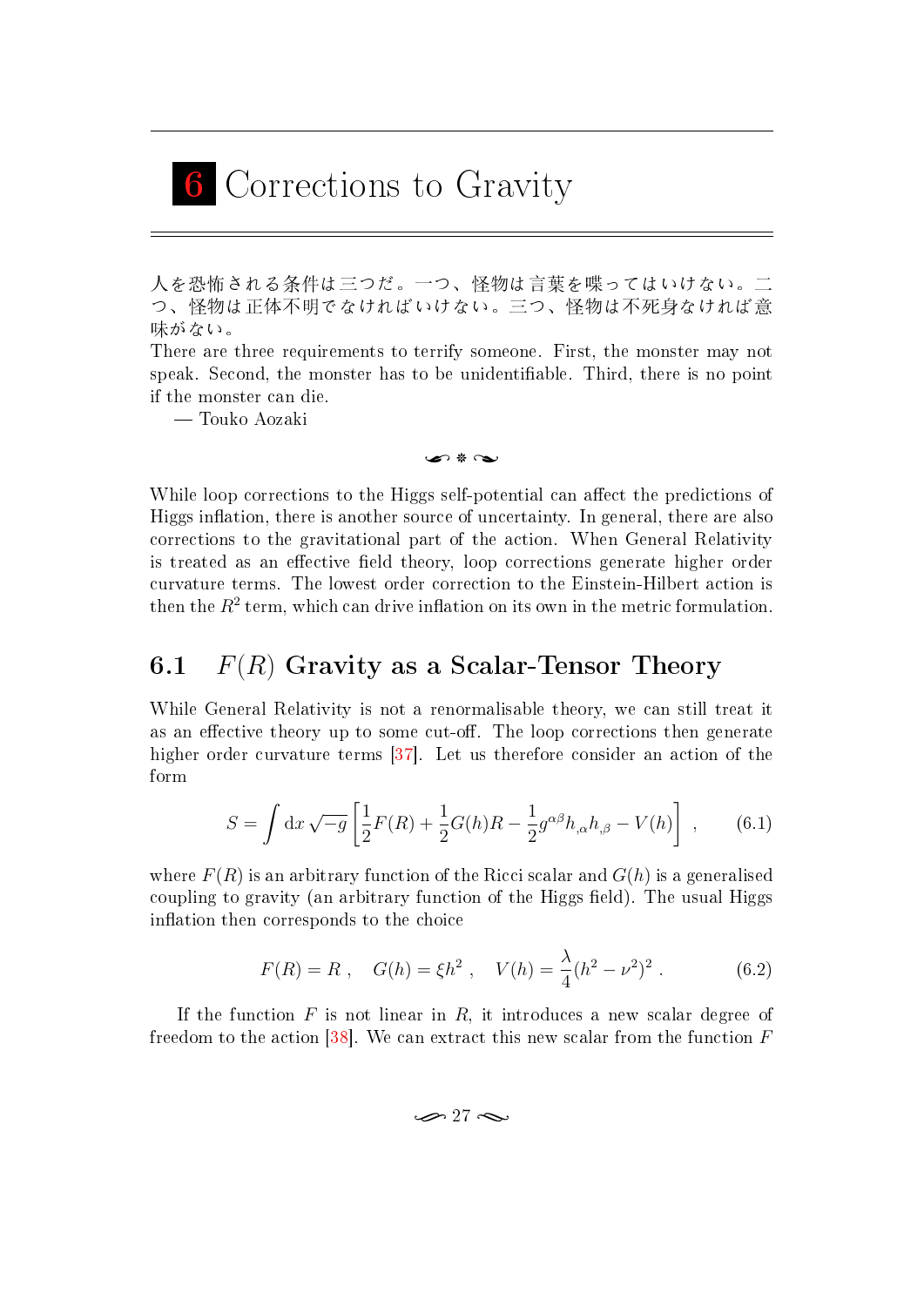# 6 Corrections to Gravity

人を恐怖される条件は三つだ。一つ、怪物は言葉を喋ってはいけない。二つ、怪物は正体不明でなければいけない。三つ、怪物は不死身なければ意味がない。
There are three requirements to terrify someone. First, the monster may not speak. Second, the monster has to be unidentifiable. Third, there is no point if the monster can die.
— Touko Aozaki

While loop corrections to the Higgs self-potential can affect the predictions of Higgs inflation, there is another source of uncertainty. In general, there are also corrections to the gravitational part of the action. When General Relativity is treated as an effective field theory, loop corrections generate higher order curvature terms. The lowest order correction to the Einstein-Hilbert action is then the $R^2$ term, which can drive inflation on its own in the metric formulation.

## 6.1 $F(R)$ Gravity as a Scalar-Tensor Theory

While General Relativity is not a renormalisable theory, we can still treat it as an effective theory up to some cut-off. The loop corrections then generate higher order curvature terms [37]. Let us therefore consider an action of the form

$$S = \int \mathrm{d}x \sqrt{-g} \left[ \frac{1}{2} F(R) + \frac{1}{2} G(h) R - \frac{1}{2} g^{\alpha\beta} h_{,\alpha} h_{,\beta} - V(h) \right] , \qquad (6.1)$$

where $F(R)$ is an arbitrary function of the Ricci scalar and $G(h)$ is a generalised coupling to gravity (an arbitrary function of the Higgs field). The usual Higgs inflation then corresponds to the choice

$$F(R) = R \, , \quad G(h) = \xi h^2 \, , \quad V(h) = \frac{\lambda}{4}(h^2 - \nu^2)^2 \, . \qquad (6.2)$$

If the function $F$ is not linear in $R$, it introduces a new scalar degree of freedom to the action [38]. We can extract this new scalar from the function $F$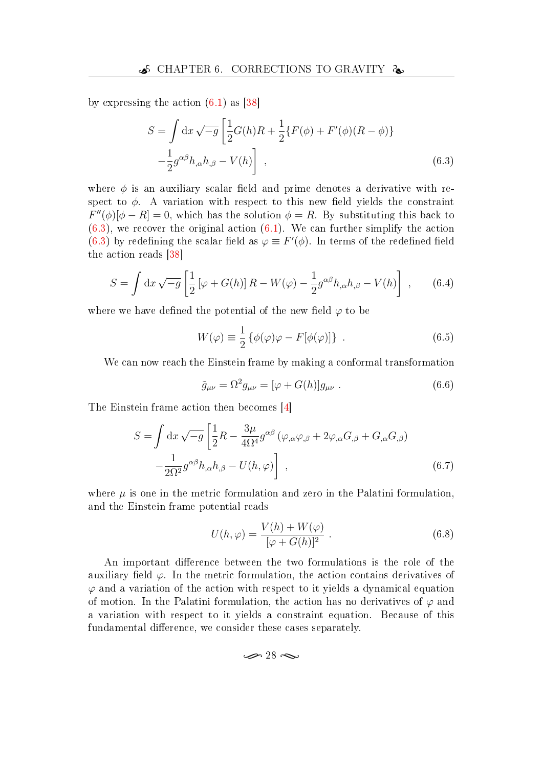by expressing the action (6.1) as [38]

$$S = \int \mathrm{d}x \sqrt{-g} \left[ \frac{1}{2} G(h) R + \frac{1}{2} \{ F(\phi) + F'(\phi)(R - \phi) \} \right.$$
$$\left. - \frac{1}{2} g^{\alpha\beta} h_{,\alpha} h_{,\beta} - V(h) \right] \ , \tag{6.3}$$

where $\phi$ is an auxiliary scalar field and prime denotes a derivative with respect to $\phi$. A variation with respect to this new field yields the constraint $F''(\phi)[\phi - R] = 0$, which has the solution $\phi = R$. By substituting this back to (6.3), we recover the original action (6.1). We can further simplify the action (6.3) by redefining the scalar field as $\varphi \equiv F'(\phi)$. In terms of the redefined field the action reads [38]

$$S = \int \mathrm{d}x \sqrt{-g} \left[ \frac{1}{2} \left[ \varphi + G(h) \right] R - W(\varphi) - \frac{1}{2} g^{\alpha\beta} h_{,\alpha} h_{,\beta} - V(h) \right] \ , \tag{6.4}$$

where we have defined the potential of the new field $\varphi$ to be

$$W(\varphi) \equiv \frac{1}{2} \left\{ \phi(\varphi)\varphi - F[\phi(\varphi)] \right\} \ . \tag{6.5}$$

We can now reach the Einstein frame by making a conformal transformation

$$\tilde{g}_{\mu\nu} = \Omega^2 g_{\mu\nu} = [\varphi + G(h)] g_{\mu\nu} \ . \tag{6.6}$$

The Einstein frame action then becomes [4]

$$S = \int \mathrm{d}x \sqrt{-g} \left[ \frac{1}{2} R - \frac{3\mu}{4\Omega^4} g^{\alpha\beta} \left( \varphi_{,\alpha}\varphi_{,\beta} + 2\varphi_{,\alpha} G_{,\beta} + G_{,\alpha} G_{,\beta} \right) \right.$$
$$\left. - \frac{1}{2\Omega^2} g^{\alpha\beta} h_{,\alpha} h_{,\beta} - U(h, \varphi) \right] \ , \tag{6.7}$$

where $\mu$ is one in the metric formulation and zero in the Palatini formulation, and the Einstein frame potential reads

$$U(h, \varphi) = \frac{V(h) + W(\varphi)}{[\varphi + G(h)]^2} \ . \tag{6.8}$$

An important difference between the two formulations is the role of the auxiliary field $\varphi$. In the metric formulation, the action contains derivatives of $\varphi$ and a variation of the action with respect to it yields a dynamical equation of motion. In the Palatini formulation, the action has no derivatives of $\varphi$ and a variation with respect to it yields a constraint equation. Because of this fundamental difference, we consider these cases separately.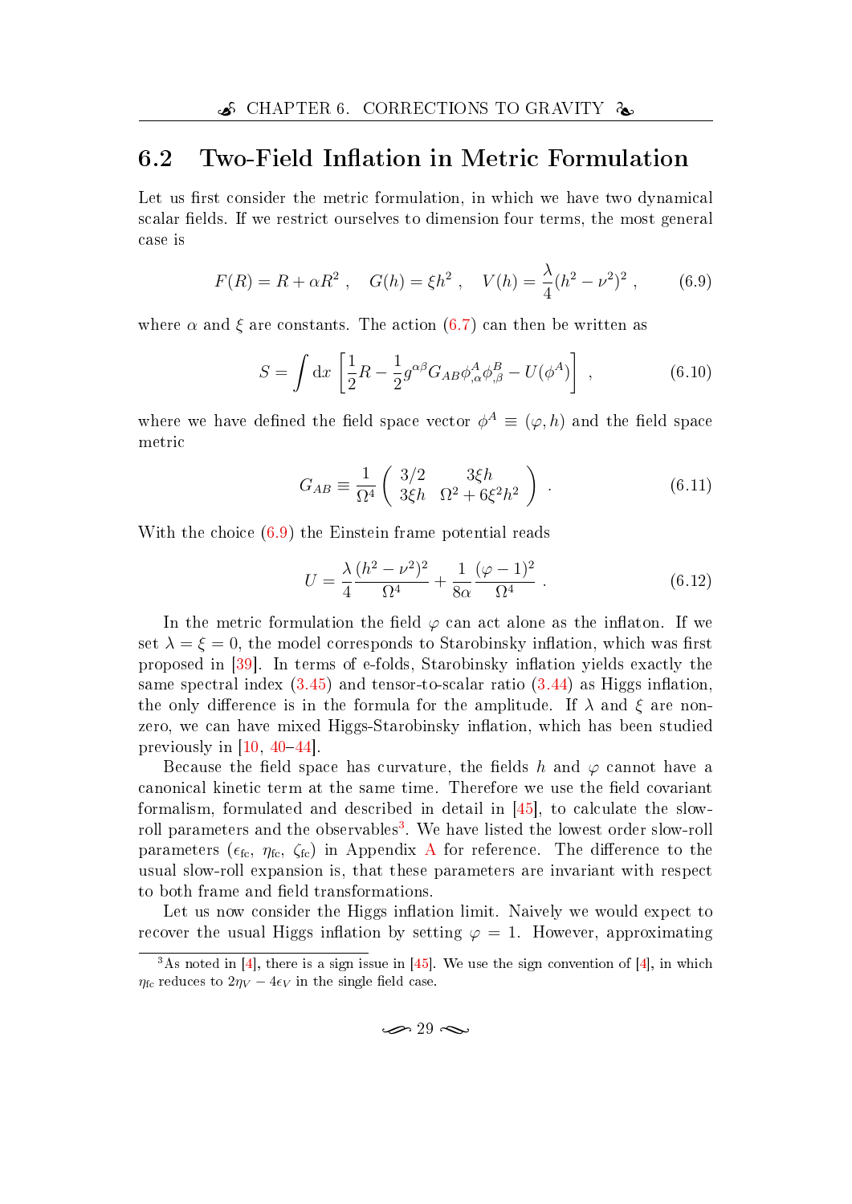## 6.2 Two-Field Inflation in Metric Formulation

Let us first consider the metric formulation, in which we have two dynamical scalar fields. If we restrict ourselves to dimension four terms, the most general case is

$$F(R) = R + \alpha R^2 \ , \quad G(h) = \xi h^2 \ , \quad V(h) = \frac{\lambda}{4}(h^2 - \nu^2)^2 \ , \tag{6.9}$$

where $\alpha$ and $\xi$ are constants. The action (6.7) can then be written as

$$S = \int \mathrm{d}x \left[ \frac{1}{2}R - \frac{1}{2} g^{\alpha\beta} G_{AB} \phi^A_{,\alpha} \phi^B_{,\beta} - U(\phi^A) \right] \ , \tag{6.10}$$

where we have defined the field space vector $\phi^A \equiv (\varphi, h)$ and the field space metric

$$G_{AB} \equiv \frac{1}{\Omega^4} \begin{pmatrix} 3/2 & 3\xi h \\ 3\xi h & \Omega^2 + 6\xi^2 h^2 \end{pmatrix} \ . \tag{6.11}$$

With the choice (6.9) the Einstein frame potential reads

$$U = \frac{\lambda}{4} \frac{(h^2 - \nu^2)^2}{\Omega^4} + \frac{1}{8\alpha} \frac{(\varphi - 1)^2}{\Omega^4} \ . \tag{6.12}$$

In the metric formulation the field $\varphi$ can act alone as the inflaton. If we set $\lambda = \xi = 0$, the model corresponds to Starobinsky inflation, which was first proposed in [39]. In terms of e-folds, Starobinsky inflation yields exactly the same spectral index (3.45) and tensor-to-scalar ratio (3.44) as Higgs inflation, the only difference is in the formula for the amplitude. If $\lambda$ and $\xi$ are nonzero, we can have mixed Higgs-Starobinsky inflation, which has been studied previously in [10, 40–44].

Because the field space has curvature, the fields $h$ and $\varphi$ cannot have a canonical kinetic term at the same time. Therefore we use the field covariant formalism, formulated and described in detail in [45], to calculate the slow-roll parameters and the observables[3]. We have listed the lowest order slow-roll parameters ($\epsilon_{\text{fc}}$, $\eta_{\text{fc}}$, $\zeta_{\text{fc}}$) in Appendix A for reference. The difference to the usual slow-roll expansion is, that these parameters are invariant with respect to both frame and field transformations.

Let us now consider the Higgs inflation limit. Naively we would expect to recover the usual Higgs inflation by setting $\varphi = 1$. However, approximating

[3] As noted in [4], there is a sign issue in [45]. We use the sign convention of [4], in which $\eta_{\text{fc}}$ reduces to $2\eta_V - 4\epsilon_V$ in the single field case.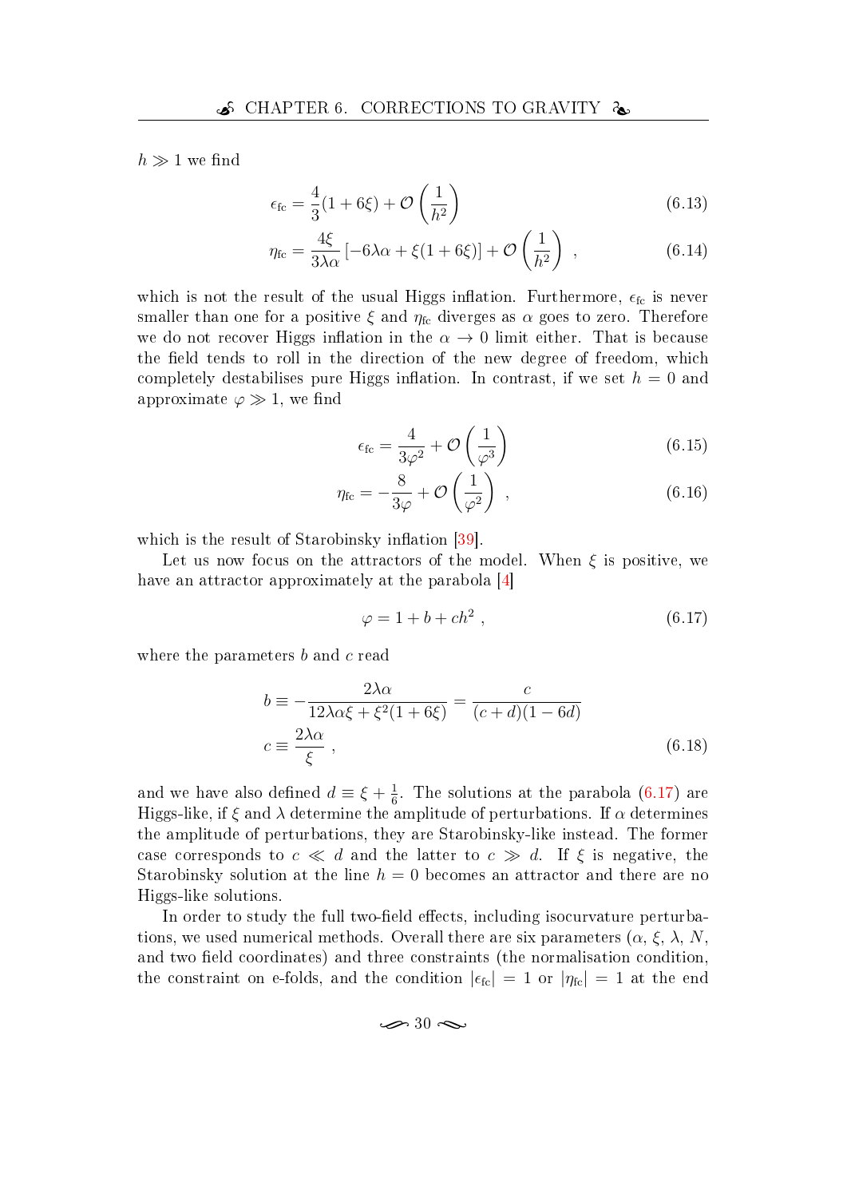$h \gg 1$ we find

$$\epsilon_{\rm fc} = \frac{4}{3}(1+6\xi) + \mathcal{O}\left(\frac{1}{h^2}\right) \tag{6.13}$$

$$\eta_{\rm fc} = \frac{4\xi}{3\lambda\alpha}\left[-6\lambda\alpha + \xi(1+6\xi)\right] + \mathcal{O}\left(\frac{1}{h^2}\right) \ , \tag{6.14}$$

which is not the result of the usual Higgs inflation. Furthermore, $\epsilon_{\rm fc}$ is never smaller than one for a positive $\xi$ and $\eta_{\rm fc}$ diverges as $\alpha$ goes to zero. Therefore we do not recover Higgs inflation in the $\alpha \to 0$ limit either. That is because the field tends to roll in the direction of the new degree of freedom, which completely destabilises pure Higgs inflation. In contrast, if we set $h = 0$ and approximate $\varphi \gg 1$, we find

$$\epsilon_{\rm fc} = \frac{4}{3\varphi^2} + \mathcal{O}\left(\frac{1}{\varphi^3}\right) \tag{6.15}$$

$$\eta_{\rm fc} = -\frac{8}{3\varphi} + \mathcal{O}\left(\frac{1}{\varphi^2}\right) \ , \tag{6.16}$$

which is the result of Starobinsky inflation [39].

Let us now focus on the attractors of the model. When $\xi$ is positive, we have an attractor approximately at the parabola [4]

$$\varphi = 1 + b + ch^2 \ , \tag{6.17}$$

where the parameters $b$ and $c$ read

$$\begin{aligned} b &\equiv -\frac{2\lambda\alpha}{12\lambda\alpha\xi + \xi^2(1+6\xi)} = \frac{c}{(c+d)(1-6d)} \\ c &\equiv \frac{2\lambda\alpha}{\xi} \ , \end{aligned} \tag{6.18}$$

and we have also defined $d \equiv \xi + \frac{1}{6}$. The solutions at the parabola (6.17) are Higgs-like, if $\xi$ and $\lambda$ determine the amplitude of perturbations. If $\alpha$ determines the amplitude of perturbations, they are Starobinsky-like instead. The former case corresponds to $c \ll d$ and the latter to $c \gg d$. If $\xi$ is negative, the Starobinsky solution at the line $h = 0$ becomes an attractor and there are no Higgs-like solutions.

In order to study the full two-field effects, including isocurvature perturbations, we used numerical methods. Overall there are six parameters ($\alpha$, $\xi$, $\lambda$, $N$, and two field coordinates) and three constraints (the normalisation condition, the constraint on e-folds, and the condition $|\epsilon_{\rm fc}| = 1$ or $|\eta_{\rm fc}| = 1$ at the end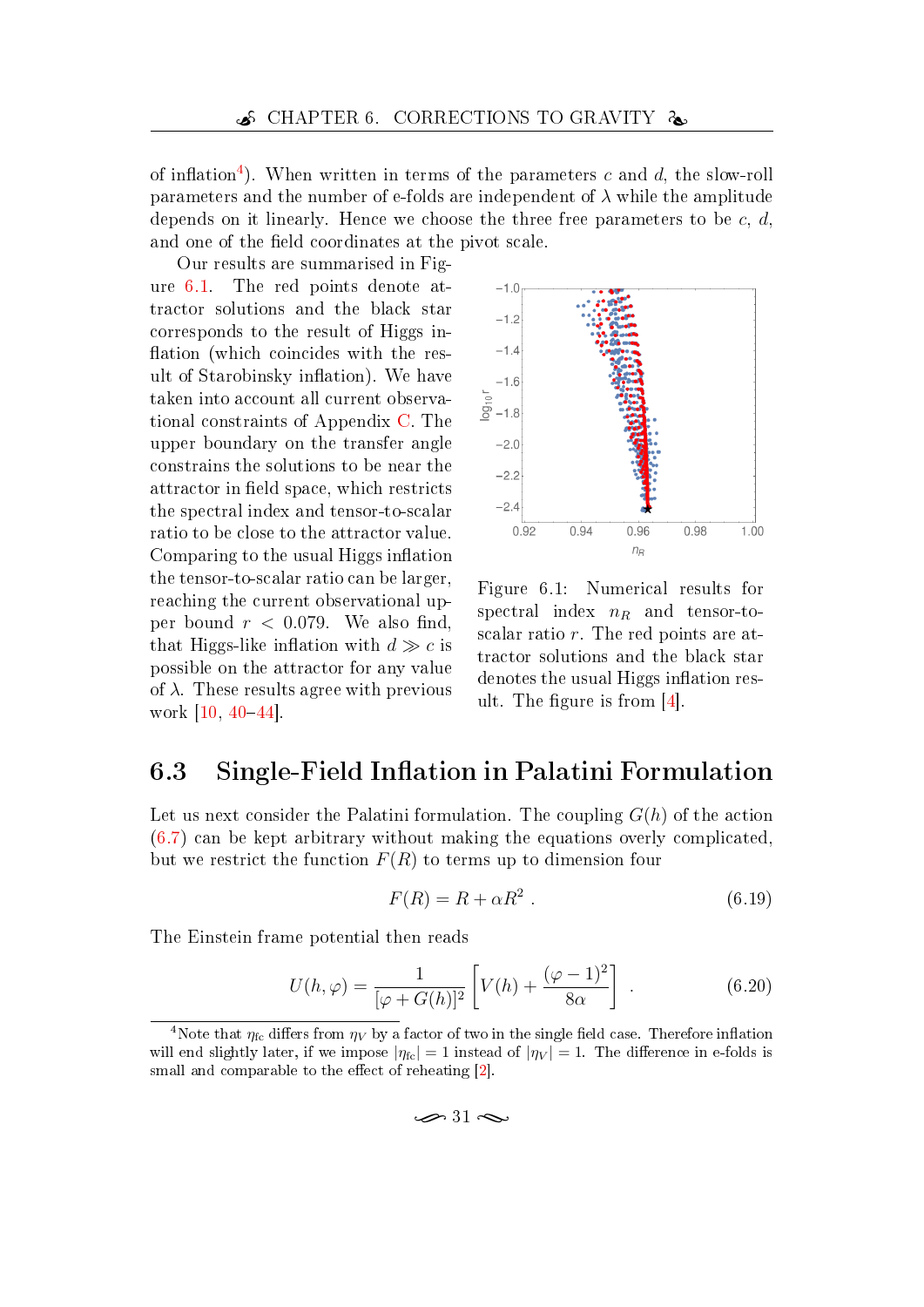of inflation[4]). When written in terms of the parameters $c$ and $d$, the slow-roll parameters and the number of e-folds are independent of $\lambda$ while the amplitude depends on it linearly. Hence we choose the three free parameters to be $c$, $d$, and one of the field coordinates at the pivot scale.

Our results are summarised in Figure 6.1. The red points denote attractor solutions and the black star corresponds to the result of Higgs inflation (which coincides with the result of Starobinsky inflation). We have taken into account all current observational constraints of Appendix C. The upper boundary on the transfer angle constrains the solutions to be near the attractor in field space, which restricts the spectral index and tensor-to-scalar ratio to be close to the attractor value. Comparing to the usual Higgs inflation the tensor-to-scalar ratio can be larger, reaching the current observational upper bound $r < 0.079$. We also find, that Higgs-like inflation with $d \gg c$ is possible on the attractor for any value of $\lambda$. These results agree with previous work [10, 40–44].

Figure 6.1: Numerical results for spectral index $n_R$ and tensor-to-scalar ratio $r$. The red points are attractor solutions and the black star denotes the usual Higgs inflation result. The figure is from [4].

## 6.3 Single-Field Inflation in Palatini Formulation

Let us next consider the Palatini formulation. The coupling $G(h)$ of the action (6.7) can be kept arbitrary without making the equations overly complicated, but we restrict the function $F(R)$ to terms up to dimension four

$$F(R) = R + \alpha R^2 \ . \tag{6.19}$$

The Einstein frame potential then reads

$$U(h, \varphi) = \frac{1}{[\varphi + G(h)]^2} \left[ V(h) + \frac{(\varphi - 1)^2}{8\alpha} \right] \ . \tag{6.20}$$

[4] Note that $\eta_{\rm fc}$ differs from $\eta_V$ by a factor of two in the single field case. Therefore inflation will end slightly later, if we impose $|\eta_{\rm fc}| = 1$ instead of $|\eta_V| = 1$. The difference in e-folds is small and comparable to the effect of reheating [2].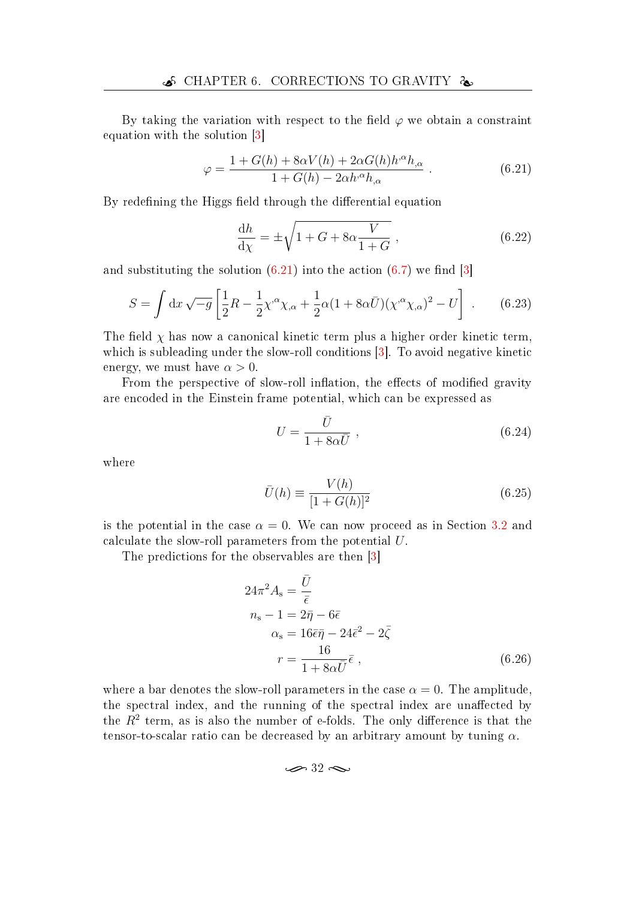By taking the variation with respect to the field $\varphi$ we obtain a constraint equation with the solution [3]

$$\varphi = \frac{1 + G(h) + 8\alpha V(h) + 2\alpha G(h) h^{,\alpha} h_{,\alpha}}{1 + G(h) - 2\alpha h^{,\alpha} h_{,\alpha}} \ . \tag{6.21}$$

By redefining the Higgs field through the differential equation

$$\frac{\mathrm{d}h}{\mathrm{d}\chi} = \pm\sqrt{1 + G + 8\alpha\frac{V}{1+G}} \ , \tag{6.22}$$

and substituting the solution (6.21) into the action (6.7) we find [3]

$$S = \int \mathrm{d}x \sqrt{-g}\left[\frac{1}{2}R - \frac{1}{2}\chi^{,\alpha}\chi_{,\alpha} + \frac{1}{2}\alpha(1 + 8\alpha\bar{U})(\chi^{,\alpha}\chi_{,\alpha})^2 - U\right] \ . \tag{6.23}$$

The field $\chi$ has now a canonical kinetic term plus a higher order kinetic term, which is subleading under the slow-roll conditions [3]. To avoid negative kinetic energy, we must have $\alpha > 0$.

From the perspective of slow-roll inflation, the effects of modified gravity are encoded in the Einstein frame potential, which can be expressed as

$$U = \frac{\bar{U}}{1 + 8\alpha\bar{U}} \ , \tag{6.24}$$

where

$$\bar{U}(h) \equiv \frac{V(h)}{[1 + G(h)]^2} \tag{6.25}$$

is the potential in the case $\alpha = 0$. We can now proceed as in Section 3.2 and calculate the slow-roll parameters from the potential $U$.

The predictions for the observables are then [3]

$$\begin{aligned}
24\pi^2 A_\mathrm{s} &= \frac{\bar{U}}{\bar{\epsilon}} \\
n_\mathrm{s} - 1 &= 2\bar{\eta} - 6\bar{\epsilon} \\
\alpha_\mathrm{s} &= 16\bar{\epsilon}\bar{\eta} - 24\bar{\epsilon}^2 - 2\bar{\zeta} \\
r &= \frac{16}{1 + 8\alpha\bar{U}}\bar{\epsilon} \ ,
\end{aligned} \tag{6.26}$$

where a bar denotes the slow-roll parameters in the case $\alpha = 0$. The amplitude, the spectral index, and the running of the spectral index are unaffected by the $R^2$ term, as is also the number of e-folds. The only difference is that the tensor-to-scalar ratio can be decreased by an arbitrary amount by tuning $\alpha$.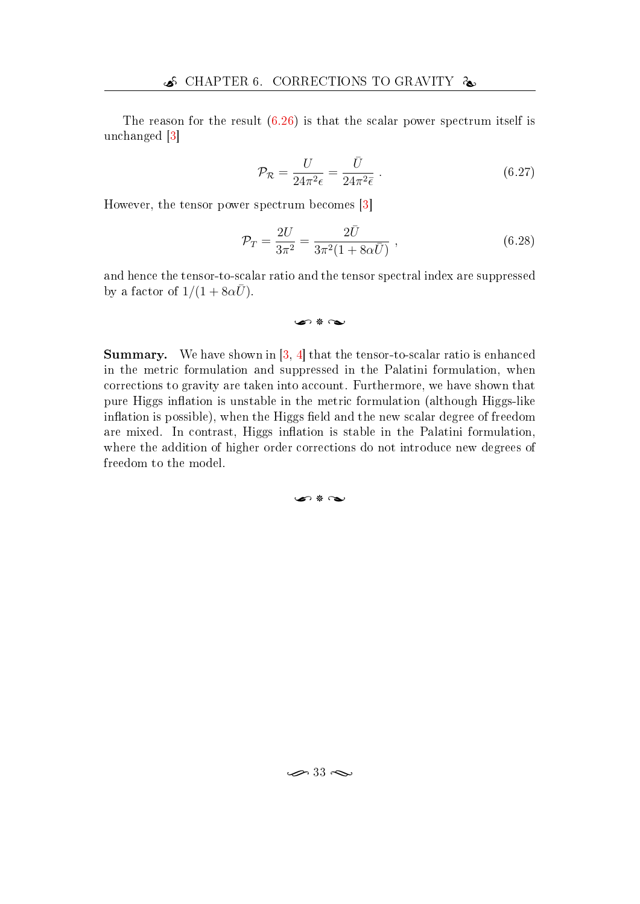The reason for the result (6.26) is that the scalar power spectrum itself is unchanged [3]

$$\mathcal{P}_{\mathcal{R}} = \frac{U}{24\pi^2\epsilon} = \frac{\bar{U}}{24\pi^2\bar{\epsilon}} \, . \tag{6.27}$$

However, the tensor power spectrum becomes [3]

$$\mathcal{P}_T = \frac{2U}{3\pi^2} = \frac{2\bar{U}}{3\pi^2(1+8\alpha\bar{U})} \, , \tag{6.28}$$

and hence the tensor-to-scalar ratio and the tensor spectral index are suppressed by a factor of $1/(1+8\alpha\bar{U})$.

❧ ❊ ❧

**Summary.** We have shown in [3, 4] that the tensor-to-scalar ratio is enhanced in the metric formulation and suppressed in the Palatini formulation, when corrections to gravity are taken into account. Furthermore, we have shown that pure Higgs inflation is unstable in the metric formulation (although Higgs-like inflation is possible), when the Higgs field and the new scalar degree of freedom are mixed. In contrast, Higgs inflation is stable in the Palatini formulation, where the addition of higher order corrections do not introduce new degrees of freedom to the model.

❧ ❊ ❧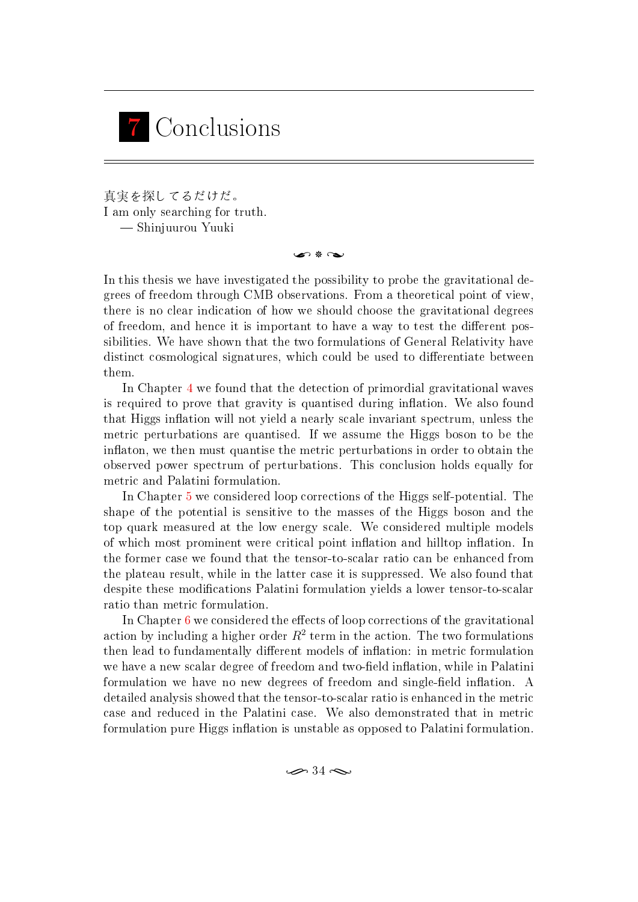# 7 Conclusions

真実を探し てるだけだ。
I am only searching for truth.
— Shinjuurou Yuuki

In this thesis we have investigated the possibility to probe the gravitational degrees of freedom through CMB observations. From a theoretical point of view, there is no clear indication of how we should choose the gravitational degrees of freedom, and hence it is important to have a way to test the different possibilities. We have shown that the two formulations of General Relativity have distinct cosmological signatures, which could be used to differentiate between them.

In Chapter 4 we found that the detection of primordial gravitational waves is required to prove that gravity is quantised during inflation. We also found that Higgs inflation will not yield a nearly scale invariant spectrum, unless the metric perturbations are quantised. If we assume the Higgs boson to be the inflaton, we then must quantise the metric perturbations in order to obtain the observed power spectrum of perturbations. This conclusion holds equally for metric and Palatini formulation.

In Chapter 5 we considered loop corrections of the Higgs self-potential. The shape of the potential is sensitive to the masses of the Higgs boson and the top quark measured at the low energy scale. We considered multiple models of which most prominent were critical point inflation and hilltop inflation. In the former case we found that the tensor-to-scalar ratio can be enhanced from the plateau result, while in the latter case it is suppressed. We also found that despite these modifications Palatini formulation yields a lower tensor-to-scalar ratio than metric formulation.

In Chapter 6 we considered the effects of loop corrections of the gravitational action by including a higher order $R^2$ term in the action. The two formulations then lead to fundamentally different models of inflation: in metric formulation we have a new scalar degree of freedom and two-field inflation, while in Palatini formulation we have no new degrees of freedom and single-field inflation. A detailed analysis showed that the tensor-to-scalar ratio is enhanced in the metric case and reduced in the Palatini case. We also demonstrated that in metric formulation pure Higgs inflation is unstable as opposed to Palatini formulation.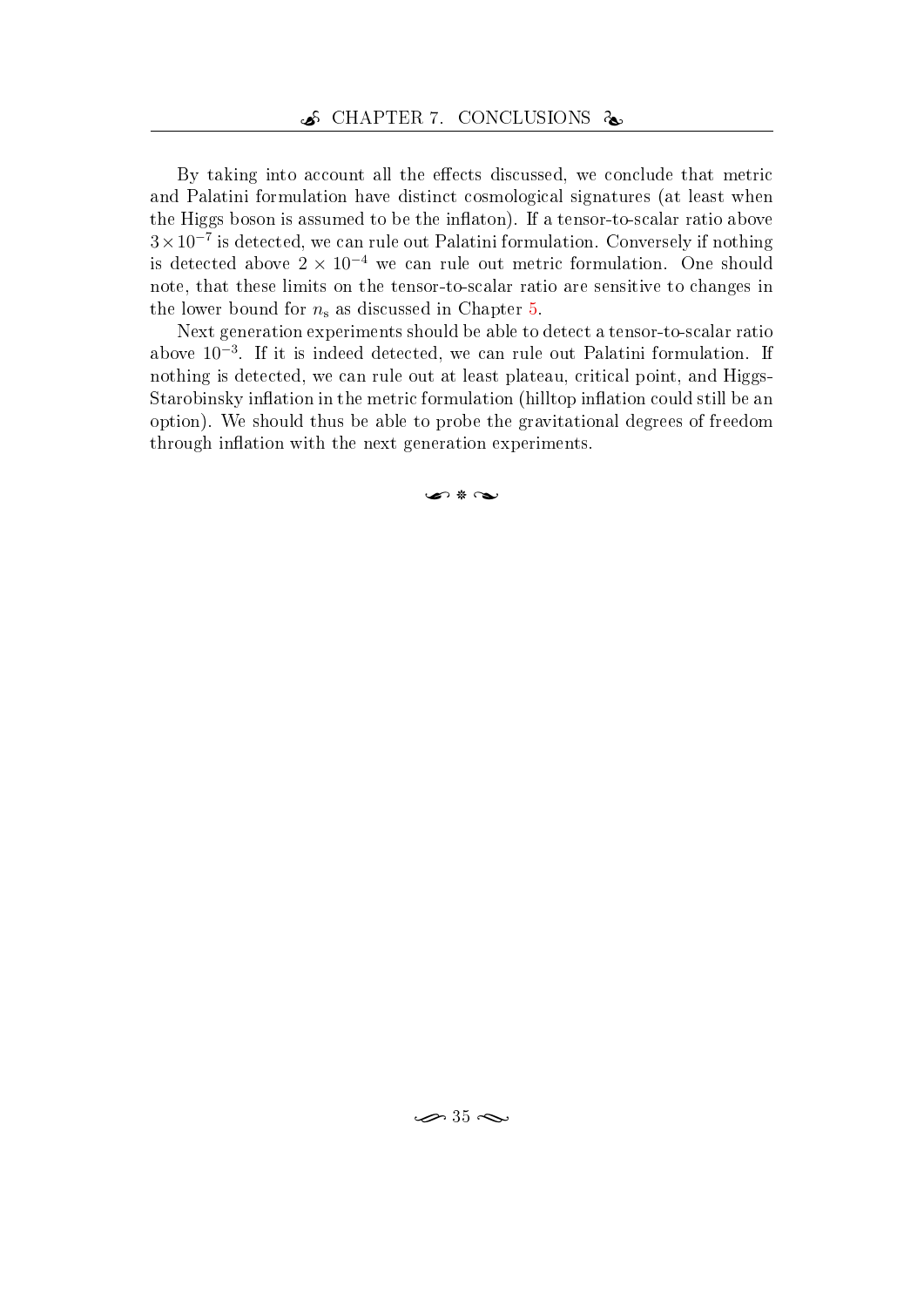By taking into account all the effects discussed, we conclude that metric and Palatini formulation have distinct cosmological signatures (at least when the Higgs boson is assumed to be the inflaton). If a tensor-to-scalar ratio above $3 \times 10^{-7}$ is detected, we can rule out Palatini formulation. Conversely if nothing is detected above $2 \times 10^{-4}$ we can rule out metric formulation. One should note, that these limits on the tensor-to-scalar ratio are sensitive to changes in the lower bound for $n_\mathrm{s}$ as discussed in Chapter 5.

Next generation experiments should be able to detect a tensor-to-scalar ratio above $10^{-3}$. If it is indeed detected, we can rule out Palatini formulation. If nothing is detected, we can rule out at least plateau, critical point, and Higgs-Starobinsky inflation in the metric formulation (hilltop inflation could still be an option). We should thus be able to probe the gravitational degrees of freedom through inflation with the next generation experiments.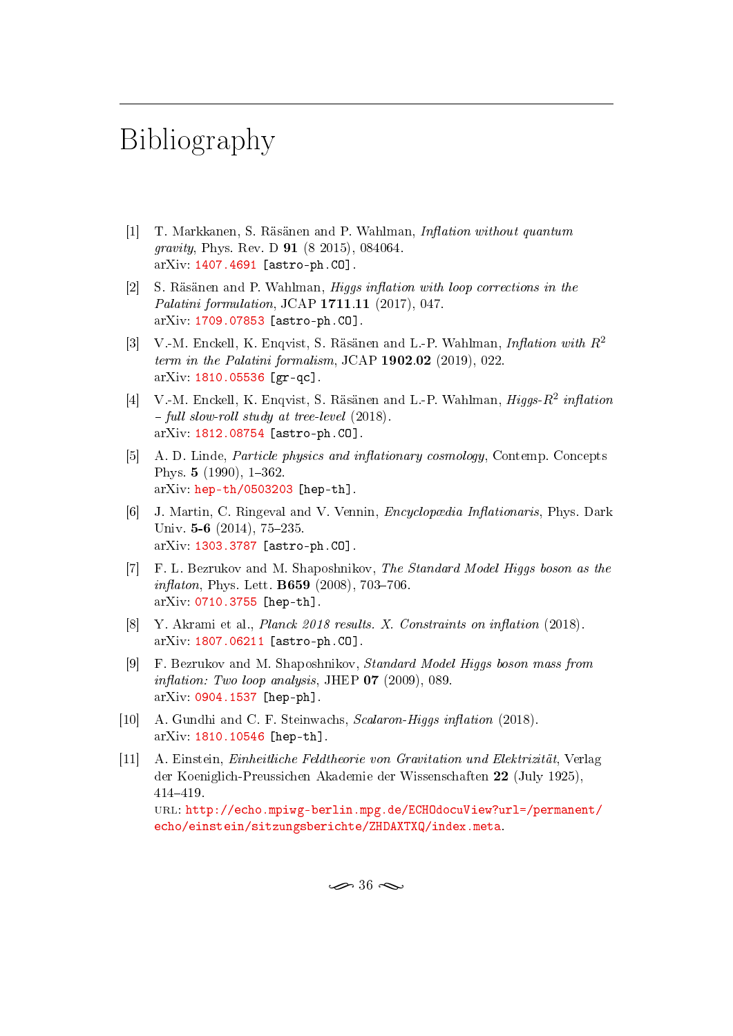# Bibliography

[1] T. Markkanen, S. Räsänen and P. Wahlman, *Inflation without quantum gravity*, Phys. Rev. D **91** (8 2015), 084064.
arXiv: 1407.4691 [astro-ph.CO].

[2] S. Räsänen and P. Wahlman, *Higgs inflation with loop corrections in the Palatini formulation*, JCAP **1711**.**11** (2017), 047.
arXiv: 1709.07853 [astro-ph.CO].

[3] V.-M. Enckell, K. Enqvist, S. Räsänen and L.-P. Wahlman, *Inflation with $R^2$ term in the Palatini formalism*, JCAP **1902**.**02** (2019), 022.
arXiv: 1810.05536 [gr-qc].

[4] V.-M. Enckell, K. Enqvist, S. Räsänen and L.-P. Wahlman, *Higgs-$R^2$ inflation – full slow-roll study at tree-level* (2018).
arXiv: 1812.08754 [astro-ph.CO].

[5] A. D. Linde, *Particle physics and inflationary cosmology*, Contemp. Concepts Phys. **5** (1990), 1–362.
arXiv: hep-th/0503203 [hep-th].

[6] J. Martin, C. Ringeval and V. Vennin, *Encyclopædia Inflationaris*, Phys. Dark Univ. **5-6** (2014), 75–235.
arXiv: 1303.3787 [astro-ph.CO].

[7] F. L. Bezrukov and M. Shaposhnikov, *The Standard Model Higgs boson as the inflaton*, Phys. Lett. **B659** (2008), 703–706.
arXiv: 0710.3755 [hep-th].

[8] Y. Akrami et al., *Planck 2018 results. X. Constraints on inflation* (2018).
arXiv: 1807.06211 [astro-ph.CO].

[9] F. Bezrukov and M. Shaposhnikov, *Standard Model Higgs boson mass from inflation: Two loop analysis*, JHEP **07** (2009), 089.
arXiv: 0904.1537 [hep-ph].

[10] A. Gundhi and C. F. Steinwachs, *Scalaron-Higgs inflation* (2018).
arXiv: 1810.10546 [hep-th].

[11] A. Einstein, *Einheitliche Feldtheorie von Gravitation und Elektrizität*, Verlag der Koeniglich-Preussichen Akademie der Wissenschaften **22** (July 1925), 414–419.
URL: http://echo.mpiwg-berlin.mpg.de/ECHOdocuView?url=/permanent/echo/einstein/sitzungsberichte/ZHDAXTXQ/index.meta.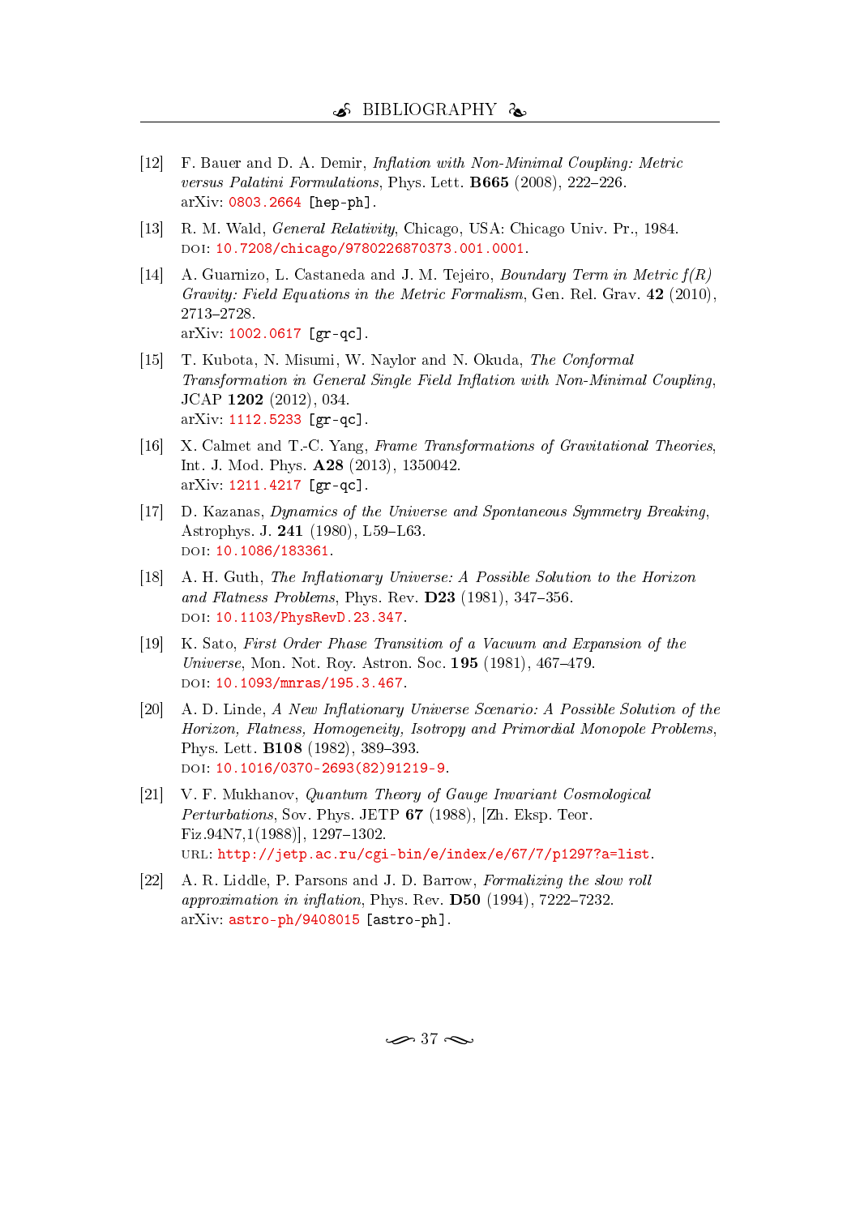[12] F. Bauer and D. A. Demir, *Inflation with Non-Minimal Coupling: Metric versus Palatini Formulations*, Phys. Lett. **B665** (2008), 222–226.
arXiv: 0803.2664 [hep-ph].

[13] R. M. Wald, *General Relativity*, Chicago, USA: Chicago Univ. Pr., 1984.
DOI: 10.7208/chicago/9780226870373.001.0001.

[14] A. Guarnizo, L. Castaneda and J. M. Tejeiro, *Boundary Term in Metric f(R) Gravity: Field Equations in the Metric Formalism*, Gen. Rel. Grav. **42** (2010), 2713–2728.
arXiv: 1002.0617 [gr-qc].

[15] T. Kubota, N. Misumi, W. Naylor and N. Okuda, *The Conformal Transformation in General Single Field Inflation with Non-Minimal Coupling*, JCAP **1202** (2012), 034.
arXiv: 1112.5233 [gr-qc].

[16] X. Calmet and T.-C. Yang, *Frame Transformations of Gravitational Theories*, Int. J. Mod. Phys. **A28** (2013), 1350042.
arXiv: 1211.4217 [gr-qc].

[17] D. Kazanas, *Dynamics of the Universe and Spontaneous Symmetry Breaking*, Astrophys. J. **241** (1980), L59–L63.
DOI: 10.1086/183361.

[18] A. H. Guth, *The Inflationary Universe: A Possible Solution to the Horizon and Flatness Problems*, Phys. Rev. **D23** (1981), 347–356.
DOI: 10.1103/PhysRevD.23.347.

[19] K. Sato, *First Order Phase Transition of a Vacuum and Expansion of the Universe*, Mon. Not. Roy. Astron. Soc. **195** (1981), 467–479.
DOI: 10.1093/mnras/195.3.467.

[20] A. D. Linde, *A New Inflationary Universe Scenario: A Possible Solution of the Horizon, Flatness, Homogeneity, Isotropy and Primordial Monopole Problems*, Phys. Lett. **B108** (1982), 389–393.
DOI: 10.1016/0370-2693(82)91219-9.

[21] V. F. Mukhanov, *Quantum Theory of Gauge Invariant Cosmological Perturbations*, Sov. Phys. JETP **67** (1988), [Zh. Eksp. Teor. Fiz.94N7,1(1988)], 1297–1302.
URL: http://jetp.ac.ru/cgi-bin/e/index/e/67/7/p1297?a=list.

[22] A. R. Liddle, P. Parsons and J. D. Barrow, *Formalizing the slow roll approximation in inflation*, Phys. Rev. **D50** (1994), 7222–7232.
arXiv: astro-ph/9408015 [astro-ph].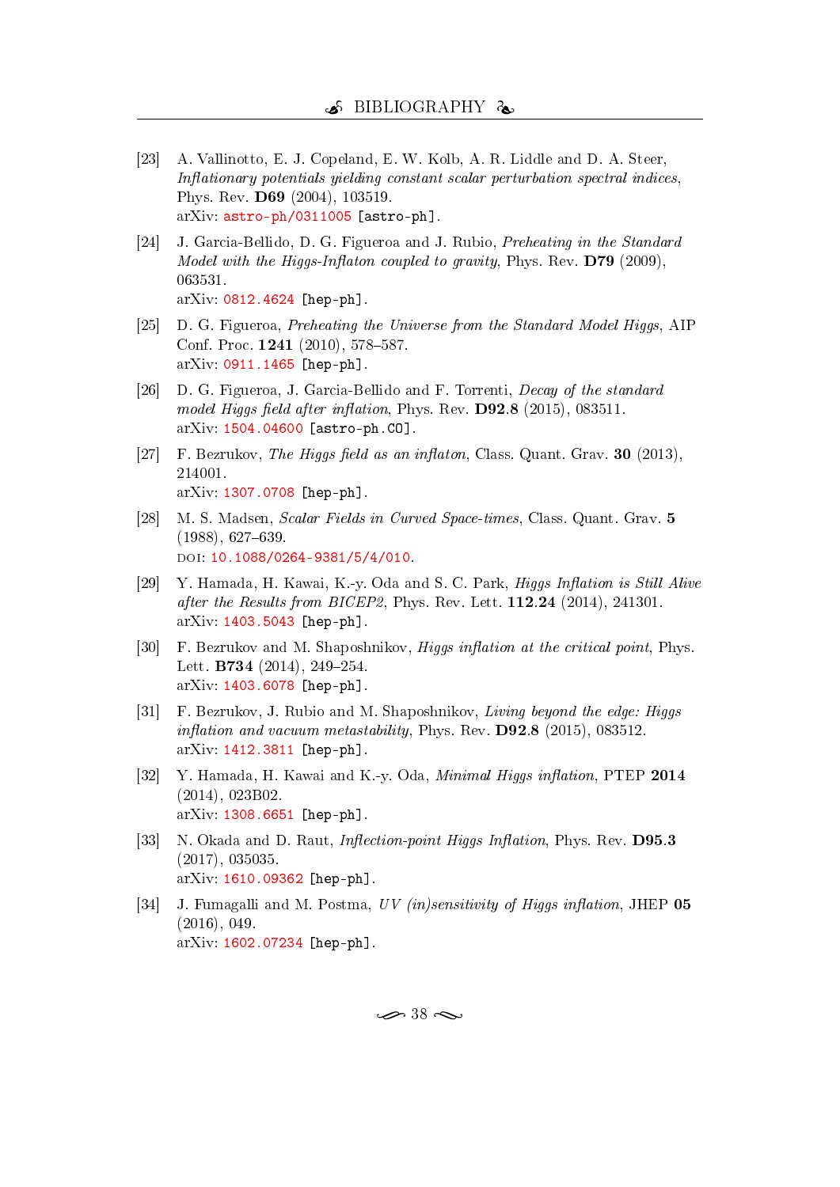[23] A. Vallinotto, E. J. Copeland, E. W. Kolb, A. R. Liddle and D. A. Steer, *Inflationary potentials yielding constant scalar perturbation spectral indices*, Phys. Rev. **D69** (2004), 103519.
arXiv: astro-ph/0311005 [astro-ph].

[24] J. Garcia-Bellido, D. G. Figueroa and J. Rubio, *Preheating in the Standard Model with the Higgs-Inflaton coupled to gravity*, Phys. Rev. **D79** (2009), 063531.
arXiv: 0812.4624 [hep-ph].

[25] D. G. Figueroa, *Preheating the Universe from the Standard Model Higgs*, AIP Conf. Proc. **1241** (2010), 578–587.
arXiv: 0911.1465 [hep-ph].

[26] D. G. Figueroa, J. Garcia-Bellido and F. Torrenti, *Decay of the standard model Higgs field after inflation*, Phys. Rev. **D92**.8 (2015), 083511.
arXiv: 1504.04600 [astro-ph.CO].

[27] F. Bezrukov, *The Higgs field as an inflaton*, Class. Quant. Grav. **30** (2013), 214001.
arXiv: 1307.0708 [hep-ph].

[28] M. S. Madsen, *Scalar Fields in Curved Space-times*, Class. Quant. Grav. **5** (1988), 627–639.
DOI: 10.1088/0264-9381/5/4/010.

[29] Y. Hamada, H. Kawai, K.-y. Oda and S. C. Park, *Higgs Inflation is Still Alive after the Results from BICEP2*, Phys. Rev. Lett. **112**.**24** (2014), 241301.
arXiv: 1403.5043 [hep-ph].

[30] F. Bezrukov and M. Shaposhnikov, *Higgs inflation at the critical point*, Phys. Lett. **B734** (2014), 249–254.
arXiv: 1403.6078 [hep-ph].

[31] F. Bezrukov, J. Rubio and M. Shaposhnikov, *Living beyond the edge: Higgs inflation and vacuum metastability*, Phys. Rev. **D92**.8 (2015), 083512.
arXiv: 1412.3811 [hep-ph].

[32] Y. Hamada, H. Kawai and K.-y. Oda, *Minimal Higgs inflation*, PTEP **2014** (2014), 023B02.
arXiv: 1308.6651 [hep-ph].

[33] N. Okada and D. Raut, *Inflection-point Higgs Inflation*, Phys. Rev. **D95**.**3** (2017), 035035.
arXiv: 1610.09362 [hep-ph].

[34] J. Fumagalli and M. Postma, *UV (in)sensitivity of Higgs inflation*, JHEP **05** (2016), 049.
arXiv: 1602.07234 [hep-ph].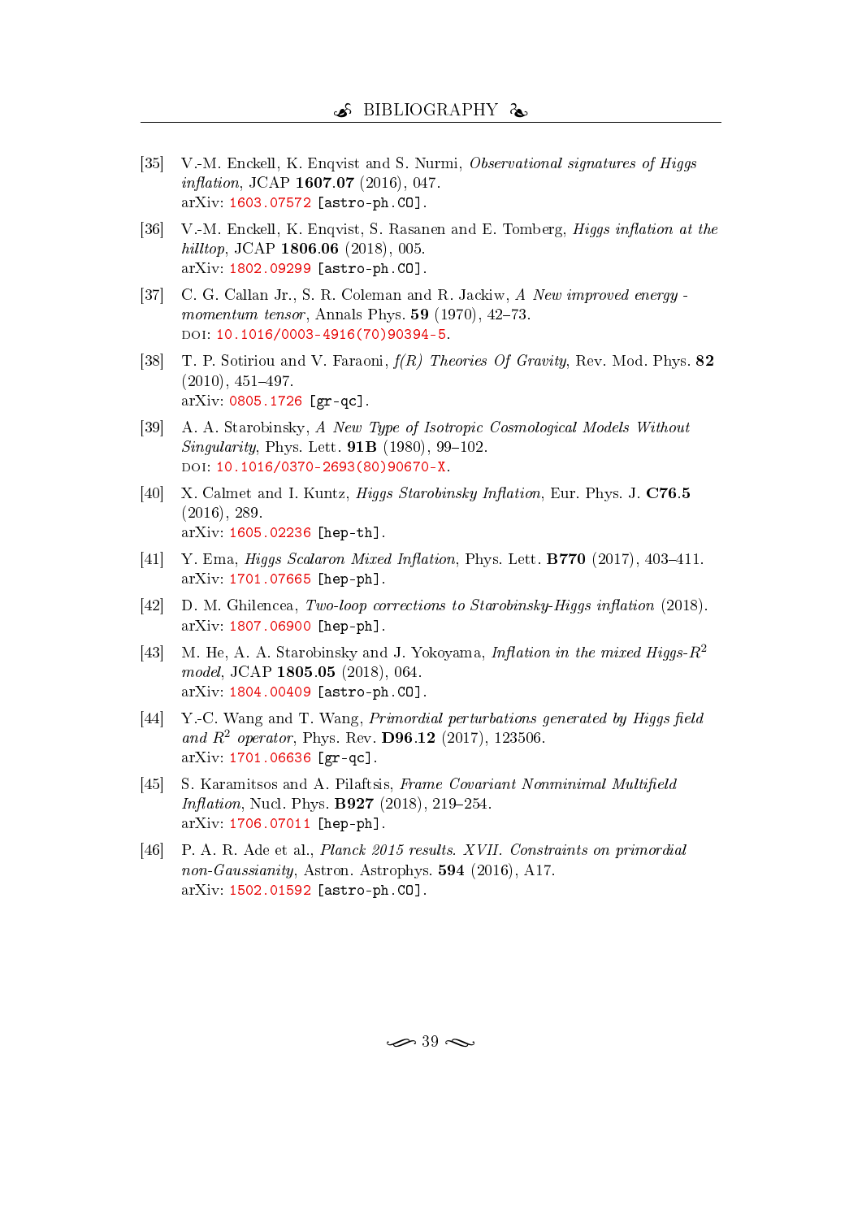[35] V.-M. Enckell, K. Enqvist and S. Nurmi, *Observational signatures of Higgs inflation*, JCAP **1607.07** (2016), 047.
arXiv: 1603.07572 [astro-ph.CO].

[36] V.-M. Enckell, K. Enqvist, S. Rasanen and E. Tomberg, *Higgs inflation at the hilltop*, JCAP **1806.06** (2018), 005.
arXiv: 1802.09299 [astro-ph.CO].

[37] C. G. Callan Jr., S. R. Coleman and R. Jackiw, *A New improved energy - momentum tensor*, Annals Phys. **59** (1970), 42–73.
DOI: 10.1016/0003-4916(70)90394-5.

[38] T. P. Sotiriou and V. Faraoni, *f(R) Theories Of Gravity*, Rev. Mod. Phys. **82** (2010), 451–497.
arXiv: 0805.1726 [gr-qc].

[39] A. A. Starobinsky, *A New Type of Isotropic Cosmological Models Without Singularity*, Phys. Lett. **91B** (1980), 99–102.
DOI: 10.1016/0370-2693(80)90670-X.

[40] X. Calmet and I. Kuntz, *Higgs Starobinsky Inflation*, Eur. Phys. J. **C76.5** (2016), 289.
arXiv: 1605.02236 [hep-th].

[41] Y. Ema, *Higgs Scalaron Mixed Inflation*, Phys. Lett. **B770** (2017), 403–411.
arXiv: 1701.07665 [hep-ph].

[42] D. M. Ghilencea, *Two-loop corrections to Starobinsky-Higgs inflation* (2018).
arXiv: 1807.06900 [hep-ph].

[43] M. He, A. A. Starobinsky and J. Yokoyama, *Inflation in the mixed Higgs-$R^2$ model*, JCAP **1805.05** (2018), 064.
arXiv: 1804.00409 [astro-ph.CO].

[44] Y.-C. Wang and T. Wang, *Primordial perturbations generated by Higgs field and $R^2$ operator*, Phys. Rev. **D96.12** (2017), 123506.
arXiv: 1701.06636 [gr-qc].

[45] S. Karamitsos and A. Pilaftsis, *Frame Covariant Nonminimal Multifield Inflation*, Nucl. Phys. **B927** (2018), 219–254.
arXiv: 1706.07011 [hep-ph].

[46] P. A. R. Ade et al., *Planck 2015 results. XVII. Constraints on primordial non-Gaussianity*, Astron. Astrophys. **594** (2016), A17.
arXiv: 1502.01592 [astro-ph.CO].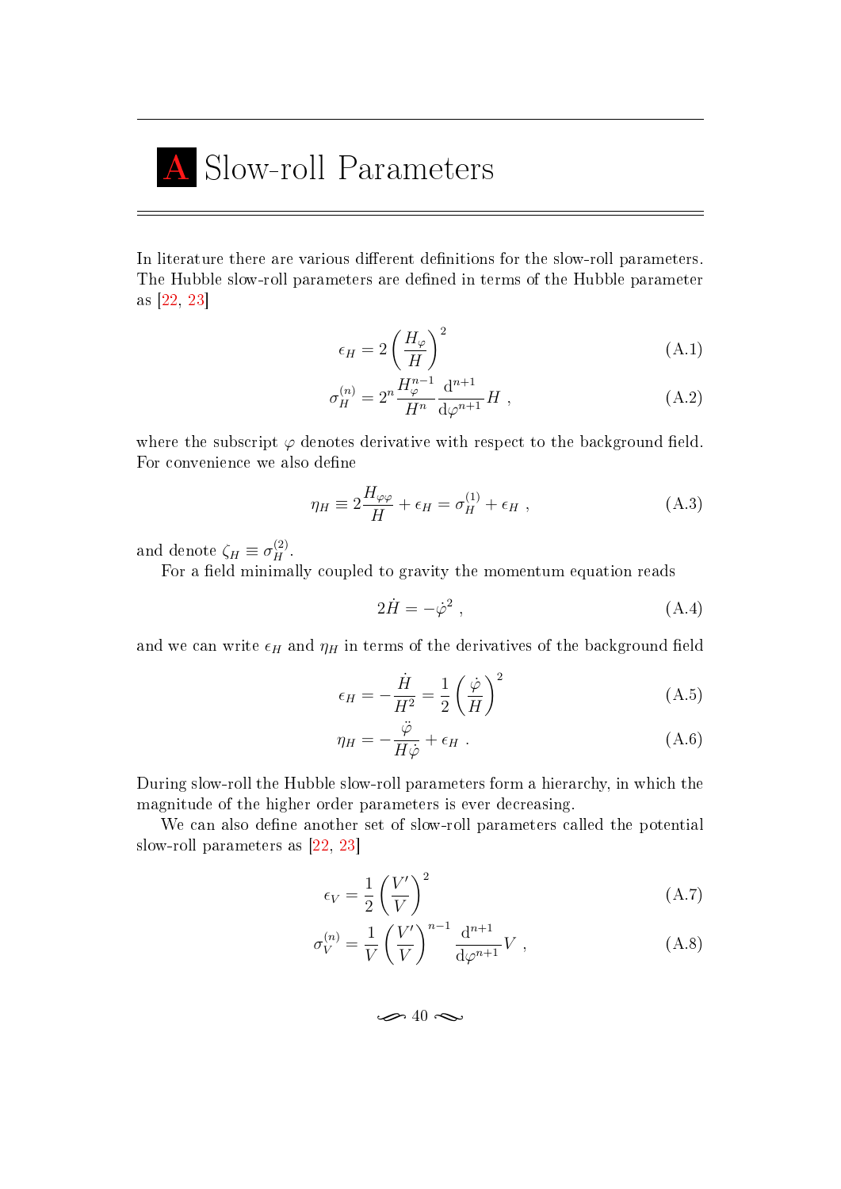# A Slow-roll Parameters

In literature there are various different definitions for the slow-roll parameters. The Hubble slow-roll parameters are defined in terms of the Hubble parameter as [22, 23]

$$\epsilon_H = 2\left(\frac{H_\varphi}{H}\right)^2 \tag{A.1}$$

$$\sigma_H^{(n)} = 2^n \frac{H_\varphi^{n-1}}{H^n} \frac{\mathrm{d}^{n+1}}{\mathrm{d}\varphi^{n+1}} H \ , \tag{A.2}$$

where the subscript $\varphi$ denotes derivative with respect to the background field. For convenience we also define

$$\eta_H \equiv 2\frac{H_{\varphi\varphi}}{H} + \epsilon_H = \sigma_H^{(1)} + \epsilon_H \ , \tag{A.3}$$

and denote $\zeta_H \equiv \sigma_H^{(2)}$.

For a field minimally coupled to gravity the momentum equation reads

$$2\dot{H} = -\dot{\varphi}^2 \ , \tag{A.4}$$

and we can write $\epsilon_H$ and $\eta_H$ in terms of the derivatives of the background field

$$\epsilon_H = -\frac{\dot{H}}{H^2} = \frac{1}{2}\left(\frac{\dot{\varphi}}{H}\right)^2 \tag{A.5}$$

$$\eta_H = -\frac{\ddot{\varphi}}{H\dot{\varphi}} + \epsilon_H \ . \tag{A.6}$$

During slow-roll the Hubble slow-roll parameters form a hierarchy, in which the magnitude of the higher order parameters is ever decreasing.

We can also define another set of slow-roll parameters called the potential slow-roll parameters as [22, 23]

$$\epsilon_V = \frac{1}{2}\left(\frac{V'}{V}\right)^2 \tag{A.7}$$

$$\sigma_V^{(n)} = \frac{1}{V}\left(\frac{V'}{V}\right)^{n-1} \frac{\mathrm{d}^{n+1}}{\mathrm{d}\varphi^{n+1}} V \ , \tag{A.8}$$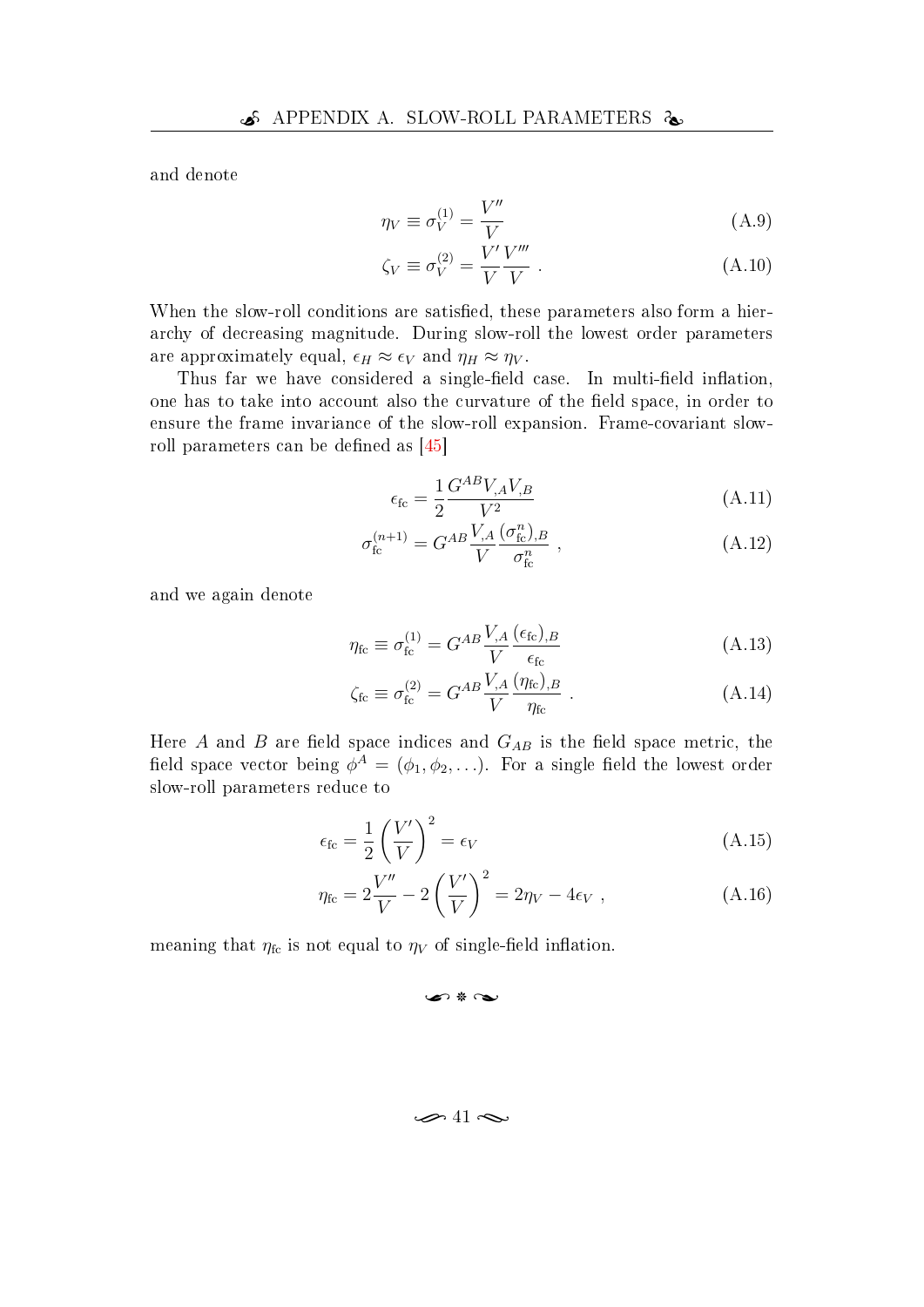and denote

$$\eta_V \equiv \sigma_V^{(1)} = \frac{V''}{V} \tag{A.9}$$

$$\zeta_V \equiv \sigma_V^{(2)} = \frac{V'}{V}\frac{V'''}{V} \ . \tag{A.10}$$

When the slow-roll conditions are satisfied, these parameters also form a hierarchy of decreasing magnitude. During slow-roll the lowest order parameters are approximately equal, $\epsilon_H \approx \epsilon_V$ and $\eta_H \approx \eta_V$.

Thus far we have considered a single-field case. In multi-field inflation, one has to take into account also the curvature of the field space, in order to ensure the frame invariance of the slow-roll expansion. Frame-covariant slow-roll parameters can be defined as [45]

$$\epsilon_{\rm fc} = \frac{1}{2}\frac{G^{AB}V_{,A}V_{,B}}{V^2} \tag{A.11}$$

$$\sigma_{\rm fc}^{(n+1)} = G^{AB}\frac{V_{,A}}{V}\frac{(\sigma_{\rm fc}^n)_{,B}}{\sigma_{\rm fc}^n} \ , \tag{A.12}$$

and we again denote

$$\eta_{\rm fc} \equiv \sigma_{\rm fc}^{(1)} = G^{AB}\frac{V_{,A}}{V}\frac{(\epsilon_{\rm fc})_{,B}}{\epsilon_{\rm fc}} \tag{A.13}$$

$$\zeta_{\rm fc} \equiv \sigma_{\rm fc}^{(2)} = G^{AB}\frac{V_{,A}}{V}\frac{(\eta_{\rm fc})_{,B}}{\eta_{\rm fc}} \ . \tag{A.14}$$

Here $A$ and $B$ are field space indices and $G_{AB}$ is the field space metric, the field space vector being $\phi^A = (\phi_1, \phi_2, \ldots)$. For a single field the lowest order slow-roll parameters reduce to

$$\epsilon_{\rm fc} = \frac{1}{2}\left(\frac{V'}{V}\right)^2 = \epsilon_V \tag{A.15}$$

$$\eta_{\rm fc} = 2\frac{V''}{V} - 2\left(\frac{V'}{V}\right)^2 = 2\eta_V - 4\epsilon_V \ , \tag{A.16}$$

meaning that $\eta_{\rm fc}$ is not equal to $\eta_V$ of single-field inflation.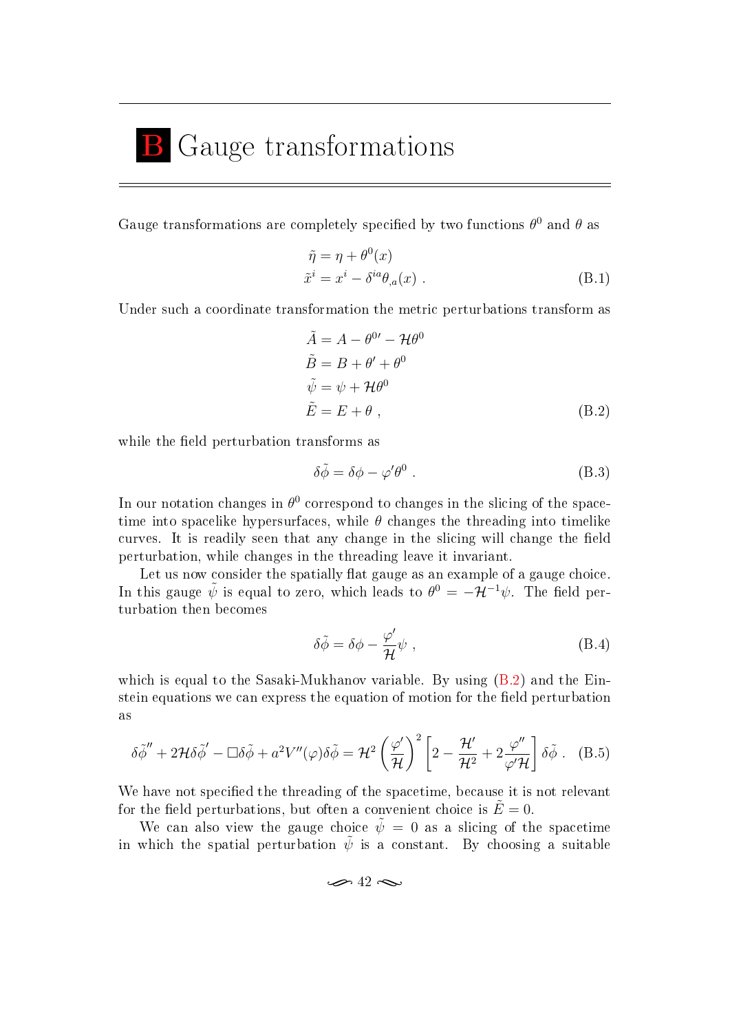# B Gauge transformations

Gauge transformations are completely specified by two functions $\theta^0$ and $\theta$ as

$$\begin{aligned}\tilde{\eta} &= \eta + \theta^0(x) \\ \tilde{x}^i &= x^i - \delta^{ia}\theta_{,a}(x) \ .\end{aligned} \tag{B.1}$$

Under such a coordinate transformation the metric perturbations transform as

$$\begin{aligned}\tilde{A} &= A - \theta^{0\prime} - \mathcal{H}\theta^0 \\ \tilde{B} &= B + \theta' + \theta^0 \\ \tilde{\psi} &= \psi + \mathcal{H}\theta^0 \\ \tilde{E} &= E + \theta \ ,\end{aligned} \tag{B.2}$$

while the field perturbation transforms as

$$\delta\tilde{\phi} = \delta\phi - \varphi'\theta^0 \ . \tag{B.3}$$

In our notation changes in $\theta^0$ correspond to changes in the slicing of the spacetime into spacelike hypersurfaces, while $\theta$ changes the threading into timelike curves. It is readily seen that any change in the slicing will change the field perturbation, while changes in the threading leave it invariant.

Let us now consider the spatially flat gauge as an example of a gauge choice. In this gauge $\tilde{\psi}$ is equal to zero, which leads to $\theta^0 = -\mathcal{H}^{-1}\psi$. The field perturbation then becomes

$$\delta\tilde{\phi} = \delta\phi - \frac{\varphi'}{\mathcal{H}}\psi \ , \tag{B.4}$$

which is equal to the Sasaki-Mukhanov variable. By using (B.2) and the Einstein equations we can express the equation of motion for the field perturbation as

$$\delta\tilde{\phi}'' + 2\mathcal{H}\delta\tilde{\phi}' - \Box\delta\tilde{\phi} + a^2V''(\varphi)\delta\tilde{\phi} = \mathcal{H}^2\left(\frac{\varphi'}{\mathcal{H}}\right)^2\left[2 - \frac{\mathcal{H}'}{\mathcal{H}^2} + 2\frac{\varphi''}{\varphi'\mathcal{H}}\right]\delta\tilde{\phi} \ . \tag{B.5}$$

We have not specified the threading of the spacetime, because it is not relevant for the field perturbations, but often a convenient choice is $\tilde{E} = 0$.

We can also view the gauge choice $\tilde{\psi} = 0$ as a slicing of the spacetime in which the spatial perturbation $\tilde{\psi}$ is a constant. By choosing a suitable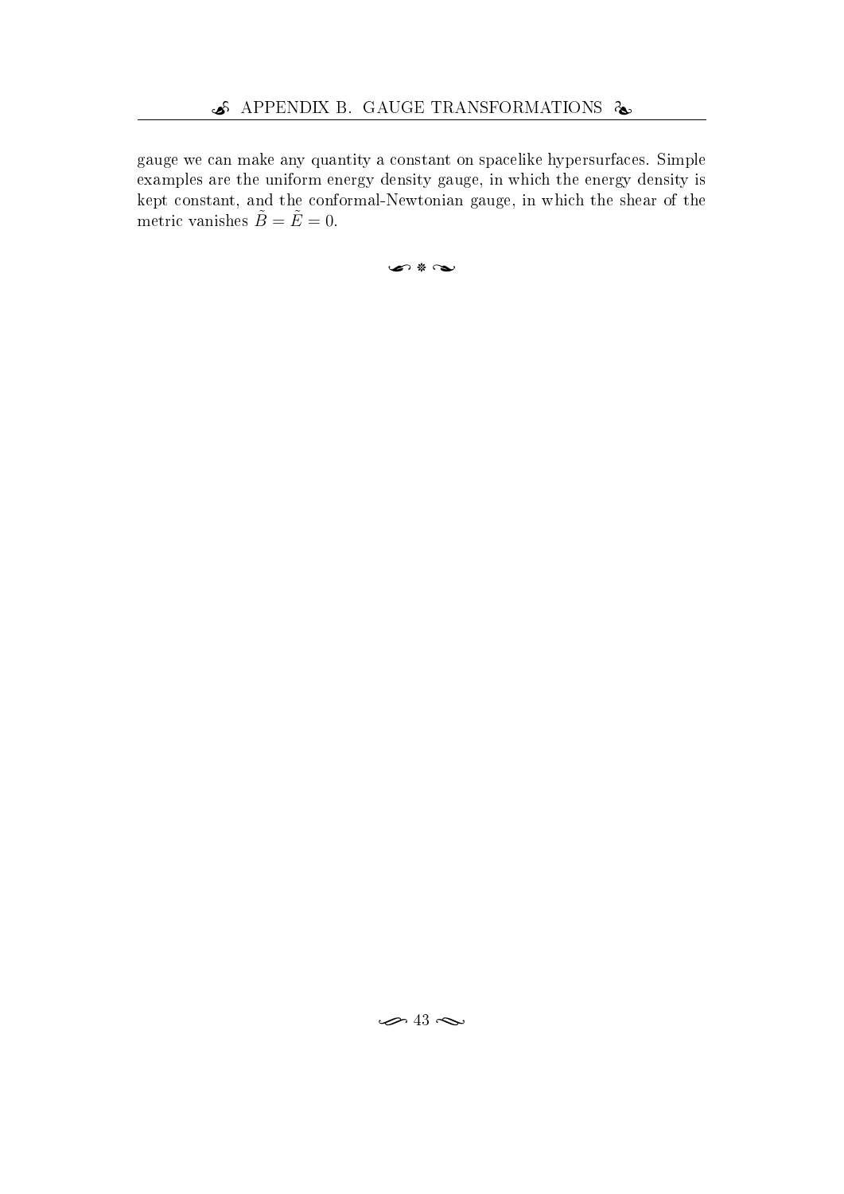gauge we can make any quantity a constant on spacelike hypersurfaces. Simple examples are the uniform energy density gauge, in which the energy density is kept constant, and the conformal-Newtonian gauge, in which the shear of the metric vanishes $\tilde{B} = \tilde{E} = 0$.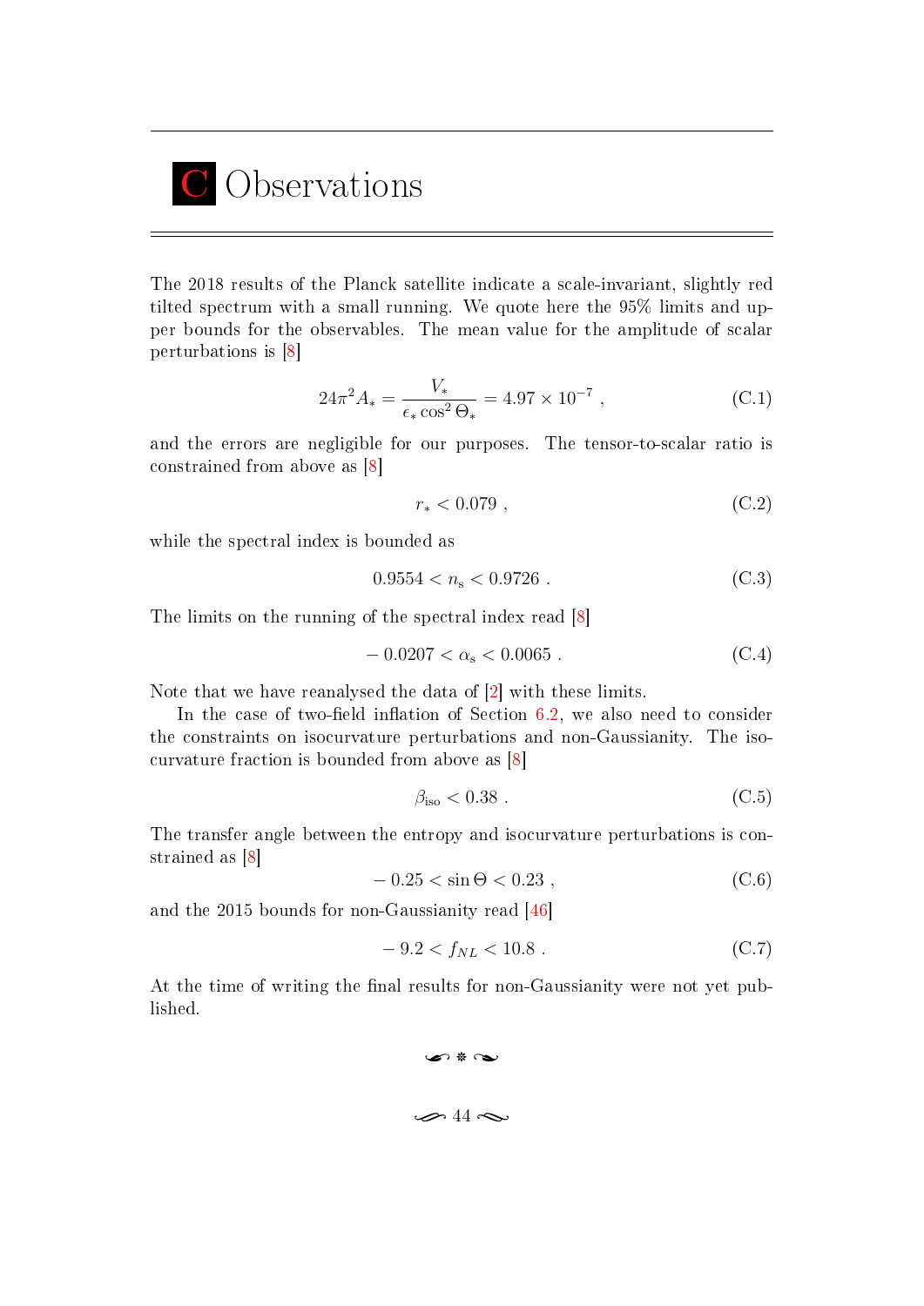# C Observations

The 2018 results of the Planck satellite indicate a scale-invariant, slightly red tilted spectrum with a small running. We quote here the 95% limits and upper bounds for the observables. The mean value for the amplitude of scalar perturbations is [8]

$$24\pi^2 A_* = \frac{V_*}{\epsilon_* \cos^2 \Theta_*} = 4.97 \times 10^{-7} \;, \tag{C.1}$$

and the errors are negligible for our purposes. The tensor-to-scalar ratio is constrained from above as [8]

$$r_* < 0.079 \;, \tag{C.2}$$

while the spectral index is bounded as

$$0.9554 < n_{\rm s} < 0.9726 \;. \tag{C.3}$$

The limits on the running of the spectral index read [8]

$$-0.0207 < \alpha_{\rm s} < 0.0065 \;. \tag{C.4}$$

Note that we have reanalysed the data of [2] with these limits.

In the case of two-field inflation of Section 6.2, we also need to consider the constraints on isocurvature perturbations and non-Gaussianity. The isocurvature fraction is bounded from above as [8]

$$\beta_{\rm iso} < 0.38 \;. \tag{C.5}$$

The transfer angle between the entropy and isocurvature perturbations is constrained as [8]

$$-0.25 < \sin\Theta < 0.23 \;, \tag{C.6}$$

and the 2015 bounds for non-Gaussianity read [46]

$$-9.2 < f_{NL} < 10.8 \;. \tag{C.7}$$

At the time of writing the final results for non-Gaussianity were not yet published.